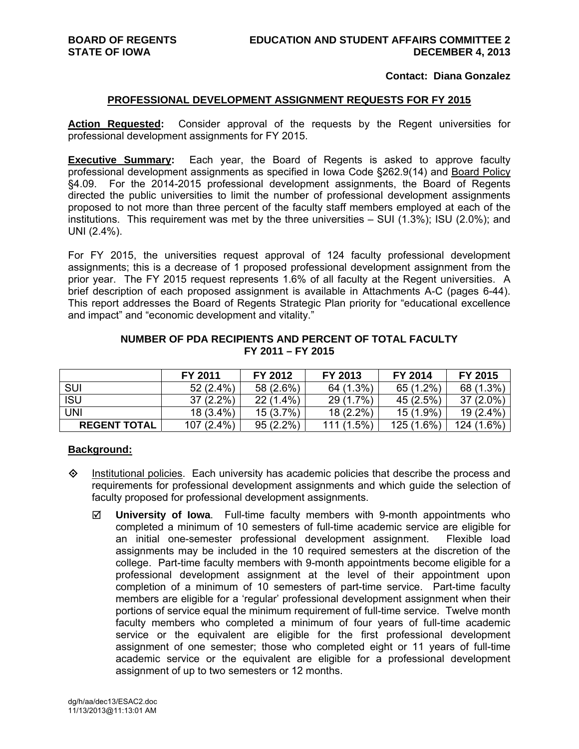**BOARD OF REGENTS**
**STATE OF IOWA**

**EDUCATION AND STUDENT AFFAIRS COMMITTEE 2**
**DECEMBER 4, 2013**

**Contact: Diana Gonzalez**

## PROFESSIONAL DEVELOPMENT ASSIGNMENT REQUESTS FOR FY 2015

**Action Requested:** Consider approval of the requests by the Regent universities for professional development assignments for FY 2015.

**Executive Summary:** Each year, the Board of Regents is asked to approve faculty professional development assignments as specified in Iowa Code §262.9(14) and Board Policy §4.09. For the 2014-2015 professional development assignments, the Board of Regents directed the public universities to limit the number of professional development assignments proposed to not more than three percent of the faculty staff members employed at each of the institutions. This requirement was met by the three universities – SUI (1.3%); ISU (2.0%); and UNI (2.4%).

For FY 2015, the universities request approval of 124 faculty professional development assignments; this is a decrease of 1 proposed professional development assignment from the prior year. The FY 2015 request represents 1.6% of all faculty at the Regent universities. A brief description of each proposed assignment is available in Attachments A-C (pages 6-44). This report addresses the Board of Regents Strategic Plan priority for "educational excellence and impact" and "economic development and vitality."

**NUMBER OF PDA RECIPIENTS AND PERCENT OF TOTAL FACULTY**
**FY 2011 – FY 2015**

| | FY 2011 | FY 2012 | FY 2013 | FY 2014 | FY 2015 |
|---|---|---|---|---|---|
| SUI | 52 (2.4%) | 58 (2.6%) | 64 (1.3%) | 65 (1.2%) | 68 (1.3%) |
| ISU | 37 (2.2%) | 22 (1.4%) | 29 (1.7%) | 45 (2.5%) | 37 (2.0%) |
| UNI | 18 (3.4%) | 15 (3.7%) | 18 (2.2%) | 15 (1.9%) | 19 (2.4%) |
| **REGENT TOTAL** | 107 (2.4%) | 95 (2.2%) | 111 (1.5%) | 125 (1.6%) | 124 (1.6%) |

**Background:**

- Institutional policies. Each university has academic policies that describe the process and requirements for professional development assignments and which guide the selection of faculty proposed for professional development assignments.

  - **University of Iowa**. Full-time faculty members with 9-month appointments who completed a minimum of 10 semesters of full-time academic service are eligible for an initial one-semester professional development assignment. Flexible load assignments may be included in the 10 required semesters at the discretion of the college. Part-time faculty members with 9-month appointments become eligible for a professional development assignment at the level of their appointment upon completion of a minimum of 10 semesters of part-time service. Part-time faculty members are eligible for a 'regular' professional development assignment when their portions of service equal the minimum requirement of full-time service. Twelve month faculty members who completed a minimum of four years of full-time academic service or the equivalent are eligible for the first professional development assignment of one semester; those who completed eight or 11 years of full-time academic service or the equivalent are eligible for a professional development assignment of up to two semesters or 12 months.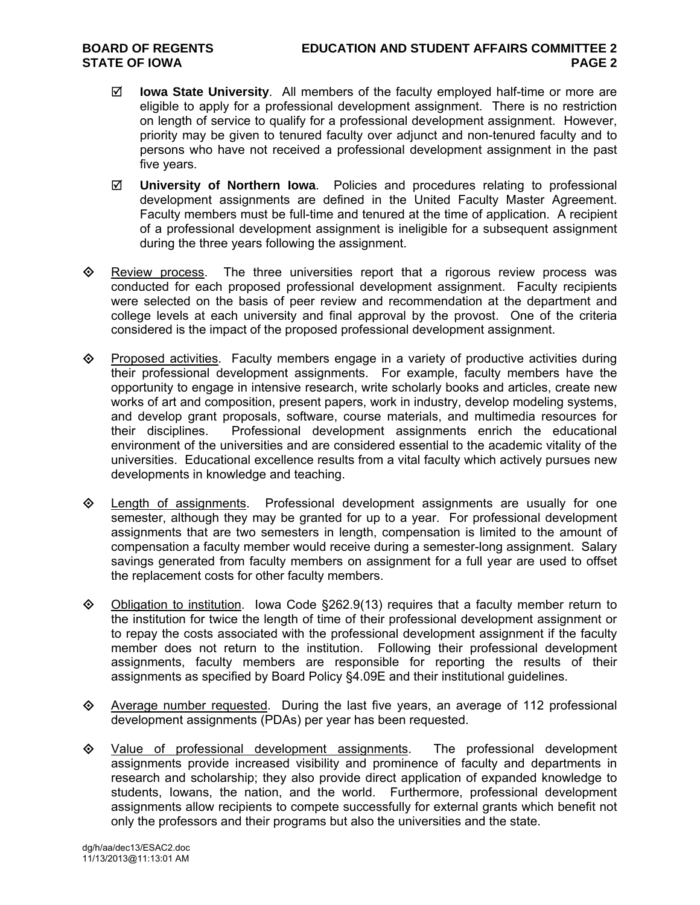- ☑ **Iowa State University**. All members of the faculty employed half-time or more are eligible to apply for a professional development assignment. There is no restriction on length of service to qualify for a professional development assignment. However, priority may be given to tenured faculty over adjunct and non-tenured faculty and to persons who have not received a professional development assignment in the past five years.

- ☑ **University of Northern Iowa**. Policies and procedures relating to professional development assignments are defined in the United Faculty Master Agreement. Faculty members must be full-time and tenured at the time of application. A recipient of a professional development assignment is ineligible for a subsequent assignment during the three years following the assignment.

◇ Review process. The three universities report that a rigorous review process was conducted for each proposed professional development assignment. Faculty recipients were selected on the basis of peer review and recommendation at the department and college levels at each university and final approval by the provost. One of the criteria considered is the impact of the proposed professional development assignment.

◇ Proposed activities. Faculty members engage in a variety of productive activities during their professional development assignments. For example, faculty members have the opportunity to engage in intensive research, write scholarly books and articles, create new works of art and composition, present papers, work in industry, develop modeling systems, and develop grant proposals, software, course materials, and multimedia resources for their disciplines. Professional development assignments enrich the educational environment of the universities and are considered essential to the academic vitality of the universities. Educational excellence results from a vital faculty which actively pursues new developments in knowledge and teaching.

◇ Length of assignments. Professional development assignments are usually for one semester, although they may be granted for up to a year. For professional development assignments that are two semesters in length, compensation is limited to the amount of compensation a faculty member would receive during a semester-long assignment. Salary savings generated from faculty members on assignment for a full year are used to offset the replacement costs for other faculty members.

◇ Obligation to institution. Iowa Code §262.9(13) requires that a faculty member return to the institution for twice the length of time of their professional development assignment or to repay the costs associated with the professional development assignment if the faculty member does not return to the institution. Following their professional development assignments, faculty members are responsible for reporting the results of their assignments as specified by Board Policy §4.09E and their institutional guidelines.

◇ Average number requested. During the last five years, an average of 112 professional development assignments (PDAs) per year has been requested.

◇ Value of professional development assignments. The professional development assignments provide increased visibility and prominence of faculty and departments in research and scholarship; they also provide direct application of expanded knowledge to students, Iowans, the nation, and the world. Furthermore, professional development assignments allow recipients to compete successfully for external grants which benefit not only the professors and their programs but also the universities and the state.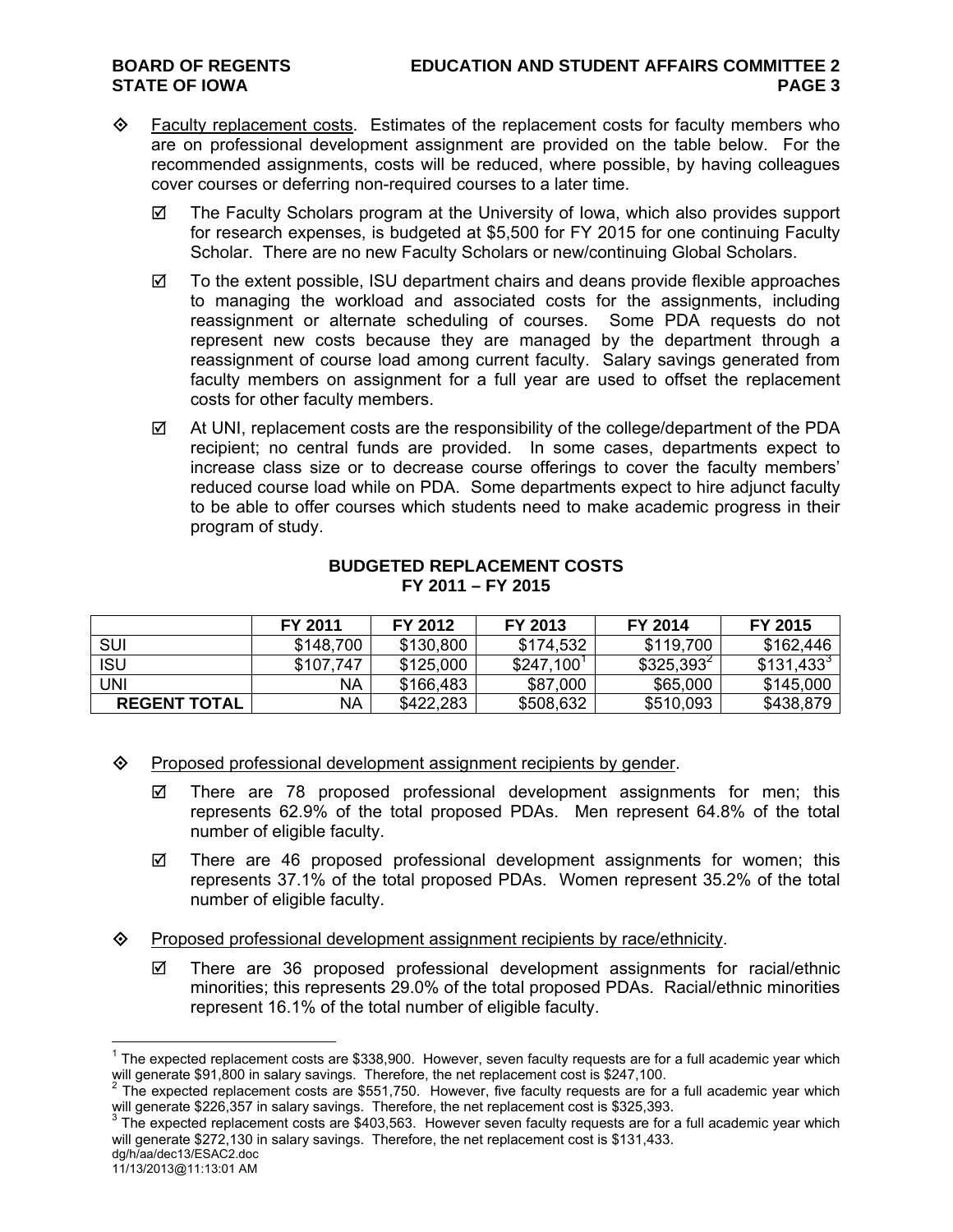- ◇ Faculty replacement costs. Estimates of the replacement costs for faculty members who are on professional development assignment are provided on the table below. For the recommended assignments, costs will be reduced, where possible, by having colleagues cover courses or deferring non-required courses to a later time.
  - ☑ The Faculty Scholars program at the University of Iowa, which also provides support for research expenses, is budgeted at $5,500 for FY 2015 for one continuing Faculty Scholar. There are no new Faculty Scholars or new/continuing Global Scholars.
  - ☑ To the extent possible, ISU department chairs and deans provide flexible approaches to managing the workload and associated costs for the assignments, including reassignment or alternate scheduling of courses. Some PDA requests do not represent new costs because they are managed by the department through a reassignment of course load among current faculty. Salary savings generated from faculty members on assignment for a full year are used to offset the replacement costs for other faculty members.
  - ☑ At UNI, replacement costs are the responsibility of the college/department of the PDA recipient; no central funds are provided. In some cases, departments expect to increase class size or to decrease course offerings to cover the faculty members' reduced course load while on PDA. Some departments expect to hire adjunct faculty to be able to offer courses which students need to make academic progress in their program of study.

**BUDGETED REPLACEMENT COSTS**
**FY 2011 – FY 2015**

| | FY 2011 | FY 2012 | FY 2013 | FY 2014 | FY 2015 |
|---|---|---|---|---|---|
| SUI | $148,700 | $130,800 | $174,532 | $119,700 | $162,446 |
| ISU | $107,747 | $125,000 | $247,100[1] | $325,393[2] | $131,433[3] |
| UNI | NA | $166,483 | $87,000 | $65,000 | $145,000 |
| **REGENT TOTAL** | NA | $422,283 | $508,632 | $510,093 | $438,879 |

- ◇ Proposed professional development assignment recipients by gender.
  - ☑ There are 78 proposed professional development assignments for men; this represents 62.9% of the total proposed PDAs. Men represent 64.8% of the total number of eligible faculty.
  - ☑ There are 46 proposed professional development assignments for women; this represents 37.1% of the total proposed PDAs. Women represent 35.2% of the total number of eligible faculty.
- ◇ Proposed professional development assignment recipients by race/ethnicity.
  - ☑ There are 36 proposed professional development assignments for racial/ethnic minorities; this represents 29.0% of the total proposed PDAs. Racial/ethnic minorities represent 16.1% of the total number of eligible faculty.

[1] The expected replacement costs are $338,900. However, seven faculty requests are for a full academic year which will generate $91,800 in salary savings. Therefore, the net replacement cost is $247,100.

[2] The expected replacement costs are $551,750. However, five faculty requests are for a full academic year which will generate $226,357 in salary savings. Therefore, the net replacement cost is $325,393.

[3] The expected replacement costs are $403,563. However seven faculty requests are for a full academic year which will generate $272,130 in salary savings. Therefore, the net replacement cost is $131,433.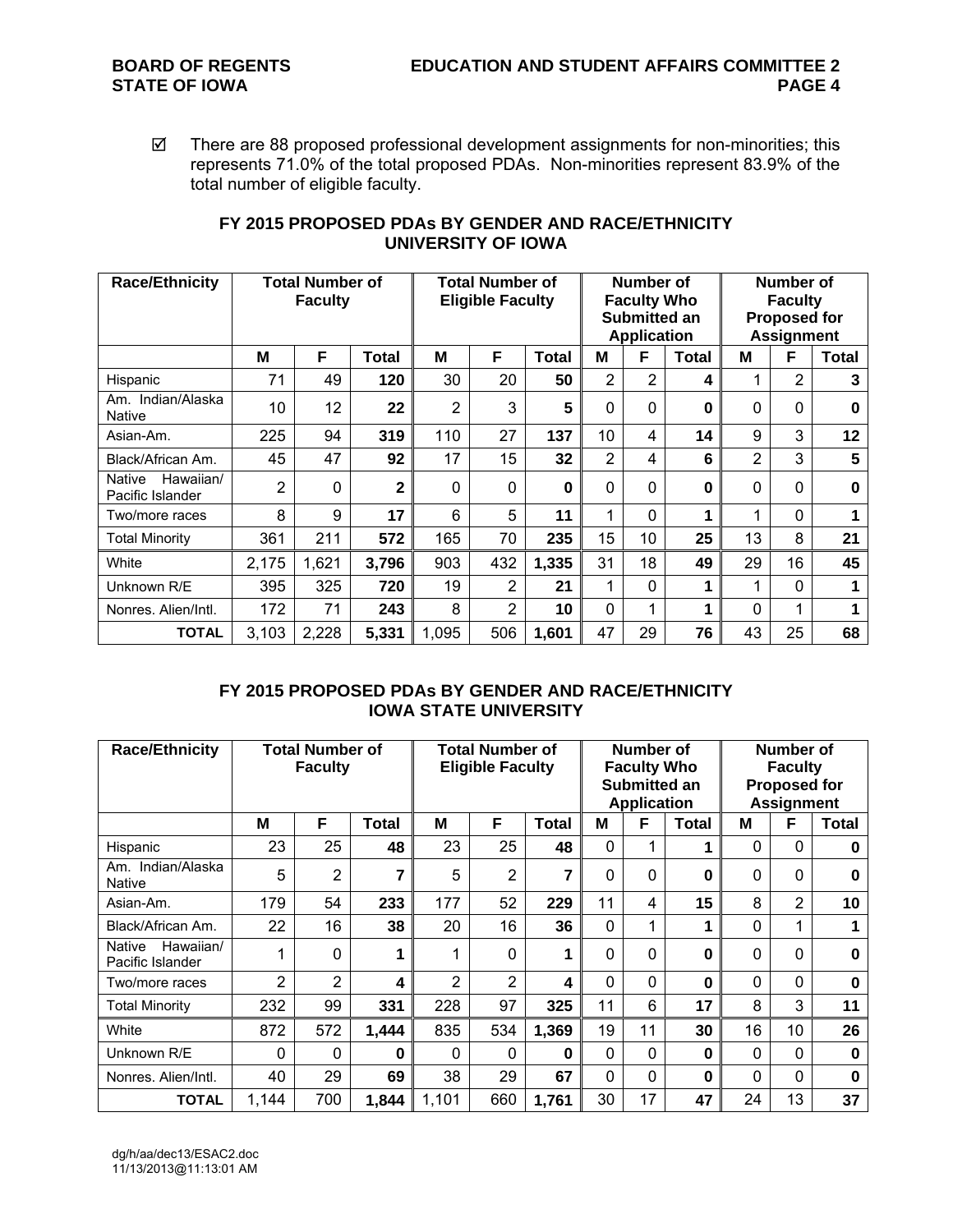☑ There are 88 proposed professional development assignments for non-minorities; this represents 71.0% of the total proposed PDAs. Non-minorities represent 83.9% of the total number of eligible faculty.

## FY 2015 PROPOSED PDAs BY GENDER AND RACE/ETHNICITY UNIVERSITY OF IOWA

| Race/Ethnicity | Total Number of Faculty | | | Total Number of Eligible Faculty | | | Number of Faculty Who Submitted an Application | | | Number of Faculty Proposed for Assignment | | |
|---|---|---|---|---|---|---|---|---|---|---|---|---|
| | M | F | Total | M | F | Total | M | F | Total | M | F | Total |
| Hispanic | 71 | 49 | **120** | 30 | 20 | **50** | 2 | 2 | **4** | 1 | 2 | **3** |
| Am. Indian/Alaska Native | 10 | 12 | **22** | 2 | 3 | **5** | 0 | 0 | **0** | 0 | 0 | **0** |
| Asian-Am. | 225 | 94 | **319** | 110 | 27 | **137** | 10 | 4 | **14** | 9 | 3 | **12** |
| Black/African Am. | 45 | 47 | **92** | 17 | 15 | **32** | 2 | 4 | **6** | 2 | 3 | **5** |
| Native Hawaiian/ Pacific Islander | 2 | 0 | **2** | 0 | 0 | **0** | 0 | 0 | **0** | 0 | 0 | **0** |
| Two/more races | 8 | 9 | **17** | 6 | 5 | **11** | 1 | 0 | **1** | 1 | 0 | **1** |
| Total Minority | 361 | 211 | **572** | 165 | 70 | **235** | 15 | 10 | **25** | 13 | 8 | **21** |
| White | 2,175 | 1,621 | **3,796** | 903 | 432 | **1,335** | 31 | 18 | **49** | 29 | 16 | **45** |
| Unknown R/E | 395 | 325 | **720** | 19 | 2 | **21** | 1 | 0 | **1** | 1 | 0 | **1** |
| Nonres. Alien/Intl. | 172 | 71 | **243** | 8 | 2 | **10** | 0 | 1 | **1** | 0 | 1 | **1** |
| **TOTAL** | 3,103 | 2,228 | **5,331** | 1,095 | 506 | **1,601** | 47 | 29 | **76** | 43 | 25 | **68** |

## FY 2015 PROPOSED PDAs BY GENDER AND RACE/ETHNICITY IOWA STATE UNIVERSITY

| Race/Ethnicity | Total Number of Faculty | | | Total Number of Eligible Faculty | | | Number of Faculty Who Submitted an Application | | | Number of Faculty Proposed for Assignment | | |
|---|---|---|---|---|---|---|---|---|---|---|---|---|
| | M | F | Total | M | F | Total | M | F | Total | M | F | Total |
| Hispanic | 23 | 25 | **48** | 23 | 25 | **48** | 0 | 1 | **1** | 0 | 0 | **0** |
| Am. Indian/Alaska Native | 5 | 2 | **7** | 5 | 2 | **7** | 0 | 0 | **0** | 0 | 0 | **0** |
| Asian-Am. | 179 | 54 | **233** | 177 | 52 | **229** | 11 | 4 | **15** | 8 | 2 | **10** |
| Black/African Am. | 22 | 16 | **38** | 20 | 16 | **36** | 0 | 1 | **1** | 0 | 1 | **1** |
| Native Hawaiian/ Pacific Islander | 1 | 0 | **1** | 1 | 0 | **1** | 0 | 0 | **0** | 0 | 0 | **0** |
| Two/more races | 2 | 2 | **4** | 2 | 2 | **4** | 0 | 0 | **0** | 0 | 0 | **0** |
| Total Minority | 232 | 99 | **331** | 228 | 97 | **325** | 11 | 6 | **17** | 8 | 3 | **11** |
| White | 872 | 572 | **1,444** | 835 | 534 | **1,369** | 19 | 11 | **30** | 16 | 10 | **26** |
| Unknown R/E | 0 | 0 | **0** | 0 | 0 | **0** | 0 | 0 | **0** | 0 | 0 | **0** |
| Nonres. Alien/Intl. | 40 | 29 | **69** | 38 | 29 | **67** | 0 | 0 | **0** | 0 | 0 | **0** |
| **TOTAL** | 1,144 | 700 | **1,844** | 1,101 | 660 | **1,761** | 30 | 17 | **47** | 24 | 13 | **37** |

dg/h/aa/dec13/ESAC2.doc
11/13/2013@11:13:01 AM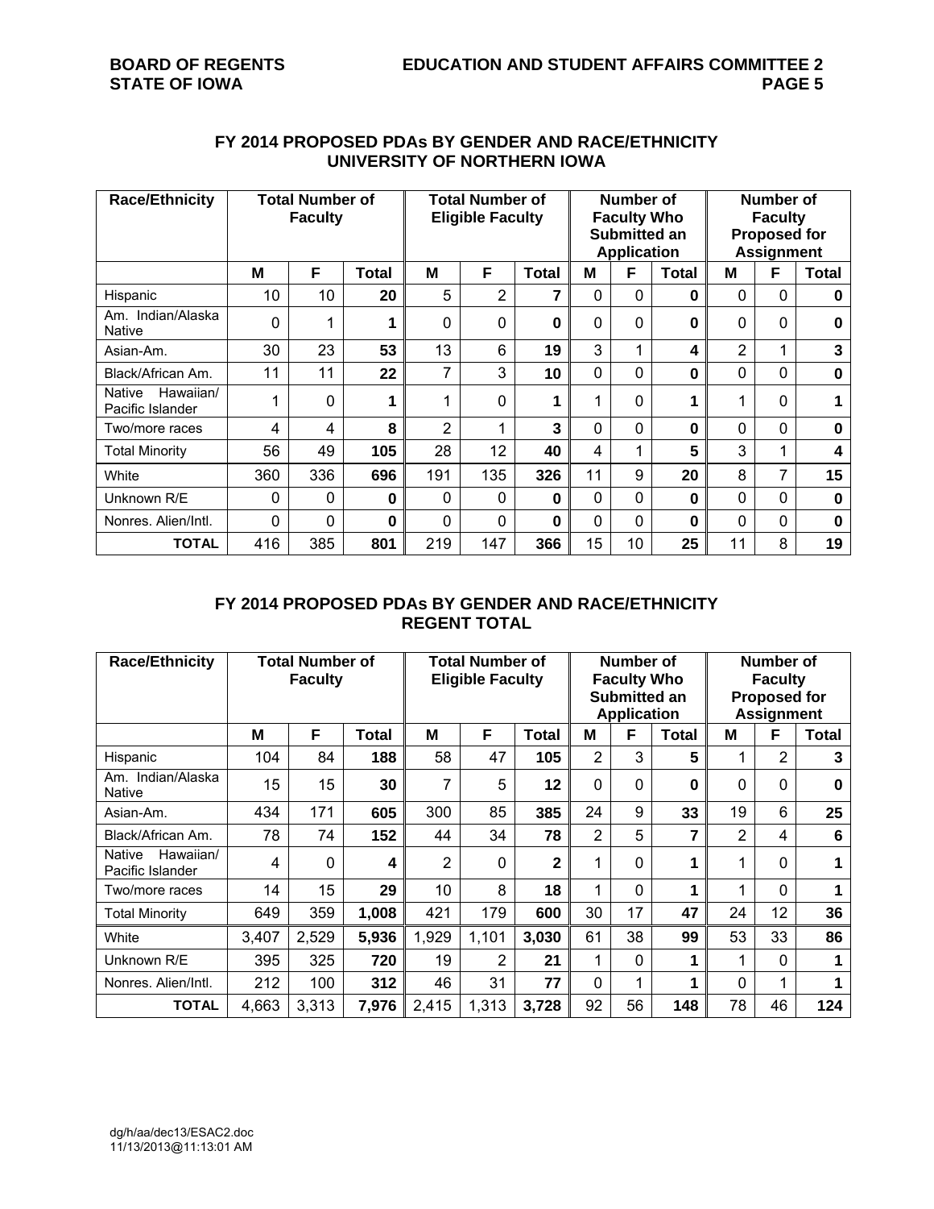## FY 2014 PROPOSED PDAs BY GENDER AND RACE/ETHNICITY
## UNIVERSITY OF NORTHERN IOWA

| Race/Ethnicity | Total Number of Faculty | | | Total Number of Eligible Faculty | | | Number of Faculty Who Submitted an Application | | | Number of Faculty Proposed for Assignment | | |
|---|---|---|---|---|---|---|---|---|---|---|---|---|
| | M | F | Total | M | F | Total | M | F | Total | M | F | Total |
| Hispanic | 10 | 10 | **20** | 5 | 2 | **7** | 0 | 0 | **0** | 0 | 0 | **0** |
| Am. Indian/Alaska Native | 0 | 1 | **1** | 0 | 0 | **0** | 0 | 0 | **0** | 0 | 0 | **0** |
| Asian-Am. | 30 | 23 | **53** | 13 | 6 | **19** | 3 | 1 | **4** | 2 | 1 | **3** |
| Black/African Am. | 11 | 11 | **22** | 7 | 3 | **10** | 0 | 0 | **0** | 0 | 0 | **0** |
| Native Hawaiian/ Pacific Islander | 1 | 0 | **1** | 1 | 0 | **1** | 1 | 0 | **1** | 1 | 0 | **1** |
| Two/more races | 4 | 4 | **8** | 2 | 1 | **3** | 0 | 0 | **0** | 0 | 0 | **0** |
| Total Minority | 56 | 49 | **105** | 28 | 12 | **40** | 4 | 1 | **5** | 3 | 1 | **4** |
| White | 360 | 336 | **696** | 191 | 135 | **326** | 11 | 9 | **20** | 8 | 7 | **15** |
| Unknown R/E | 0 | 0 | **0** | 0 | 0 | **0** | 0 | 0 | **0** | 0 | 0 | **0** |
| Nonres. Alien/Intl. | 0 | 0 | **0** | 0 | 0 | **0** | 0 | 0 | **0** | 0 | 0 | **0** |
| **TOTAL** | 416 | 385 | **801** | 219 | 147 | **366** | 15 | 10 | **25** | 11 | 8 | **19** |

## FY 2014 PROPOSED PDAs BY GENDER AND RACE/ETHNICITY
## REGENT TOTAL

| Race/Ethnicity | Total Number of Faculty | | | Total Number of Eligible Faculty | | | Number of Faculty Who Submitted an Application | | | Number of Faculty Proposed for Assignment | | |
|---|---|---|---|---|---|---|---|---|---|---|---|---|
| | M | F | Total | M | F | Total | M | F | Total | M | F | Total |
| Hispanic | 104 | 84 | **188** | 58 | 47 | **105** | 2 | 3 | **5** | 1 | 2 | **3** |
| Am. Indian/Alaska Native | 15 | 15 | **30** | 7 | 5 | **12** | 0 | 0 | **0** | 0 | 0 | **0** |
| Asian-Am. | 434 | 171 | **605** | 300 | 85 | **385** | 24 | 9 | **33** | 19 | 6 | **25** |
| Black/African Am. | 78 | 74 | **152** | 44 | 34 | **78** | 2 | 5 | **7** | 2 | 4 | **6** |
| Native Hawaiian/ Pacific Islander | 4 | 0 | **4** | 2 | 0 | **2** | 1 | 0 | **1** | 1 | 0 | **1** |
| Two/more races | 14 | 15 | **29** | 10 | 8 | **18** | 1 | 0 | **1** | 1 | 0 | **1** |
| Total Minority | 649 | 359 | **1,008** | 421 | 179 | **600** | 30 | 17 | **47** | 24 | 12 | **36** |
| White | 3,407 | 2,529 | **5,936** | 1,929 | 1,101 | **3,030** | 61 | 38 | **99** | 53 | 33 | **86** |
| Unknown R/E | 395 | 325 | **720** | 19 | 2 | **21** | 1 | 0 | **1** | 1 | 0 | **1** |
| Nonres. Alien/Intl. | 212 | 100 | **312** | 46 | 31 | **77** | 0 | 1 | **1** | 0 | 1 | **1** |
| **TOTAL** | 4,663 | 3,313 | **7,976** | 2,415 | 1,313 | **3,728** | 92 | 56 | **148** | 78 | 46 | **124** |

dg/h/aa/dec13/ESAC2.doc
11/13/2013@11:13:01 AM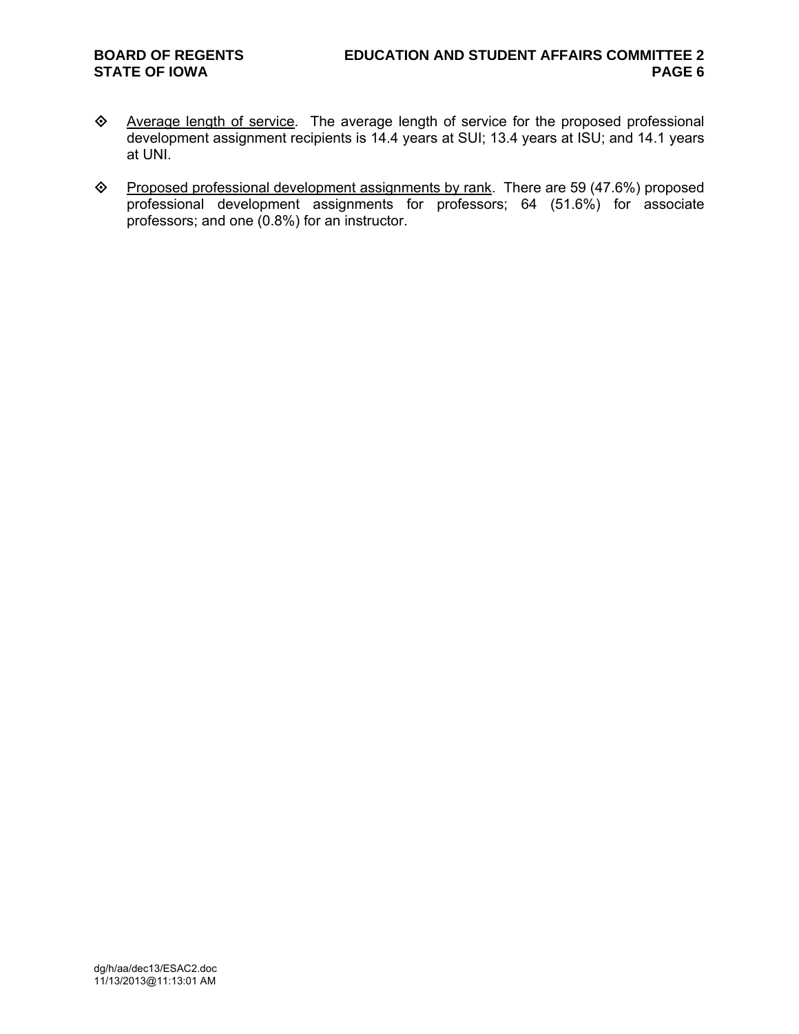- <u>Average length of service</u>. The average length of service for the proposed professional development assignment recipients is 14.4 years at SUI; 13.4 years at ISU; and 14.1 years at UNI.

- <u>Proposed professional development assignments by rank</u>. There are 59 (47.6%) proposed professional development assignments for professors; 64 (51.6%) for associate professors; and one (0.8%) for an instructor.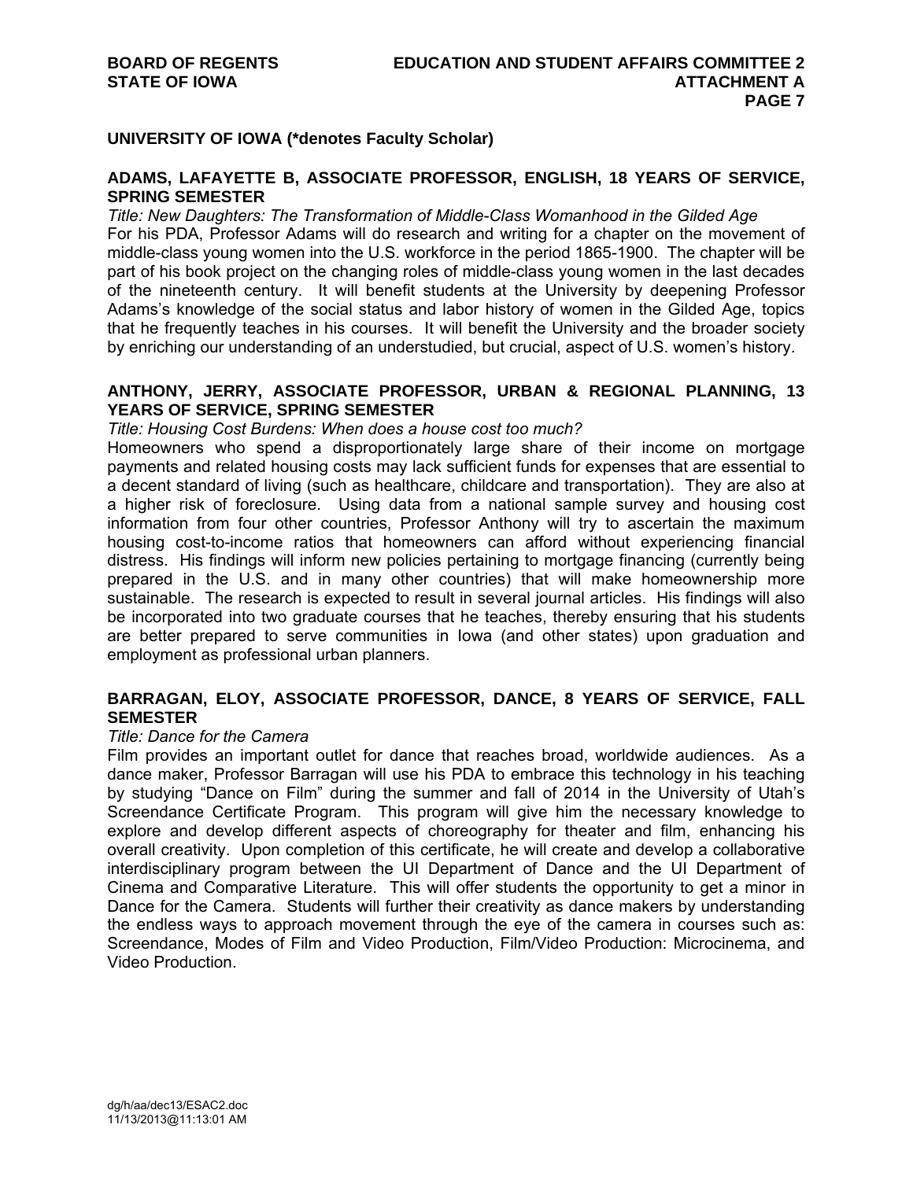**UNIVERSITY OF IOWA (*denotes Faculty Scholar)**

**ADAMS, LAFAYETTE B, ASSOCIATE PROFESSOR, ENGLISH, 18 YEARS OF SERVICE, SPRING SEMESTER**

*Title: New Daughters: The Transformation of Middle-Class Womanhood in the Gilded Age*

For his PDA, Professor Adams will do research and writing for a chapter on the movement of middle-class young women into the U.S. workforce in the period 1865-1900. The chapter will be part of his book project on the changing roles of middle-class young women in the last decades of the nineteenth century. It will benefit students at the University by deepening Professor Adams's knowledge of the social status and labor history of women in the Gilded Age, topics that he frequently teaches in his courses. It will benefit the University and the broader society by enriching our understanding of an understudied, but crucial, aspect of U.S. women's history.

**ANTHONY, JERRY, ASSOCIATE PROFESSOR, URBAN & REGIONAL PLANNING, 13 YEARS OF SERVICE, SPRING SEMESTER**

*Title: Housing Cost Burdens: When does a house cost too much?*

Homeowners who spend a disproportionately large share of their income on mortgage payments and related housing costs may lack sufficient funds for expenses that are essential to a decent standard of living (such as healthcare, childcare and transportation). They are also at a higher risk of foreclosure. Using data from a national sample survey and housing cost information from four other countries, Professor Anthony will try to ascertain the maximum housing cost-to-income ratios that homeowners can afford without experiencing financial distress. His findings will inform new policies pertaining to mortgage financing (currently being prepared in the U.S. and in many other countries) that will make homeownership more sustainable. The research is expected to result in several journal articles. His findings will also be incorporated into two graduate courses that he teaches, thereby ensuring that his students are better prepared to serve communities in Iowa (and other states) upon graduation and employment as professional urban planners.

**BARRAGAN, ELOY, ASSOCIATE PROFESSOR, DANCE, 8 YEARS OF SERVICE, FALL SEMESTER**

*Title: Dance for the Camera*

Film provides an important outlet for dance that reaches broad, worldwide audiences. As a dance maker, Professor Barragan will use his PDA to embrace this technology in his teaching by studying "Dance on Film" during the summer and fall of 2014 in the University of Utah's Screendance Certificate Program. This program will give him the necessary knowledge to explore and develop different aspects of choreography for theater and film, enhancing his overall creativity. Upon completion of this certificate, he will create and develop a collaborative interdisciplinary program between the UI Department of Dance and the UI Department of Cinema and Comparative Literature. This will offer students the opportunity to get a minor in Dance for the Camera. Students will further their creativity as dance makers by understanding the endless ways to approach movement through the eye of the camera in courses such as: Screendance, Modes of Film and Video Production, Film/Video Production: Microcinema, and Video Production.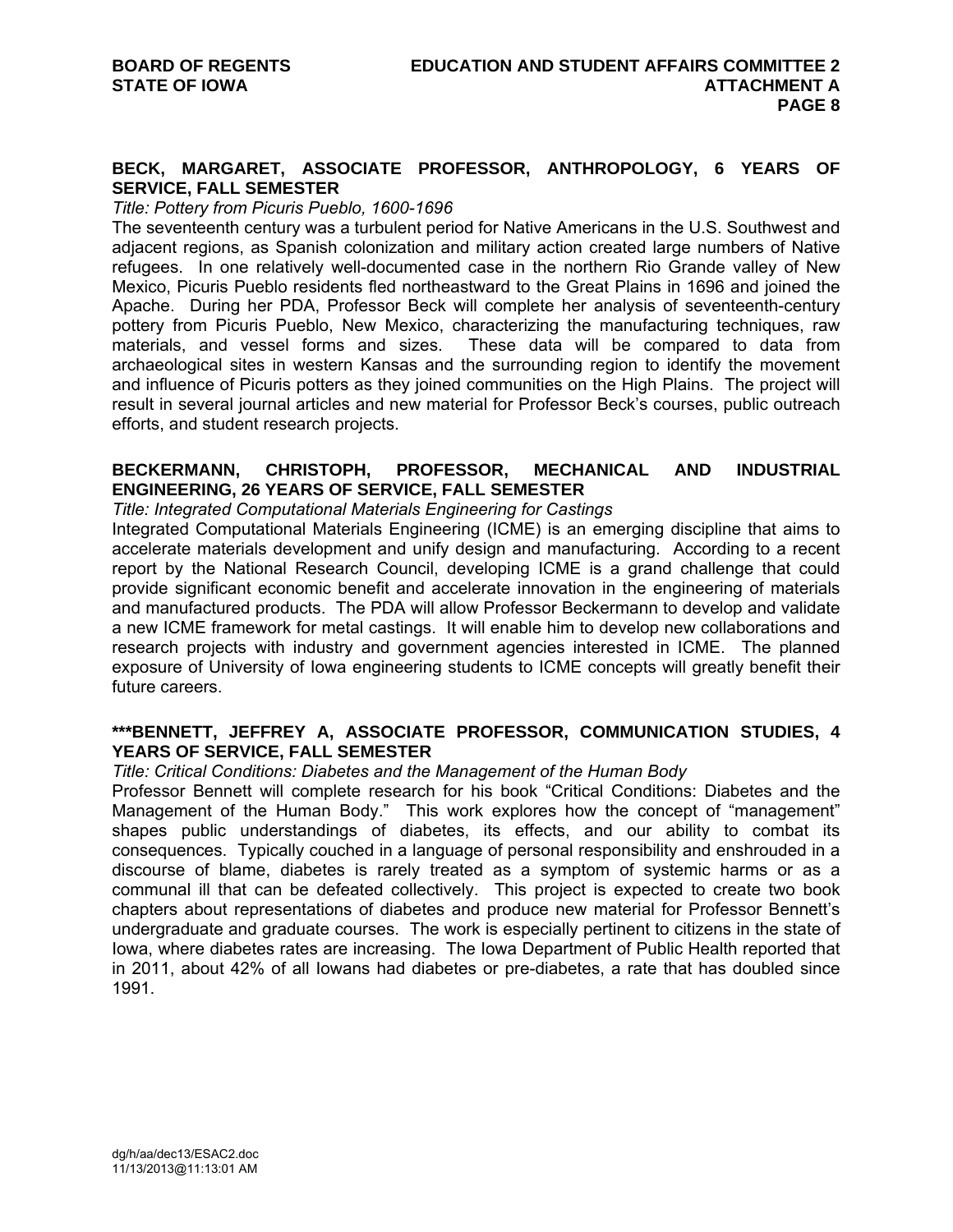**BECK, MARGARET, ASSOCIATE PROFESSOR, ANTHROPOLOGY, 6 YEARS OF SERVICE, FALL SEMESTER**

*Title: Pottery from Picuris Pueblo, 1600-1696*

The seventeenth century was a turbulent period for Native Americans in the U.S. Southwest and adjacent regions, as Spanish colonization and military action created large numbers of Native refugees. In one relatively well-documented case in the northern Rio Grande valley of New Mexico, Picuris Pueblo residents fled northeastward to the Great Plains in 1696 and joined the Apache. During her PDA, Professor Beck will complete her analysis of seventeenth-century pottery from Picuris Pueblo, New Mexico, characterizing the manufacturing techniques, raw materials, and vessel forms and sizes. These data will be compared to data from archaeological sites in western Kansas and the surrounding region to identify the movement and influence of Picuris potters as they joined communities on the High Plains. The project will result in several journal articles and new material for Professor Beck's courses, public outreach efforts, and student research projects.

**BECKERMANN, CHRISTOPH, PROFESSOR, MECHANICAL AND INDUSTRIAL ENGINEERING, 26 YEARS OF SERVICE, FALL SEMESTER**

*Title: Integrated Computational Materials Engineering for Castings*

Integrated Computational Materials Engineering (ICME) is an emerging discipline that aims to accelerate materials development and unify design and manufacturing. According to a recent report by the National Research Council, developing ICME is a grand challenge that could provide significant economic benefit and accelerate innovation in the engineering of materials and manufactured products. The PDA will allow Professor Beckermann to develop and validate a new ICME framework for metal castings. It will enable him to develop new collaborations and research projects with industry and government agencies interested in ICME. The planned exposure of University of Iowa engineering students to ICME concepts will greatly benefit their future careers.

**\*\*\*BENNETT, JEFFREY A, ASSOCIATE PROFESSOR, COMMUNICATION STUDIES, 4 YEARS OF SERVICE, FALL SEMESTER**

*Title: Critical Conditions: Diabetes and the Management of the Human Body*

Professor Bennett will complete research for his book "Critical Conditions: Diabetes and the Management of the Human Body." This work explores how the concept of "management" shapes public understandings of diabetes, its effects, and our ability to combat its consequences. Typically couched in a language of personal responsibility and enshrouded in a discourse of blame, diabetes is rarely treated as a symptom of systemic harms or as a communal ill that can be defeated collectively. This project is expected to create two book chapters about representations of diabetes and produce new material for Professor Bennett's undergraduate and graduate courses. The work is especially pertinent to citizens in the state of Iowa, where diabetes rates are increasing. The Iowa Department of Public Health reported that in 2011, about 42% of all Iowans had diabetes or pre-diabetes, a rate that has doubled since 1991.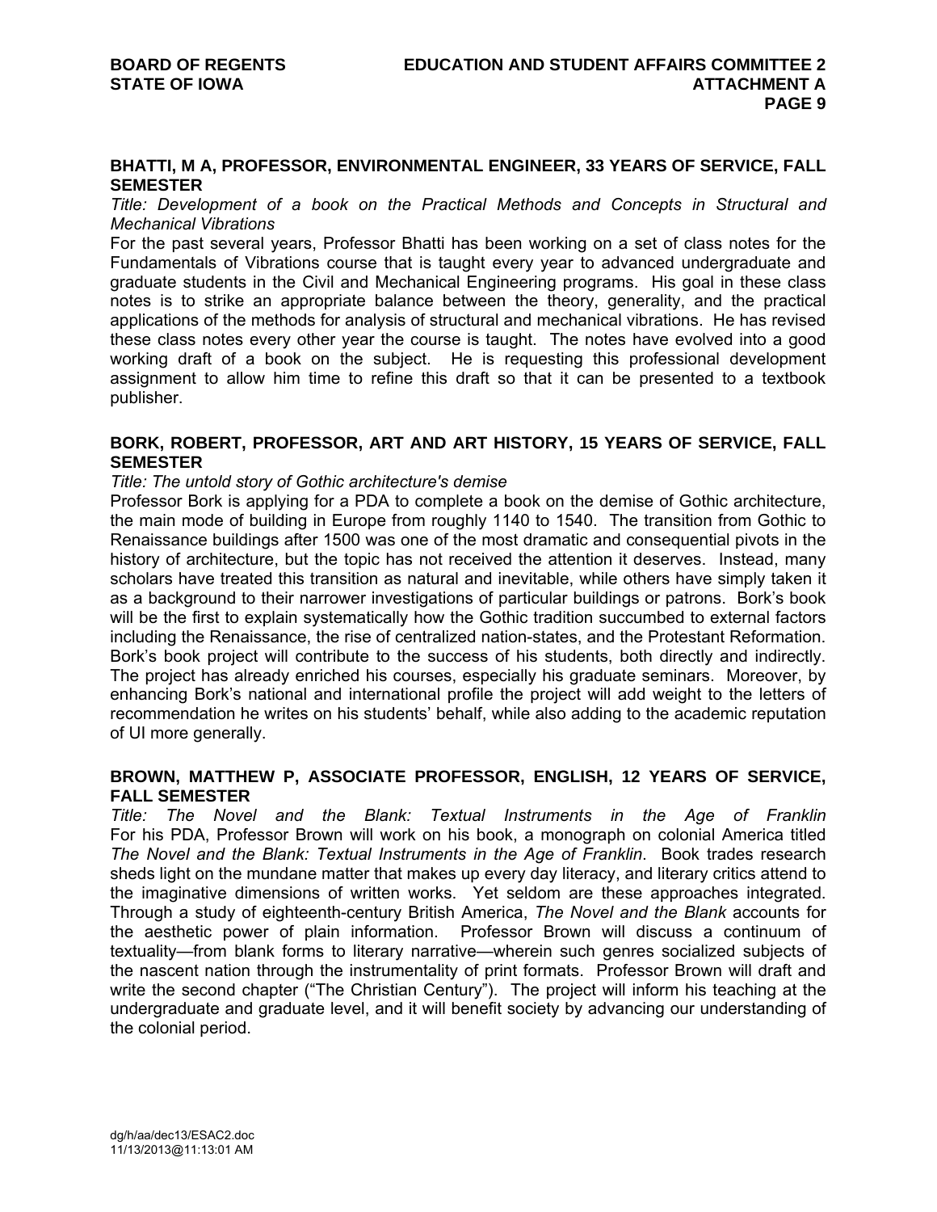## BHATTI, M A, PROFESSOR, ENVIRONMENTAL ENGINEER, 33 YEARS OF SERVICE, FALL SEMESTER

*Title: Development of a book on the Practical Methods and Concepts in Structural and Mechanical Vibrations*

For the past several years, Professor Bhatti has been working on a set of class notes for the Fundamentals of Vibrations course that is taught every year to advanced undergraduate and graduate students in the Civil and Mechanical Engineering programs. His goal in these class notes is to strike an appropriate balance between the theory, generality, and the practical applications of the methods for analysis of structural and mechanical vibrations. He has revised these class notes every other year the course is taught. The notes have evolved into a good working draft of a book on the subject. He is requesting this professional development assignment to allow him time to refine this draft so that it can be presented to a textbook publisher.

## BORK, ROBERT, PROFESSOR, ART AND ART HISTORY, 15 YEARS OF SERVICE, FALL SEMESTER

*Title: The untold story of Gothic architecture's demise*

Professor Bork is applying for a PDA to complete a book on the demise of Gothic architecture, the main mode of building in Europe from roughly 1140 to 1540. The transition from Gothic to Renaissance buildings after 1500 was one of the most dramatic and consequential pivots in the history of architecture, but the topic has not received the attention it deserves. Instead, many scholars have treated this transition as natural and inevitable, while others have simply taken it as a background to their narrower investigations of particular buildings or patrons. Bork's book will be the first to explain systematically how the Gothic tradition succumbed to external factors including the Renaissance, the rise of centralized nation-states, and the Protestant Reformation. Bork's book project will contribute to the success of his students, both directly and indirectly. The project has already enriched his courses, especially his graduate seminars. Moreover, by enhancing Bork's national and international profile the project will add weight to the letters of recommendation he writes on his students' behalf, while also adding to the academic reputation of UI more generally.

## BROWN, MATTHEW P, ASSOCIATE PROFESSOR, ENGLISH, 12 YEARS OF SERVICE, FALL SEMESTER

*Title: The Novel and the Blank: Textual Instruments in the Age of Franklin*

For his PDA, Professor Brown will work on his book, a monograph on colonial America titled *The Novel and the Blank: Textual Instruments in the Age of Franklin*. Book trades research sheds light on the mundane matter that makes up every day literacy, and literary critics attend to the imaginative dimensions of written works. Yet seldom are these approaches integrated. Through a study of eighteenth-century British America, *The Novel and the Blank* accounts for the aesthetic power of plain information. Professor Brown will discuss a continuum of textuality—from blank forms to literary narrative—wherein such genres socialized subjects of the nascent nation through the instrumentality of print formats. Professor Brown will draft and write the second chapter ("The Christian Century"). The project will inform his teaching at the undergraduate and graduate level, and it will benefit society by advancing our understanding of the colonial period.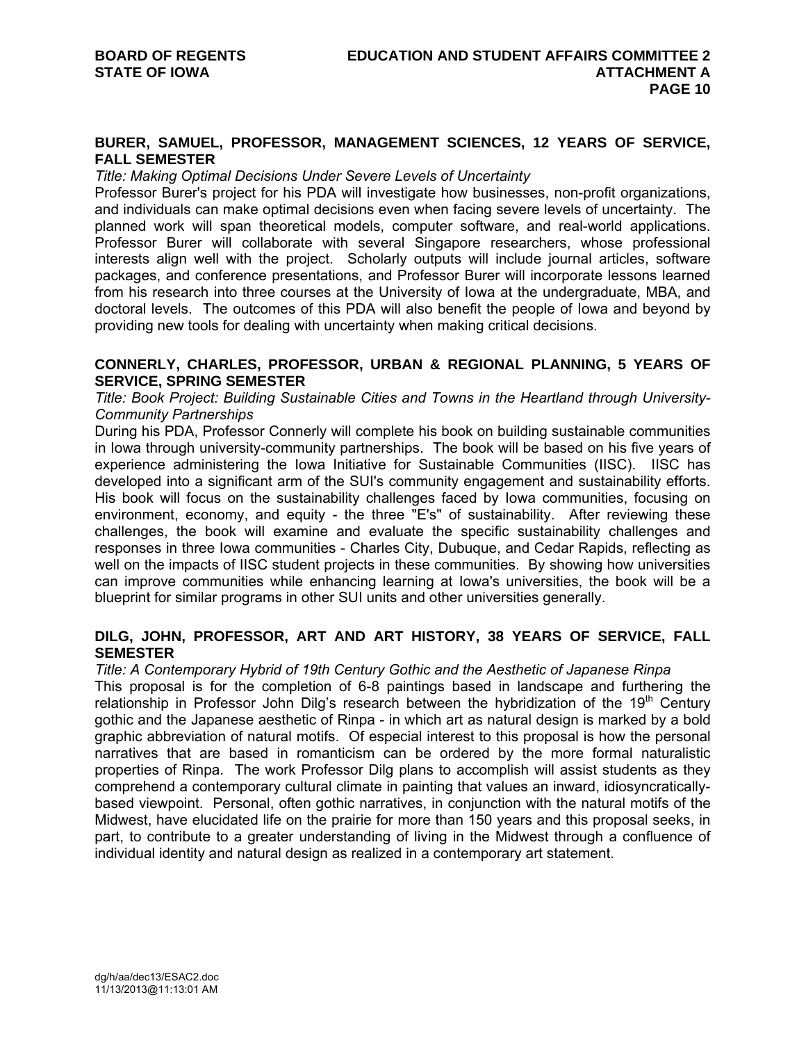**BURER, SAMUEL, PROFESSOR, MANAGEMENT SCIENCES, 12 YEARS OF SERVICE, FALL SEMESTER**

*Title: Making Optimal Decisions Under Severe Levels of Uncertainty*

Professor Burer's project for his PDA will investigate how businesses, non-profit organizations, and individuals can make optimal decisions even when facing severe levels of uncertainty. The planned work will span theoretical models, computer software, and real-world applications. Professor Burer will collaborate with several Singapore researchers, whose professional interests align well with the project. Scholarly outputs will include journal articles, software packages, and conference presentations, and Professor Burer will incorporate lessons learned from his research into three courses at the University of Iowa at the undergraduate, MBA, and doctoral levels. The outcomes of this PDA will also benefit the people of Iowa and beyond by providing new tools for dealing with uncertainty when making critical decisions.

**CONNERLY, CHARLES, PROFESSOR, URBAN & REGIONAL PLANNING, 5 YEARS OF SERVICE, SPRING SEMESTER**

*Title: Book Project: Building Sustainable Cities and Towns in the Heartland through University-Community Partnerships*

During his PDA, Professor Connerly will complete his book on building sustainable communities in Iowa through university-community partnerships. The book will be based on his five years of experience administering the Iowa Initiative for Sustainable Communities (IISC). IISC has developed into a significant arm of the SUI's community engagement and sustainability efforts. His book will focus on the sustainability challenges faced by Iowa communities, focusing on environment, economy, and equity - the three "E's" of sustainability. After reviewing these challenges, the book will examine and evaluate the specific sustainability challenges and responses in three Iowa communities - Charles City, Dubuque, and Cedar Rapids, reflecting as well on the impacts of IISC student projects in these communities. By showing how universities can improve communities while enhancing learning at Iowa's universities, the book will be a blueprint for similar programs in other SUI units and other universities generally.

**DILG, JOHN, PROFESSOR, ART AND ART HISTORY, 38 YEARS OF SERVICE, FALL SEMESTER**

*Title: A Contemporary Hybrid of 19th Century Gothic and the Aesthetic of Japanese Rinpa*

This proposal is for the completion of 6-8 paintings based in landscape and furthering the relationship in Professor John Dilg's research between the hybridization of the 19th Century gothic and the Japanese aesthetic of Rinpa - in which art as natural design is marked by a bold graphic abbreviation of natural motifs. Of especial interest to this proposal is how the personal narratives that are based in romanticism can be ordered by the more formal naturalistic properties of Rinpa. The work Professor Dilg plans to accomplish will assist students as they comprehend a contemporary cultural climate in painting that values an inward, idiosyncratically-based viewpoint. Personal, often gothic narratives, in conjunction with the natural motifs of the Midwest, have elucidated life on the prairie for more than 150 years and this proposal seeks, in part, to contribute to a greater understanding of living in the Midwest through a confluence of individual identity and natural design as realized in a contemporary art statement.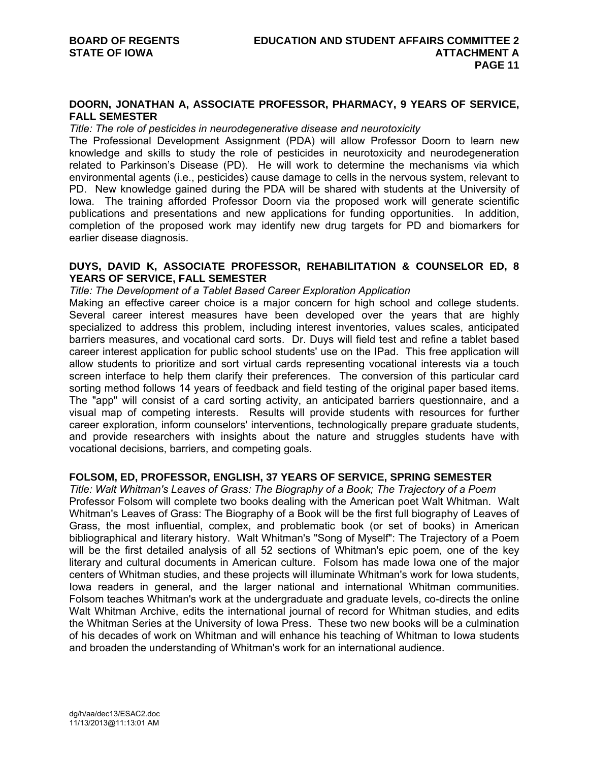**DOORN, JONATHAN A, ASSOCIATE PROFESSOR, PHARMACY, 9 YEARS OF SERVICE, FALL SEMESTER**

*Title: The role of pesticides in neurodegenerative disease and neurotoxicity*

The Professional Development Assignment (PDA) will allow Professor Doorn to learn new knowledge and skills to study the role of pesticides in neurotoxicity and neurodegeneration related to Parkinson's Disease (PD). He will work to determine the mechanisms via which environmental agents (i.e., pesticides) cause damage to cells in the nervous system, relevant to PD. New knowledge gained during the PDA will be shared with students at the University of Iowa. The training afforded Professor Doorn via the proposed work will generate scientific publications and presentations and new applications for funding opportunities. In addition, completion of the proposed work may identify new drug targets for PD and biomarkers for earlier disease diagnosis.

**DUYS, DAVID K, ASSOCIATE PROFESSOR, REHABILITATION & COUNSELOR ED, 8 YEARS OF SERVICE, FALL SEMESTER**

*Title: The Development of a Tablet Based Career Exploration Application*

Making an effective career choice is a major concern for high school and college students. Several career interest measures have been developed over the years that are highly specialized to address this problem, including interest inventories, values scales, anticipated barriers measures, and vocational card sorts. Dr. Duys will field test and refine a tablet based career interest application for public school students' use on the IPad. This free application will allow students to prioritize and sort virtual cards representing vocational interests via a touch screen interface to help them clarify their preferences. The conversion of this particular card sorting method follows 14 years of feedback and field testing of the original paper based items. The "app" will consist of a card sorting activity, an anticipated barriers questionnaire, and a visual map of competing interests. Results will provide students with resources for further career exploration, inform counselors' interventions, technologically prepare graduate students, and provide researchers with insights about the nature and struggles students have with vocational decisions, barriers, and competing goals.

**FOLSOM, ED, PROFESSOR, ENGLISH, 37 YEARS OF SERVICE, SPRING SEMESTER**

*Title: Walt Whitman's Leaves of Grass: The Biography of a Book; The Trajectory of a Poem*

Professor Folsom will complete two books dealing with the American poet Walt Whitman. Walt Whitman's Leaves of Grass: The Biography of a Book will be the first full biography of Leaves of Grass, the most influential, complex, and problematic book (or set of books) in American bibliographical and literary history. Walt Whitman's "Song of Myself": The Trajectory of a Poem will be the first detailed analysis of all 52 sections of Whitman's epic poem, one of the key literary and cultural documents in American culture. Folsom has made Iowa one of the major centers of Whitman studies, and these projects will illuminate Whitman's work for Iowa students, Iowa readers in general, and the larger national and international Whitman communities. Folsom teaches Whitman's work at the undergraduate and graduate levels, co-directs the online Walt Whitman Archive, edits the international journal of record for Whitman studies, and edits the Whitman Series at the University of Iowa Press. These two new books will be a culmination of his decades of work on Whitman and will enhance his teaching of Whitman to Iowa students and broaden the understanding of Whitman's work for an international audience.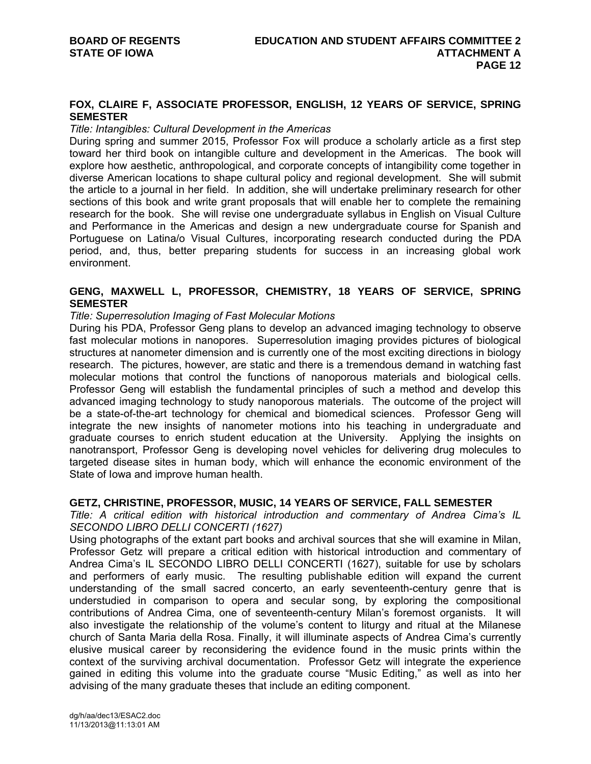**FOX, CLAIRE F, ASSOCIATE PROFESSOR, ENGLISH, 12 YEARS OF SERVICE, SPRING SEMESTER**

*Title: Intangibles: Cultural Development in the Americas*

During spring and summer 2015, Professor Fox will produce a scholarly article as a first step toward her third book on intangible culture and development in the Americas. The book will explore how aesthetic, anthropological, and corporate concepts of intangibility come together in diverse American locations to shape cultural policy and regional development. She will submit the article to a journal in her field. In addition, she will undertake preliminary research for other sections of this book and write grant proposals that will enable her to complete the remaining research for the book. She will revise one undergraduate syllabus in English on Visual Culture and Performance in the Americas and design a new undergraduate course for Spanish and Portuguese on Latina/o Visual Cultures, incorporating research conducted during the PDA period, and, thus, better preparing students for success in an increasing global work environment.

**GENG, MAXWELL L, PROFESSOR, CHEMISTRY, 18 YEARS OF SERVICE, SPRING SEMESTER**

*Title: Superresolution Imaging of Fast Molecular Motions*

During his PDA, Professor Geng plans to develop an advanced imaging technology to observe fast molecular motions in nanopores. Superresolution imaging provides pictures of biological structures at nanometer dimension and is currently one of the most exciting directions in biology research. The pictures, however, are static and there is a tremendous demand in watching fast molecular motions that control the functions of nanoporous materials and biological cells. Professor Geng will establish the fundamental principles of such a method and develop this advanced imaging technology to study nanoporous materials. The outcome of the project will be a state-of-the-art technology for chemical and biomedical sciences. Professor Geng will integrate the new insights of nanometer motions into his teaching in undergraduate and graduate courses to enrich student education at the University. Applying the insights on nanotransport, Professor Geng is developing novel vehicles for delivering drug molecules to targeted disease sites in human body, which will enhance the economic environment of the State of Iowa and improve human health.

**GETZ, CHRISTINE, PROFESSOR, MUSIC, 14 YEARS OF SERVICE, FALL SEMESTER**

*Title: A critical edition with historical introduction and commentary of Andrea Cima's IL SECONDO LIBRO DELLI CONCERTI (1627)*

Using photographs of the extant part books and archival sources that she will examine in Milan, Professor Getz will prepare a critical edition with historical introduction and commentary of Andrea Cima's IL SECONDO LIBRO DELLI CONCERTI (1627), suitable for use by scholars and performers of early music. The resulting publishable edition will expand the current understanding of the small sacred concerto, an early seventeenth-century genre that is understudied in comparison to opera and secular song, by exploring the compositional contributions of Andrea Cima, one of seventeenth-century Milan's foremost organists. It will also investigate the relationship of the volume's content to liturgy and ritual at the Milanese church of Santa Maria della Rosa. Finally, it will illuminate aspects of Andrea Cima's currently elusive musical career by reconsidering the evidence found in the music prints within the context of the surviving archival documentation. Professor Getz will integrate the experience gained in editing this volume into the graduate course "Music Editing," as well as into her advising of the many graduate theses that include an editing component.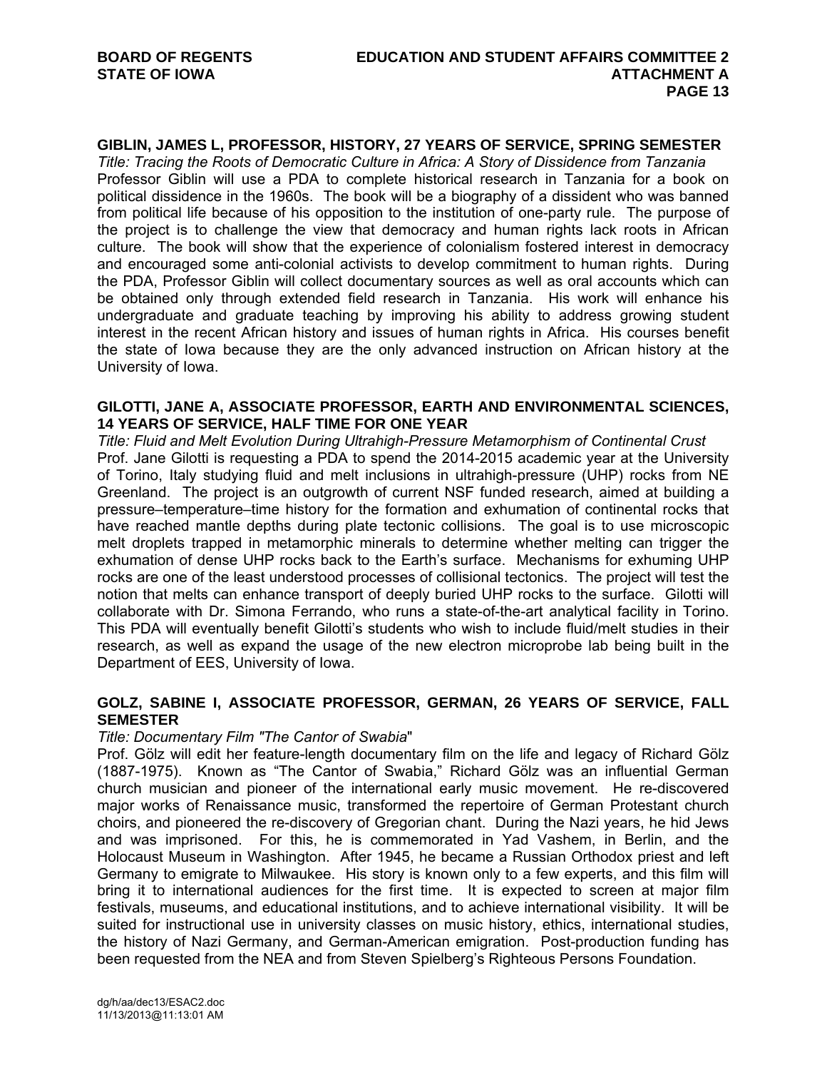**GIBLIN, JAMES L, PROFESSOR, HISTORY, 27 YEARS OF SERVICE, SPRING SEMESTER**

*Title: Tracing the Roots of Democratic Culture in Africa: A Story of Dissidence from Tanzania*

Professor Giblin will use a PDA to complete historical research in Tanzania for a book on political dissidence in the 1960s. The book will be a biography of a dissident who was banned from political life because of his opposition to the institution of one-party rule. The purpose of the project is to challenge the view that democracy and human rights lack roots in African culture. The book will show that the experience of colonialism fostered interest in democracy and encouraged some anti-colonial activists to develop commitment to human rights. During the PDA, Professor Giblin will collect documentary sources as well as oral accounts which can be obtained only through extended field research in Tanzania. His work will enhance his undergraduate and graduate teaching by improving his ability to address growing student interest in the recent African history and issues of human rights in Africa. His courses benefit the state of Iowa because they are the only advanced instruction on African history at the University of Iowa.

**GILOTTI, JANE A, ASSOCIATE PROFESSOR, EARTH AND ENVIRONMENTAL SCIENCES, 14 YEARS OF SERVICE, HALF TIME FOR ONE YEAR**

*Title: Fluid and Melt Evolution During Ultrahigh-Pressure Metamorphism of Continental Crust*

Prof. Jane Gilotti is requesting a PDA to spend the 2014-2015 academic year at the University of Torino, Italy studying fluid and melt inclusions in ultrahigh-pressure (UHP) rocks from NE Greenland. The project is an outgrowth of current NSF funded research, aimed at building a pressure–temperature–time history for the formation and exhumation of continental rocks that have reached mantle depths during plate tectonic collisions. The goal is to use microscopic melt droplets trapped in metamorphic minerals to determine whether melting can trigger the exhumation of dense UHP rocks back to the Earth's surface. Mechanisms for exhuming UHP rocks are one of the least understood processes of collisional tectonics. The project will test the notion that melts can enhance transport of deeply buried UHP rocks to the surface. Gilotti will collaborate with Dr. Simona Ferrando, who runs a state-of-the-art analytical facility in Torino. This PDA will eventually benefit Gilotti's students who wish to include fluid/melt studies in their research, as well as expand the usage of the new electron microprobe lab being built in the Department of EES, University of Iowa.

**GOLZ, SABINE I, ASSOCIATE PROFESSOR, GERMAN, 26 YEARS OF SERVICE, FALL SEMESTER**

*Title: Documentary Film "The Cantor of Swabia*"

Prof. Gölz will edit her feature-length documentary film on the life and legacy of Richard Gölz (1887-1975). Known as "The Cantor of Swabia," Richard Gölz was an influential German church musician and pioneer of the international early music movement. He re-discovered major works of Renaissance music, transformed the repertoire of German Protestant church choirs, and pioneered the re-discovery of Gregorian chant. During the Nazi years, he hid Jews and was imprisoned. For this, he is commemorated in Yad Vashem, in Berlin, and the Holocaust Museum in Washington. After 1945, he became a Russian Orthodox priest and left Germany to emigrate to Milwaukee. His story is known only to a few experts, and this film will bring it to international audiences for the first time. It is expected to screen at major film festivals, museums, and educational institutions, and to achieve international visibility. It will be suited for instructional use in university classes on music history, ethics, international studies, the history of Nazi Germany, and German-American emigration. Post-production funding has been requested from the NEA and from Steven Spielberg's Righteous Persons Foundation.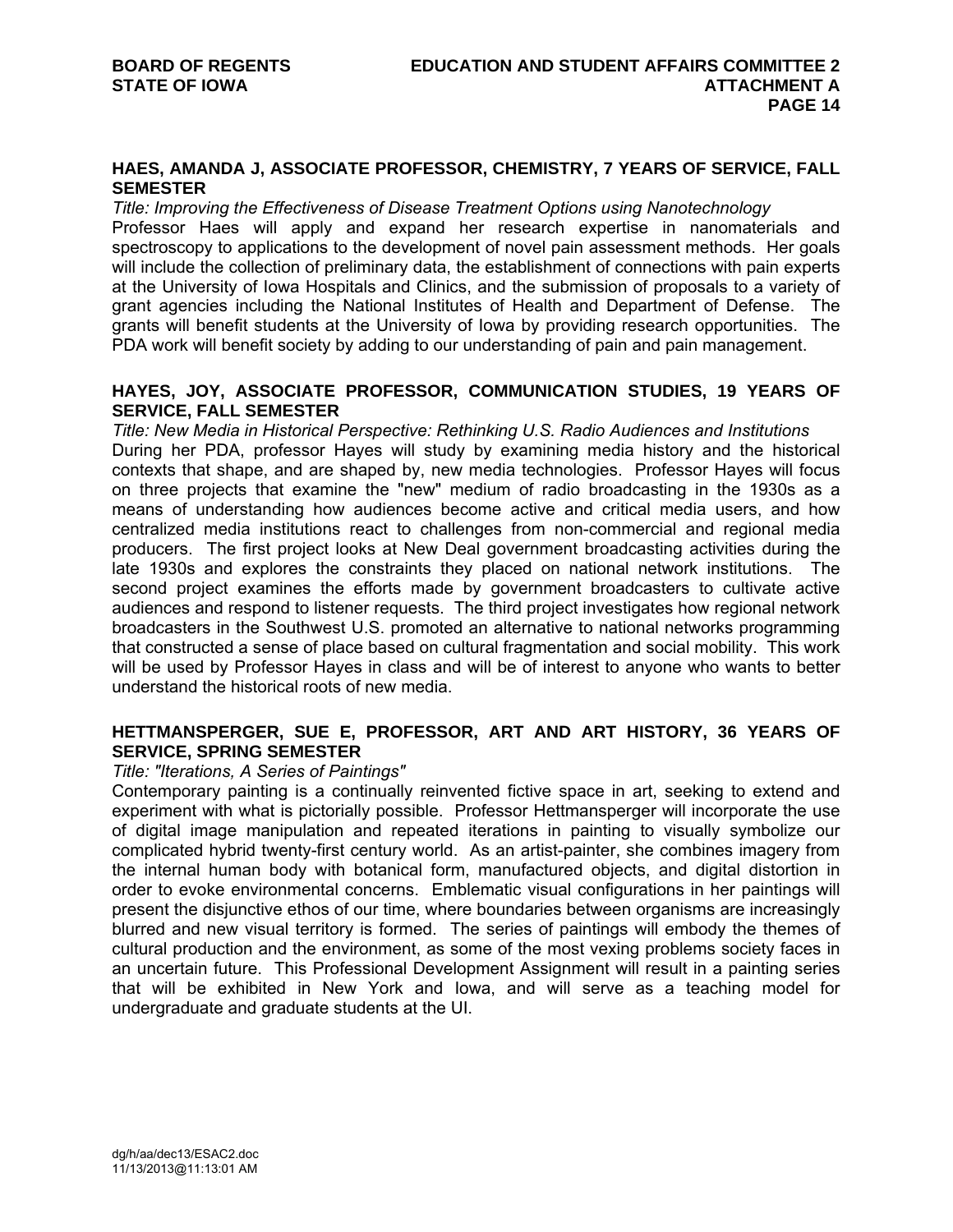**HAES, AMANDA J, ASSOCIATE PROFESSOR, CHEMISTRY, 7 YEARS OF SERVICE, FALL SEMESTER**

*Title: Improving the Effectiveness of Disease Treatment Options using Nanotechnology*

Professor Haes will apply and expand her research expertise in nanomaterials and spectroscopy to applications to the development of novel pain assessment methods. Her goals will include the collection of preliminary data, the establishment of connections with pain experts at the University of Iowa Hospitals and Clinics, and the submission of proposals to a variety of grant agencies including the National Institutes of Health and Department of Defense. The grants will benefit students at the University of Iowa by providing research opportunities. The PDA work will benefit society by adding to our understanding of pain and pain management.

**HAYES, JOY, ASSOCIATE PROFESSOR, COMMUNICATION STUDIES, 19 YEARS OF SERVICE, FALL SEMESTER**

*Title: New Media in Historical Perspective: Rethinking U.S. Radio Audiences and Institutions*

During her PDA, professor Hayes will study by examining media history and the historical contexts that shape, and are shaped by, new media technologies. Professor Hayes will focus on three projects that examine the "new" medium of radio broadcasting in the 1930s as a means of understanding how audiences become active and critical media users, and how centralized media institutions react to challenges from non-commercial and regional media producers. The first project looks at New Deal government broadcasting activities during the late 1930s and explores the constraints they placed on national network institutions. The second project examines the efforts made by government broadcasters to cultivate active audiences and respond to listener requests. The third project investigates how regional network broadcasters in the Southwest U.S. promoted an alternative to national networks programming that constructed a sense of place based on cultural fragmentation and social mobility. This work will be used by Professor Hayes in class and will be of interest to anyone who wants to better understand the historical roots of new media.

**HETTMANSPERGER, SUE E, PROFESSOR, ART AND ART HISTORY, 36 YEARS OF SERVICE, SPRING SEMESTER**

*Title: "Iterations, A Series of Paintings"*

Contemporary painting is a continually reinvented fictive space in art, seeking to extend and experiment with what is pictorially possible. Professor Hettmansperger will incorporate the use of digital image manipulation and repeated iterations in painting to visually symbolize our complicated hybrid twenty-first century world. As an artist-painter, she combines imagery from the internal human body with botanical form, manufactured objects, and digital distortion in order to evoke environmental concerns. Emblematic visual configurations in her paintings will present the disjunctive ethos of our time, where boundaries between organisms are increasingly blurred and new visual territory is formed. The series of paintings will embody the themes of cultural production and the environment, as some of the most vexing problems society faces in an uncertain future. This Professional Development Assignment will result in a painting series that will be exhibited in New York and Iowa, and will serve as a teaching model for undergraduate and graduate students at the UI.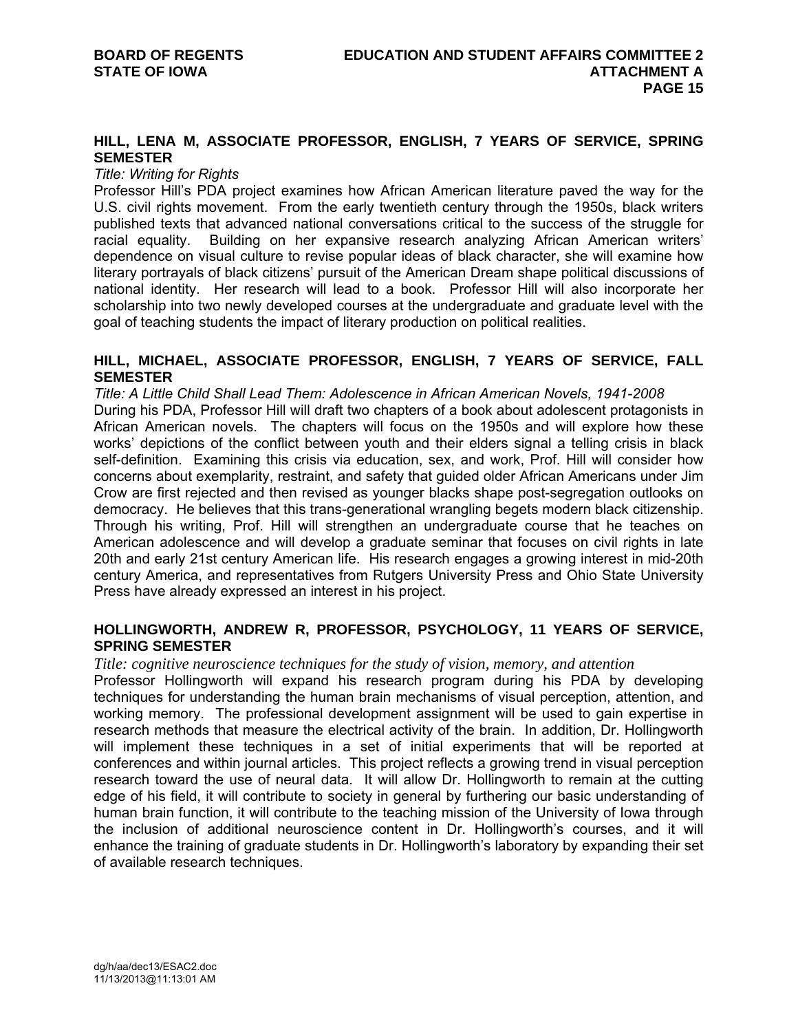**HILL, LENA M, ASSOCIATE PROFESSOR, ENGLISH, 7 YEARS OF SERVICE, SPRING SEMESTER**

*Title: Writing for Rights*

Professor Hill's PDA project examines how African American literature paved the way for the U.S. civil rights movement. From the early twentieth century through the 1950s, black writers published texts that advanced national conversations critical to the success of the struggle for racial equality. Building on her expansive research analyzing African American writers' dependence on visual culture to revise popular ideas of black character, she will examine how literary portrayals of black citizens' pursuit of the American Dream shape political discussions of national identity. Her research will lead to a book. Professor Hill will also incorporate her scholarship into two newly developed courses at the undergraduate and graduate level with the goal of teaching students the impact of literary production on political realities.

**HILL, MICHAEL, ASSOCIATE PROFESSOR, ENGLISH, 7 YEARS OF SERVICE, FALL SEMESTER**

*Title: A Little Child Shall Lead Them: Adolescence in African American Novels, 1941-2008*

During his PDA, Professor Hill will draft two chapters of a book about adolescent protagonists in African American novels. The chapters will focus on the 1950s and will explore how these works' depictions of the conflict between youth and their elders signal a telling crisis in black self-definition. Examining this crisis via education, sex, and work, Prof. Hill will consider how concerns about exemplarity, restraint, and safety that guided older African Americans under Jim Crow are first rejected and then revised as younger blacks shape post-segregation outlooks on democracy. He believes that this trans-generational wrangling begets modern black citizenship. Through his writing, Prof. Hill will strengthen an undergraduate course that he teaches on American adolescence and will develop a graduate seminar that focuses on civil rights in late 20th and early 21st century American life. His research engages a growing interest in mid-20th century America, and representatives from Rutgers University Press and Ohio State University Press have already expressed an interest in his project.

**HOLLINGWORTH, ANDREW R, PROFESSOR, PSYCHOLOGY, 11 YEARS OF SERVICE, SPRING SEMESTER**

*Title: cognitive neuroscience techniques for the study of vision, memory, and attention*

Professor Hollingworth will expand his research program during his PDA by developing techniques for understanding the human brain mechanisms of visual perception, attention, and working memory. The professional development assignment will be used to gain expertise in research methods that measure the electrical activity of the brain. In addition, Dr. Hollingworth will implement these techniques in a set of initial experiments that will be reported at conferences and within journal articles. This project reflects a growing trend in visual perception research toward the use of neural data. It will allow Dr. Hollingworth to remain at the cutting edge of his field, it will contribute to society in general by furthering our basic understanding of human brain function, it will contribute to the teaching mission of the University of Iowa through the inclusion of additional neuroscience content in Dr. Hollingworth's courses, and it will enhance the training of graduate students in Dr. Hollingworth's laboratory by expanding their set of available research techniques.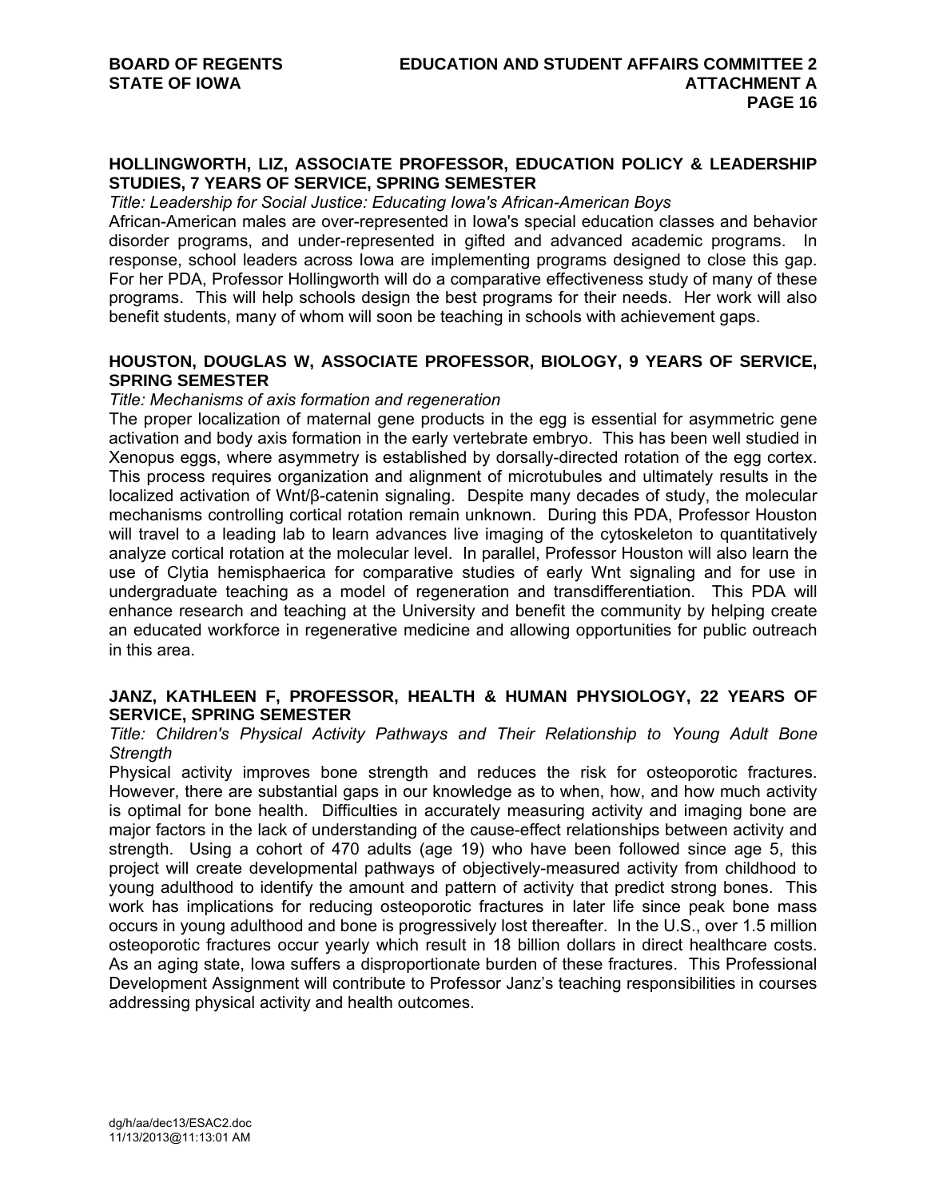**HOLLINGWORTH, LIZ, ASSOCIATE PROFESSOR, EDUCATION POLICY & LEADERSHIP STUDIES, 7 YEARS OF SERVICE, SPRING SEMESTER**

*Title: Leadership for Social Justice: Educating Iowa's African-American Boys*

African-American males are over-represented in Iowa's special education classes and behavior disorder programs, and under-represented in gifted and advanced academic programs. In response, school leaders across Iowa are implementing programs designed to close this gap. For her PDA, Professor Hollingworth will do a comparative effectiveness study of many of these programs. This will help schools design the best programs for their needs. Her work will also benefit students, many of whom will soon be teaching in schools with achievement gaps.

**HOUSTON, DOUGLAS W, ASSOCIATE PROFESSOR, BIOLOGY, 9 YEARS OF SERVICE, SPRING SEMESTER**

*Title: Mechanisms of axis formation and regeneration*

The proper localization of maternal gene products in the egg is essential for asymmetric gene activation and body axis formation in the early vertebrate embryo. This has been well studied in Xenopus eggs, where asymmetry is established by dorsally-directed rotation of the egg cortex. This process requires organization and alignment of microtubules and ultimately results in the localized activation of Wnt/β-catenin signaling. Despite many decades of study, the molecular mechanisms controlling cortical rotation remain unknown. During this PDA, Professor Houston will travel to a leading lab to learn advances live imaging of the cytoskeleton to quantitatively analyze cortical rotation at the molecular level. In parallel, Professor Houston will also learn the use of Clytia hemisphaerica for comparative studies of early Wnt signaling and for use in undergraduate teaching as a model of regeneration and transdifferentiation. This PDA will enhance research and teaching at the University and benefit the community by helping create an educated workforce in regenerative medicine and allowing opportunities for public outreach in this area.

**JANZ, KATHLEEN F, PROFESSOR, HEALTH & HUMAN PHYSIOLOGY, 22 YEARS OF SERVICE, SPRING SEMESTER**

*Title: Children's Physical Activity Pathways and Their Relationship to Young Adult Bone Strength*

Physical activity improves bone strength and reduces the risk for osteoporotic fractures. However, there are substantial gaps in our knowledge as to when, how, and how much activity is optimal for bone health. Difficulties in accurately measuring activity and imaging bone are major factors in the lack of understanding of the cause-effect relationships between activity and strength. Using a cohort of 470 adults (age 19) who have been followed since age 5, this project will create developmental pathways of objectively-measured activity from childhood to young adulthood to identify the amount and pattern of activity that predict strong bones. This work has implications for reducing osteoporotic fractures in later life since peak bone mass occurs in young adulthood and bone is progressively lost thereafter. In the U.S., over 1.5 million osteoporotic fractures occur yearly which result in 18 billion dollars in direct healthcare costs. As an aging state, Iowa suffers a disproportionate burden of these fractures. This Professional Development Assignment will contribute to Professor Janz's teaching responsibilities in courses addressing physical activity and health outcomes.

dg/h/aa/dec13/ESAC2.doc
11/13/2013@11:13:01 AM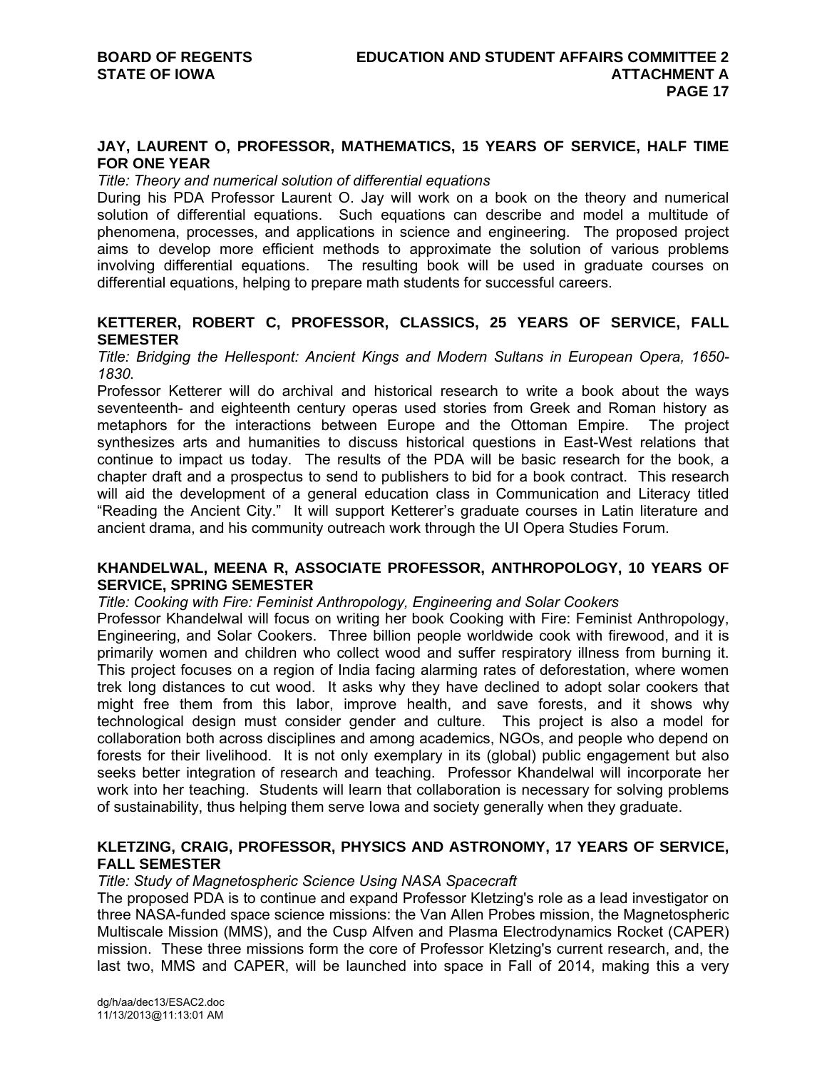**JAY, LAURENT O, PROFESSOR, MATHEMATICS, 15 YEARS OF SERVICE, HALF TIME FOR ONE YEAR**

*Title: Theory and numerical solution of differential equations*

During his PDA Professor Laurent O. Jay will work on a book on the theory and numerical solution of differential equations. Such equations can describe and model a multitude of phenomena, processes, and applications in science and engineering. The proposed project aims to develop more efficient methods to approximate the solution of various problems involving differential equations. The resulting book will be used in graduate courses on differential equations, helping to prepare math students for successful careers.

**KETTERER, ROBERT C, PROFESSOR, CLASSICS, 25 YEARS OF SERVICE, FALL SEMESTER**

*Title: Bridging the Hellespont: Ancient Kings and Modern Sultans in European Opera, 1650-1830.*

Professor Ketterer will do archival and historical research to write a book about the ways seventeenth- and eighteenth century operas used stories from Greek and Roman history as metaphors for the interactions between Europe and the Ottoman Empire. The project synthesizes arts and humanities to discuss historical questions in East-West relations that continue to impact us today. The results of the PDA will be basic research for the book, a chapter draft and a prospectus to send to publishers to bid for a book contract. This research will aid the development of a general education class in Communication and Literacy titled "Reading the Ancient City." It will support Ketterer's graduate courses in Latin literature and ancient drama, and his community outreach work through the UI Opera Studies Forum.

**KHANDELWAL, MEENA R, ASSOCIATE PROFESSOR, ANTHROPOLOGY, 10 YEARS OF SERVICE, SPRING SEMESTER**

*Title: Cooking with Fire: Feminist Anthropology, Engineering and Solar Cookers*

Professor Khandelwal will focus on writing her book Cooking with Fire: Feminist Anthropology, Engineering, and Solar Cookers. Three billion people worldwide cook with firewood, and it is primarily women and children who collect wood and suffer respiratory illness from burning it. This project focuses on a region of India facing alarming rates of deforestation, where women trek long distances to cut wood. It asks why they have declined to adopt solar cookers that might free them from this labor, improve health, and save forests, and it shows why technological design must consider gender and culture. This project is also a model for collaboration both across disciplines and among academics, NGOs, and people who depend on forests for their livelihood. It is not only exemplary in its (global) public engagement but also seeks better integration of research and teaching. Professor Khandelwal will incorporate her work into her teaching. Students will learn that collaboration is necessary for solving problems of sustainability, thus helping them serve Iowa and society generally when they graduate.

**KLETZING, CRAIG, PROFESSOR, PHYSICS AND ASTRONOMY, 17 YEARS OF SERVICE, FALL SEMESTER**

*Title: Study of Magnetospheric Science Using NASA Spacecraft*

The proposed PDA is to continue and expand Professor Kletzing's role as a lead investigator on three NASA-funded space science missions: the Van Allen Probes mission, the Magnetospheric Multiscale Mission (MMS), and the Cusp Alfven and Plasma Electrodynamics Rocket (CAPER) mission. These three missions form the core of Professor Kletzing's current research, and, the last two, MMS and CAPER, will be launched into space in Fall of 2014, making this a very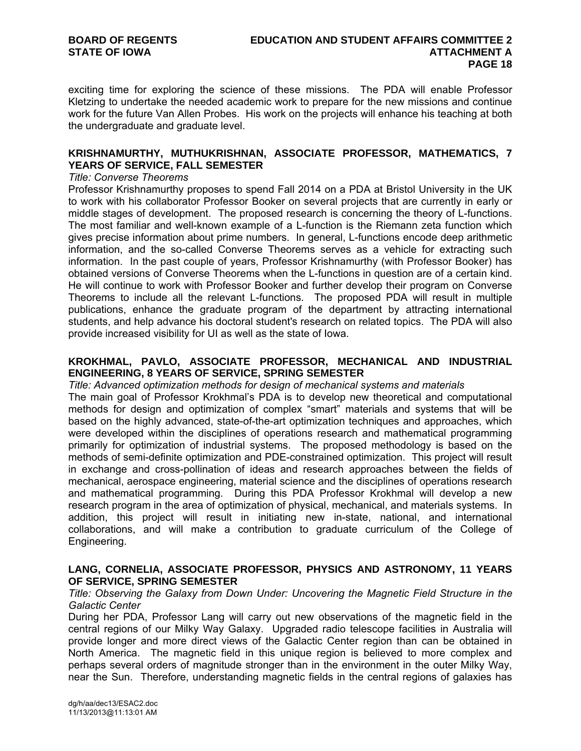exciting time for exploring the science of these missions. The PDA will enable Professor Kletzing to undertake the needed academic work to prepare for the new missions and continue work for the future Van Allen Probes. His work on the projects will enhance his teaching at both the undergraduate and graduate level.

**KRISHNAMURTHY, MUTHUKRISHNAN, ASSOCIATE PROFESSOR, MATHEMATICS, 7 YEARS OF SERVICE, FALL SEMESTER**

*Title: Converse Theorems*

Professor Krishnamurthy proposes to spend Fall 2014 on a PDA at Bristol University in the UK to work with his collaborator Professor Booker on several projects that are currently in early or middle stages of development. The proposed research is concerning the theory of L-functions. The most familiar and well-known example of a L-function is the Riemann zeta function which gives precise information about prime numbers. In general, L-functions encode deep arithmetic information, and the so-called Converse Theorems serves as a vehicle for extracting such information. In the past couple of years, Professor Krishnamurthy (with Professor Booker) has obtained versions of Converse Theorems when the L-functions in question are of a certain kind. He will continue to work with Professor Booker and further develop their program on Converse Theorems to include all the relevant L-functions. The proposed PDA will result in multiple publications, enhance the graduate program of the department by attracting international students, and help advance his doctoral student's research on related topics. The PDA will also provide increased visibility for UI as well as the state of Iowa.

**KROKHMAL, PAVLO, ASSOCIATE PROFESSOR, MECHANICAL AND INDUSTRIAL ENGINEERING, 8 YEARS OF SERVICE, SPRING SEMESTER**

*Title: Advanced optimization methods for design of mechanical systems and materials*

The main goal of Professor Krokhmal's PDA is to develop new theoretical and computational methods for design and optimization of complex "smart" materials and systems that will be based on the highly advanced, state-of-the-art optimization techniques and approaches, which were developed within the disciplines of operations research and mathematical programming primarily for optimization of industrial systems. The proposed methodology is based on the methods of semi-definite optimization and PDE-constrained optimization. This project will result in exchange and cross-pollination of ideas and research approaches between the fields of mechanical, aerospace engineering, material science and the disciplines of operations research and mathematical programming. During this PDA Professor Krokhmal will develop a new research program in the area of optimization of physical, mechanical, and materials systems. In addition, this project will result in initiating new in-state, national, and international collaborations, and will make a contribution to graduate curriculum of the College of Engineering.

**LANG, CORNELIA, ASSOCIATE PROFESSOR, PHYSICS AND ASTRONOMY, 11 YEARS OF SERVICE, SPRING SEMESTER**

*Title: Observing the Galaxy from Down Under: Uncovering the Magnetic Field Structure in the Galactic Center*

During her PDA, Professor Lang will carry out new observations of the magnetic field in the central regions of our Milky Way Galaxy. Upgraded radio telescope facilities in Australia will provide longer and more direct views of the Galactic Center region than can be obtained in North America. The magnetic field in this unique region is believed to more complex and perhaps several orders of magnitude stronger than in the environment in the outer Milky Way, near the Sun. Therefore, understanding magnetic fields in the central regions of galaxies has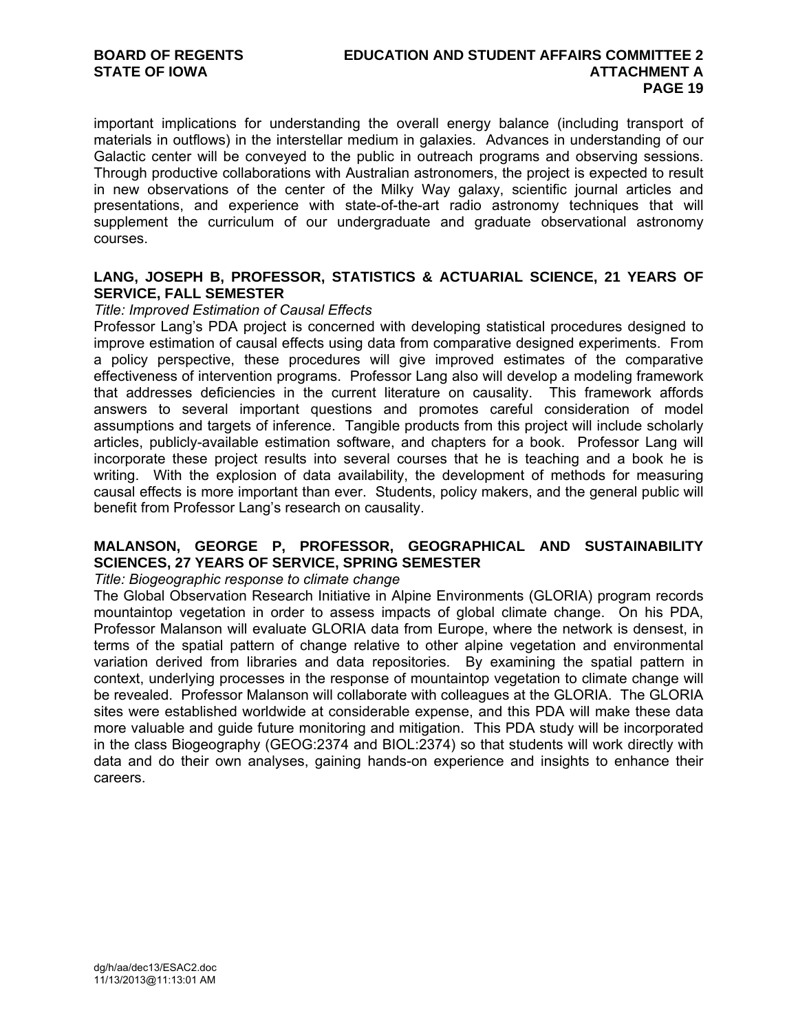important implications for understanding the overall energy balance (including transport of materials in outflows) in the interstellar medium in galaxies. Advances in understanding of our Galactic center will be conveyed to the public in outreach programs and observing sessions. Through productive collaborations with Australian astronomers, the project is expected to result in new observations of the center of the Milky Way galaxy, scientific journal articles and presentations, and experience with state-of-the-art radio astronomy techniques that will supplement the curriculum of our undergraduate and graduate observational astronomy courses.

**LANG, JOSEPH B, PROFESSOR, STATISTICS & ACTUARIAL SCIENCE, 21 YEARS OF SERVICE, FALL SEMESTER**

*Title: Improved Estimation of Causal Effects*

Professor Lang's PDA project is concerned with developing statistical procedures designed to improve estimation of causal effects using data from comparative designed experiments. From a policy perspective, these procedures will give improved estimates of the comparative effectiveness of intervention programs. Professor Lang also will develop a modeling framework that addresses deficiencies in the current literature on causality. This framework affords answers to several important questions and promotes careful consideration of model assumptions and targets of inference. Tangible products from this project will include scholarly articles, publicly-available estimation software, and chapters for a book. Professor Lang will incorporate these project results into several courses that he is teaching and a book he is writing. With the explosion of data availability, the development of methods for measuring causal effects is more important than ever. Students, policy makers, and the general public will benefit from Professor Lang's research on causality.

**MALANSON, GEORGE P, PROFESSOR, GEOGRAPHICAL AND SUSTAINABILITY SCIENCES, 27 YEARS OF SERVICE, SPRING SEMESTER**

*Title: Biogeographic response to climate change*

The Global Observation Research Initiative in Alpine Environments (GLORIA) program records mountaintop vegetation in order to assess impacts of global climate change. On his PDA, Professor Malanson will evaluate GLORIA data from Europe, where the network is densest, in terms of the spatial pattern of change relative to other alpine vegetation and environmental variation derived from libraries and data repositories. By examining the spatial pattern in context, underlying processes in the response of mountaintop vegetation to climate change will be revealed. Professor Malanson will collaborate with colleagues at the GLORIA. The GLORIA sites were established worldwide at considerable expense, and this PDA will make these data more valuable and guide future monitoring and mitigation. This PDA study will be incorporated in the class Biogeography (GEOG:2374 and BIOL:2374) so that students will work directly with data and do their own analyses, gaining hands-on experience and insights to enhance their careers.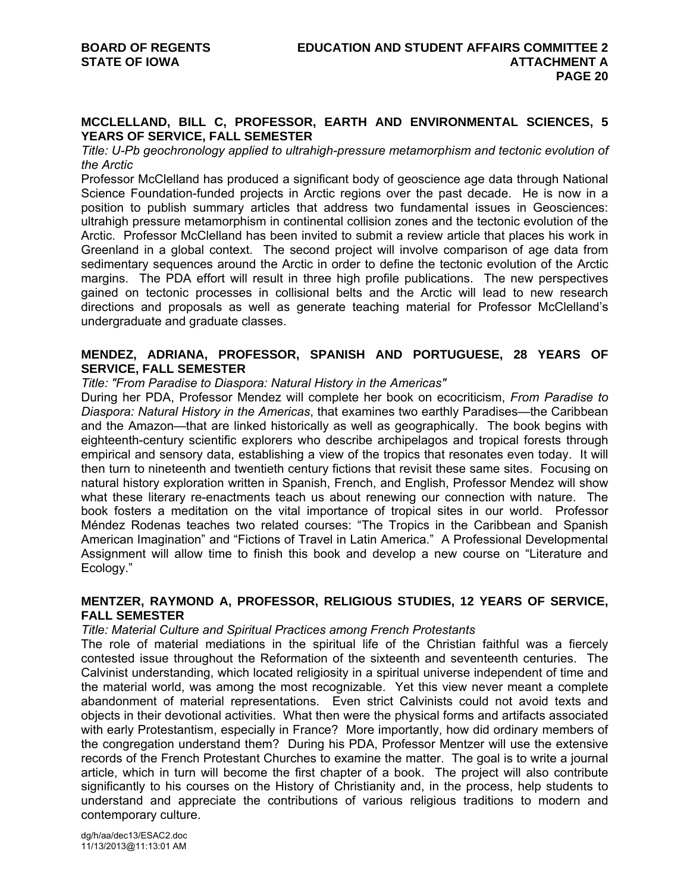**MCCLELLAND, BILL C, PROFESSOR, EARTH AND ENVIRONMENTAL SCIENCES, 5 YEARS OF SERVICE, FALL SEMESTER**

*Title: U-Pb geochronology applied to ultrahigh-pressure metamorphism and tectonic evolution of the Arctic*

Professor McClelland has produced a significant body of geoscience age data through National Science Foundation-funded projects in Arctic regions over the past decade. He is now in a position to publish summary articles that address two fundamental issues in Geosciences: ultrahigh pressure metamorphism in continental collision zones and the tectonic evolution of the Arctic. Professor McClelland has been invited to submit a review article that places his work in Greenland in a global context. The second project will involve comparison of age data from sedimentary sequences around the Arctic in order to define the tectonic evolution of the Arctic margins. The PDA effort will result in three high profile publications. The new perspectives gained on tectonic processes in collisional belts and the Arctic will lead to new research directions and proposals as well as generate teaching material for Professor McClelland's undergraduate and graduate classes.

**MENDEZ, ADRIANA, PROFESSOR, SPANISH AND PORTUGUESE, 28 YEARS OF SERVICE, FALL SEMESTER**

*Title: "From Paradise to Diaspora: Natural History in the Americas"*

During her PDA, Professor Mendez will complete her book on ecocriticism, *From Paradise to Diaspora: Natural History in the Americas*, that examines two earthly Paradises—the Caribbean and the Amazon—that are linked historically as well as geographically. The book begins with eighteenth-century scientific explorers who describe archipelagos and tropical forests through empirical and sensory data, establishing a view of the tropics that resonates even today. It will then turn to nineteenth and twentieth century fictions that revisit these same sites. Focusing on natural history exploration written in Spanish, French, and English, Professor Mendez will show what these literary re-enactments teach us about renewing our connection with nature. The book fosters a meditation on the vital importance of tropical sites in our world. Professor Méndez Rodenas teaches two related courses: "The Tropics in the Caribbean and Spanish American Imagination" and "Fictions of Travel in Latin America." A Professional Developmental Assignment will allow time to finish this book and develop a new course on "Literature and Ecology."

**MENTZER, RAYMOND A, PROFESSOR, RELIGIOUS STUDIES, 12 YEARS OF SERVICE, FALL SEMESTER**

*Title: Material Culture and Spiritual Practices among French Protestants*

The role of material mediations in the spiritual life of the Christian faithful was a fiercely contested issue throughout the Reformation of the sixteenth and seventeenth centuries. The Calvinist understanding, which located religiosity in a spiritual universe independent of time and the material world, was among the most recognizable. Yet this view never meant a complete abandonment of material representations. Even strict Calvinists could not avoid texts and objects in their devotional activities. What then were the physical forms and artifacts associated with early Protestantism, especially in France? More importantly, how did ordinary members of the congregation understand them? During his PDA, Professor Mentzer will use the extensive records of the French Protestant Churches to examine the matter. The goal is to write a journal article, which in turn will become the first chapter of a book. The project will also contribute significantly to his courses on the History of Christianity and, in the process, help students to understand and appreciate the contributions of various religious traditions to modern and contemporary culture.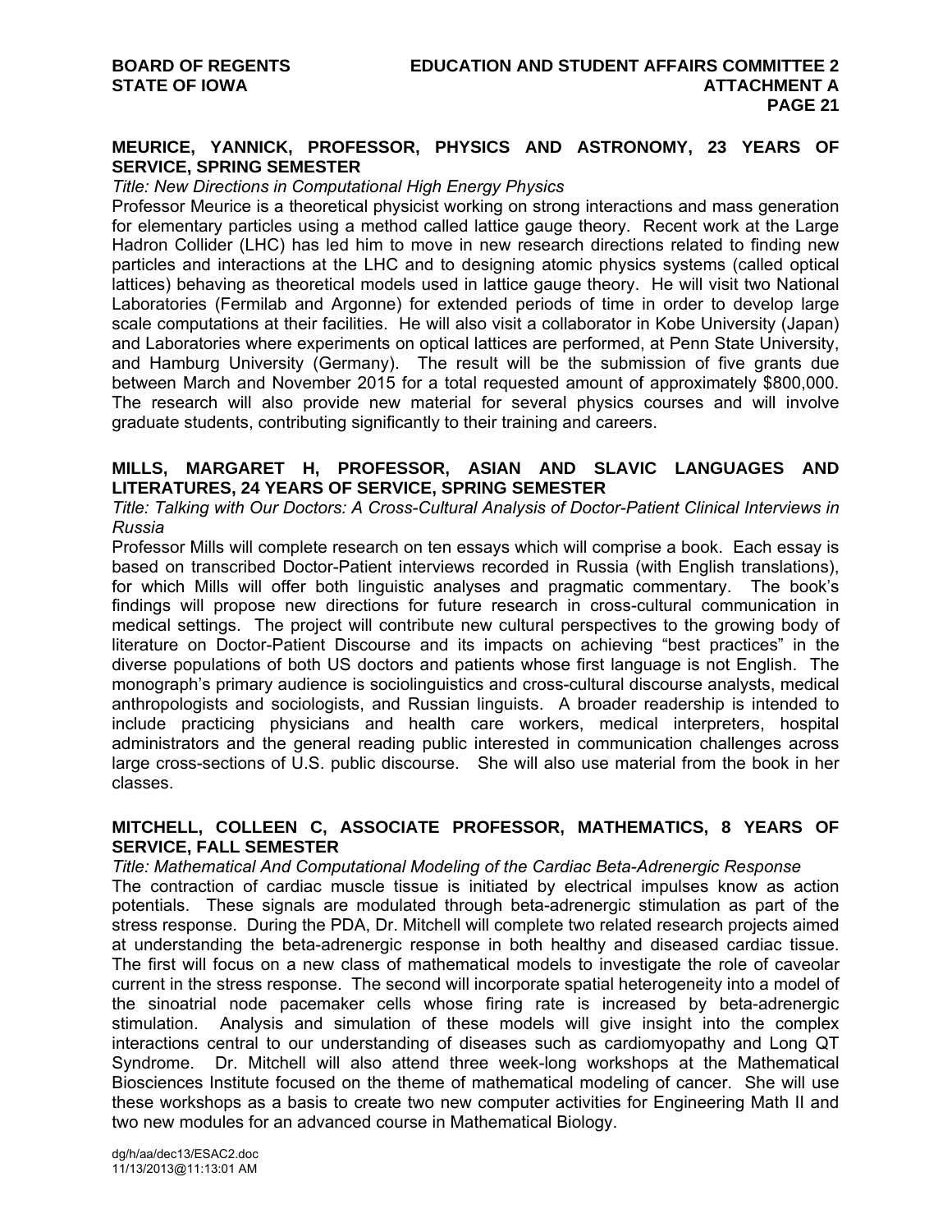**MEURICE, YANNICK, PROFESSOR, PHYSICS AND ASTRONOMY, 23 YEARS OF SERVICE, SPRING SEMESTER**

*Title: New Directions in Computational High Energy Physics*

Professor Meurice is a theoretical physicist working on strong interactions and mass generation for elementary particles using a method called lattice gauge theory. Recent work at the Large Hadron Collider (LHC) has led him to move in new research directions related to finding new particles and interactions at the LHC and to designing atomic physics systems (called optical lattices) behaving as theoretical models used in lattice gauge theory. He will visit two National Laboratories (Fermilab and Argonne) for extended periods of time in order to develop large scale computations at their facilities. He will also visit a collaborator in Kobe University (Japan) and Laboratories where experiments on optical lattices are performed, at Penn State University, and Hamburg University (Germany). The result will be the submission of five grants due between March and November 2015 for a total requested amount of approximately $800,000. The research will also provide new material for several physics courses and will involve graduate students, contributing significantly to their training and careers.

**MILLS, MARGARET H, PROFESSOR, ASIAN AND SLAVIC LANGUAGES AND LITERATURES, 24 YEARS OF SERVICE, SPRING SEMESTER**

*Title: Talking with Our Doctors: A Cross-Cultural Analysis of Doctor-Patient Clinical Interviews in Russia*

Professor Mills will complete research on ten essays which will comprise a book. Each essay is based on transcribed Doctor-Patient interviews recorded in Russia (with English translations), for which Mills will offer both linguistic analyses and pragmatic commentary. The book's findings will propose new directions for future research in cross-cultural communication in medical settings. The project will contribute new cultural perspectives to the growing body of literature on Doctor-Patient Discourse and its impacts on achieving "best practices" in the diverse populations of both US doctors and patients whose first language is not English. The monograph's primary audience is sociolinguistics and cross-cultural discourse analysts, medical anthropologists and sociologists, and Russian linguists. A broader readership is intended to include practicing physicians and health care workers, medical interpreters, hospital administrators and the general reading public interested in communication challenges across large cross-sections of U.S. public discourse. She will also use material from the book in her classes.

**MITCHELL, COLLEEN C, ASSOCIATE PROFESSOR, MATHEMATICS, 8 YEARS OF SERVICE, FALL SEMESTER**

*Title: Mathematical And Computational Modeling of the Cardiac Beta-Adrenergic Response*

The contraction of cardiac muscle tissue is initiated by electrical impulses know as action potentials. These signals are modulated through beta-adrenergic stimulation as part of the stress response. During the PDA, Dr. Mitchell will complete two related research projects aimed at understanding the beta-adrenergic response in both healthy and diseased cardiac tissue. The first will focus on a new class of mathematical models to investigate the role of caveolar current in the stress response. The second will incorporate spatial heterogeneity into a model of the sinoatrial node pacemaker cells whose firing rate is increased by beta-adrenergic stimulation. Analysis and simulation of these models will give insight into the complex interactions central to our understanding of diseases such as cardiomyopathy and Long QT Syndrome. Dr. Mitchell will also attend three week-long workshops at the Mathematical Biosciences Institute focused on the theme of mathematical modeling of cancer. She will use these workshops as a basis to create two new computer activities for Engineering Math II and two new modules for an advanced course in Mathematical Biology.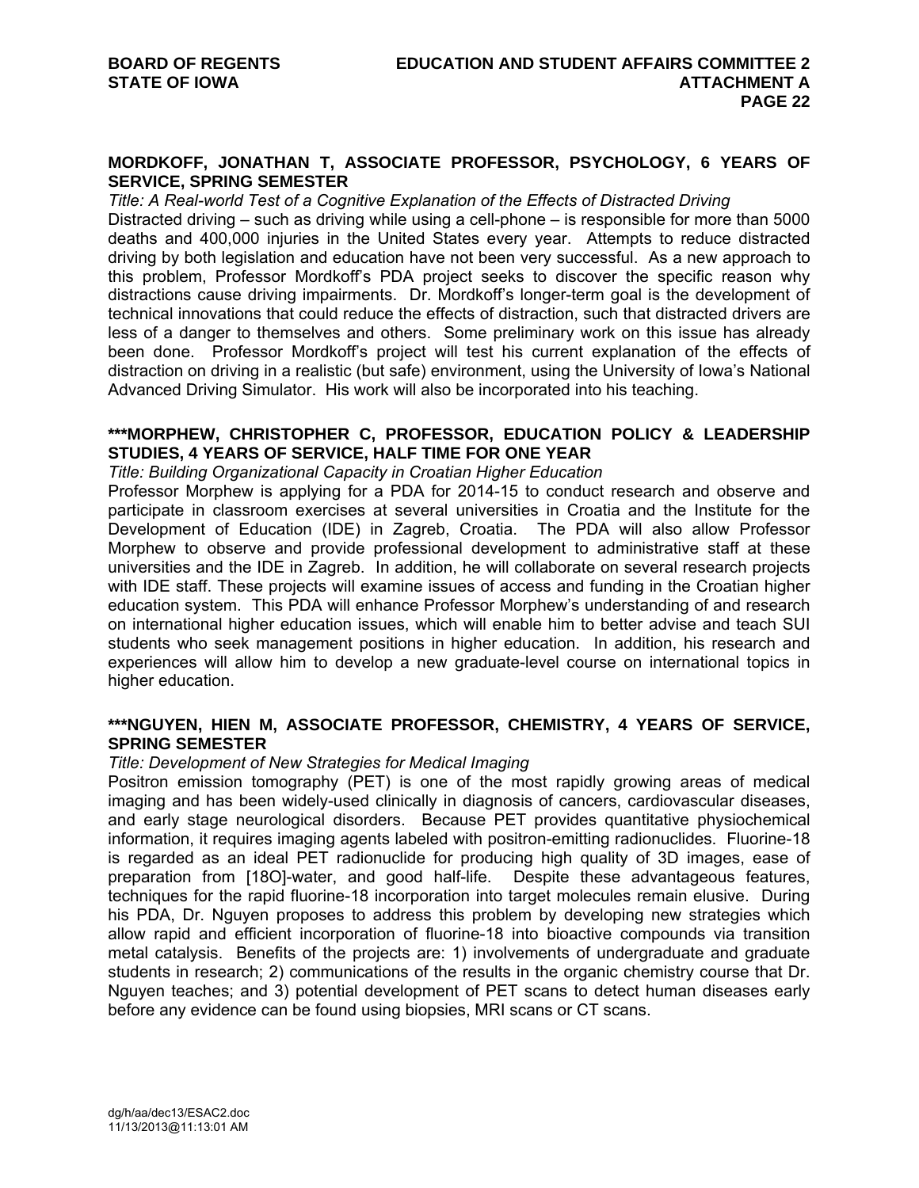**MORDKOFF, JONATHAN T, ASSOCIATE PROFESSOR, PSYCHOLOGY, 6 YEARS OF SERVICE, SPRING SEMESTER**

*Title: A Real-world Test of a Cognitive Explanation of the Effects of Distracted Driving*

Distracted driving – such as driving while using a cell-phone – is responsible for more than 5000 deaths and 400,000 injuries in the United States every year. Attempts to reduce distracted driving by both legislation and education have not been very successful. As a new approach to this problem, Professor Mordkoff's PDA project seeks to discover the specific reason why distractions cause driving impairments. Dr. Mordkoff's longer-term goal is the development of technical innovations that could reduce the effects of distraction, such that distracted drivers are less of a danger to themselves and others. Some preliminary work on this issue has already been done. Professor Mordkoff's project will test his current explanation of the effects of distraction on driving in a realistic (but safe) environment, using the University of Iowa's National Advanced Driving Simulator. His work will also be incorporated into his teaching.

**\*\*\*MORPHEW, CHRISTOPHER C, PROFESSOR, EDUCATION POLICY & LEADERSHIP STUDIES, 4 YEARS OF SERVICE, HALF TIME FOR ONE YEAR**

*Title: Building Organizational Capacity in Croatian Higher Education*

Professor Morphew is applying for a PDA for 2014-15 to conduct research and observe and participate in classroom exercises at several universities in Croatia and the Institute for the Development of Education (IDE) in Zagreb, Croatia. The PDA will also allow Professor Morphew to observe and provide professional development to administrative staff at these universities and the IDE in Zagreb. In addition, he will collaborate on several research projects with IDE staff. These projects will examine issues of access and funding in the Croatian higher education system. This PDA will enhance Professor Morphew's understanding of and research on international higher education issues, which will enable him to better advise and teach SUI students who seek management positions in higher education. In addition, his research and experiences will allow him to develop a new graduate-level course on international topics in higher education.

**\*\*\*NGUYEN, HIEN M, ASSOCIATE PROFESSOR, CHEMISTRY, 4 YEARS OF SERVICE, SPRING SEMESTER**

*Title: Development of New Strategies for Medical Imaging*

Positron emission tomography (PET) is one of the most rapidly growing areas of medical imaging and has been widely-used clinically in diagnosis of cancers, cardiovascular diseases, and early stage neurological disorders. Because PET provides quantitative physiochemical information, it requires imaging agents labeled with positron-emitting radionuclides. Fluorine-18 is regarded as an ideal PET radionuclide for producing high quality of 3D images, ease of preparation from [18O]-water, and good half-life. Despite these advantageous features, techniques for the rapid fluorine-18 incorporation into target molecules remain elusive. During his PDA, Dr. Nguyen proposes to address this problem by developing new strategies which allow rapid and efficient incorporation of fluorine-18 into bioactive compounds via transition metal catalysis. Benefits of the projects are: 1) involvements of undergraduate and graduate students in research; 2) communications of the results in the organic chemistry course that Dr. Nguyen teaches; and 3) potential development of PET scans to detect human diseases early before any evidence can be found using biopsies, MRI scans or CT scans.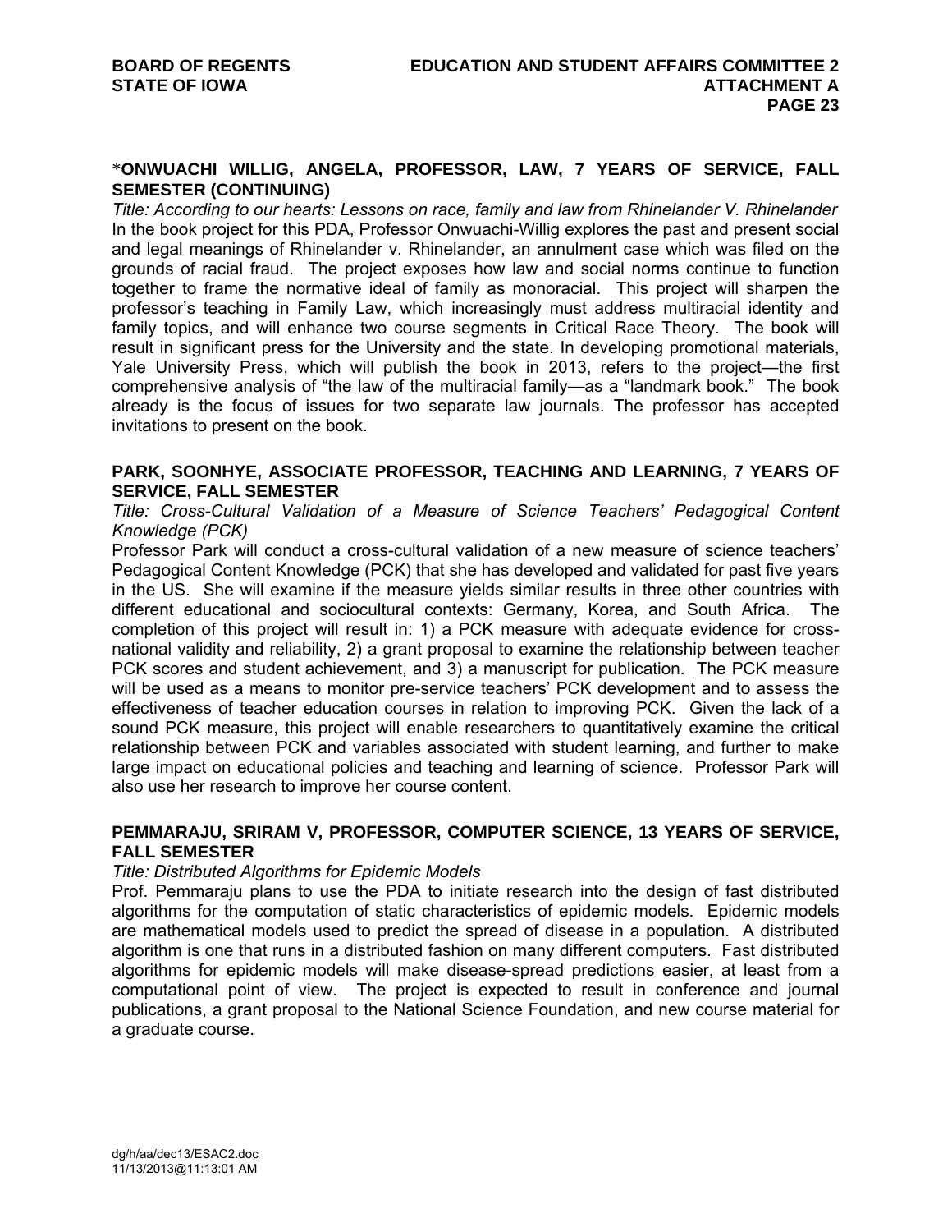**\*ONWUACHI WILLIG, ANGELA, PROFESSOR, LAW, 7 YEARS OF SERVICE, FALL SEMESTER (CONTINUING)**

*Title: According to our hearts: Lessons on race, family and law from Rhinelander V. Rhinelander*

In the book project for this PDA, Professor Onwuachi-Willig explores the past and present social and legal meanings of Rhinelander v. Rhinelander, an annulment case which was filed on the grounds of racial fraud. The project exposes how law and social norms continue to function together to frame the normative ideal of family as monoracial. This project will sharpen the professor's teaching in Family Law, which increasingly must address multiracial identity and family topics, and will enhance two course segments in Critical Race Theory. The book will result in significant press for the University and the state. In developing promotional materials, Yale University Press, which will publish the book in 2013, refers to the project—the first comprehensive analysis of "the law of the multiracial family—as a "landmark book." The book already is the focus of issues for two separate law journals. The professor has accepted invitations to present on the book.

**PARK, SOONHYE, ASSOCIATE PROFESSOR, TEACHING AND LEARNING, 7 YEARS OF SERVICE, FALL SEMESTER**

*Title: Cross-Cultural Validation of a Measure of Science Teachers' Pedagogical Content Knowledge (PCK)*

Professor Park will conduct a cross-cultural validation of a new measure of science teachers' Pedagogical Content Knowledge (PCK) that she has developed and validated for past five years in the US. She will examine if the measure yields similar results in three other countries with different educational and sociocultural contexts: Germany, Korea, and South Africa. The completion of this project will result in: 1) a PCK measure with adequate evidence for cross-national validity and reliability, 2) a grant proposal to examine the relationship between teacher PCK scores and student achievement, and 3) a manuscript for publication. The PCK measure will be used as a means to monitor pre-service teachers' PCK development and to assess the effectiveness of teacher education courses in relation to improving PCK. Given the lack of a sound PCK measure, this project will enable researchers to quantitatively examine the critical relationship between PCK and variables associated with student learning, and further to make large impact on educational policies and teaching and learning of science. Professor Park will also use her research to improve her course content.

**PEMMARAJU, SRIRAM V, PROFESSOR, COMPUTER SCIENCE, 13 YEARS OF SERVICE, FALL SEMESTER**

*Title: Distributed Algorithms for Epidemic Models*

Prof. Pemmaraju plans to use the PDA to initiate research into the design of fast distributed algorithms for the computation of static characteristics of epidemic models. Epidemic models are mathematical models used to predict the spread of disease in a population. A distributed algorithm is one that runs in a distributed fashion on many different computers. Fast distributed algorithms for epidemic models will make disease-spread predictions easier, at least from a computational point of view. The project is expected to result in conference and journal publications, a grant proposal to the National Science Foundation, and new course material for a graduate course.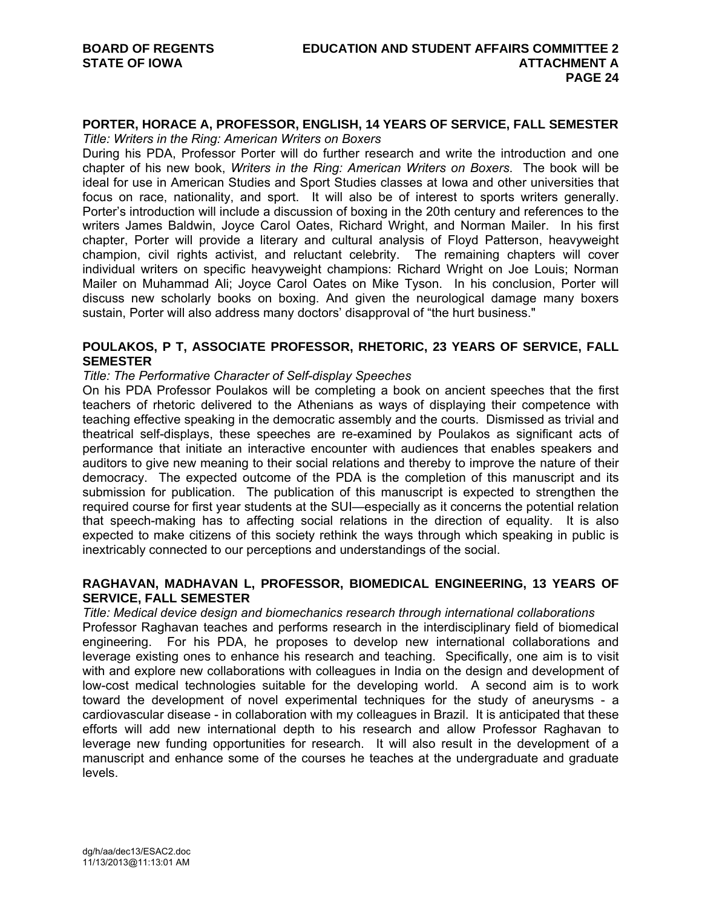**PORTER, HORACE A, PROFESSOR, ENGLISH, 14 YEARS OF SERVICE, FALL SEMESTER**

*Title: Writers in the Ring: American Writers on Boxers*

During his PDA, Professor Porter will do further research and write the introduction and one chapter of his new book, *Writers in the Ring: American Writers on Boxers*. The book will be ideal for use in American Studies and Sport Studies classes at Iowa and other universities that focus on race, nationality, and sport. It will also be of interest to sports writers generally. Porter's introduction will include a discussion of boxing in the 20th century and references to the writers James Baldwin, Joyce Carol Oates, Richard Wright, and Norman Mailer. In his first chapter, Porter will provide a literary and cultural analysis of Floyd Patterson, heavyweight champion, civil rights activist, and reluctant celebrity. The remaining chapters will cover individual writers on specific heavyweight champions: Richard Wright on Joe Louis; Norman Mailer on Muhammad Ali; Joyce Carol Oates on Mike Tyson. In his conclusion, Porter will discuss new scholarly books on boxing. And given the neurological damage many boxers sustain, Porter will also address many doctors' disapproval of "the hurt business."

**POULAKOS, P T, ASSOCIATE PROFESSOR, RHETORIC, 23 YEARS OF SERVICE, FALL SEMESTER**

*Title: The Performative Character of Self-display Speeches*

On his PDA Professor Poulakos will be completing a book on ancient speeches that the first teachers of rhetoric delivered to the Athenians as ways of displaying their competence with teaching effective speaking in the democratic assembly and the courts. Dismissed as trivial and theatrical self-displays, these speeches are re-examined by Poulakos as significant acts of performance that initiate an interactive encounter with audiences that enables speakers and auditors to give new meaning to their social relations and thereby to improve the nature of their democracy. The expected outcome of the PDA is the completion of this manuscript and its submission for publication. The publication of this manuscript is expected to strengthen the required course for first year students at the SUI—especially as it concerns the potential relation that speech-making has to affecting social relations in the direction of equality. It is also expected to make citizens of this society rethink the ways through which speaking in public is inextricably connected to our perceptions and understandings of the social.

**RAGHAVAN, MADHAVAN L, PROFESSOR, BIOMEDICAL ENGINEERING, 13 YEARS OF SERVICE, FALL SEMESTER**

*Title: Medical device design and biomechanics research through international collaborations*

Professor Raghavan teaches and performs research in the interdisciplinary field of biomedical engineering. For his PDA, he proposes to develop new international collaborations and leverage existing ones to enhance his research and teaching. Specifically, one aim is to visit with and explore new collaborations with colleagues in India on the design and development of low-cost medical technologies suitable for the developing world. A second aim is to work toward the development of novel experimental techniques for the study of aneurysms - a cardiovascular disease - in collaboration with my colleagues in Brazil. It is anticipated that these efforts will add new international depth to his research and allow Professor Raghavan to leverage new funding opportunities for research. It will also result in the development of a manuscript and enhance some of the courses he teaches at the undergraduate and graduate levels.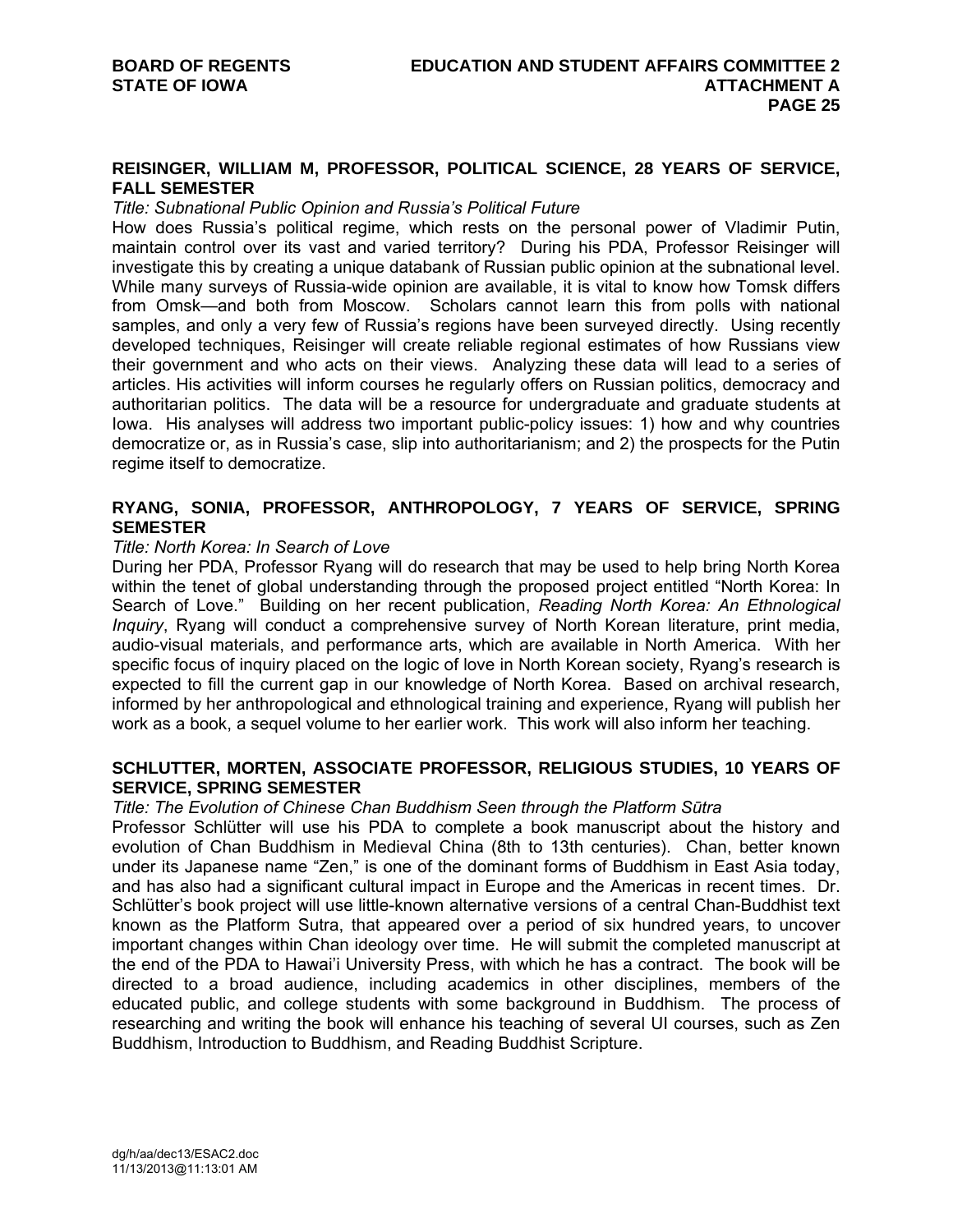**REISINGER, WILLIAM M, PROFESSOR, POLITICAL SCIENCE, 28 YEARS OF SERVICE, FALL SEMESTER**

*Title: Subnational Public Opinion and Russia's Political Future*

How does Russia's political regime, which rests on the personal power of Vladimir Putin, maintain control over its vast and varied territory? During his PDA, Professor Reisinger will investigate this by creating a unique databank of Russian public opinion at the subnational level. While many surveys of Russia-wide opinion are available, it is vital to know how Tomsk differs from Omsk—and both from Moscow. Scholars cannot learn this from polls with national samples, and only a very few of Russia's regions have been surveyed directly. Using recently developed techniques, Reisinger will create reliable regional estimates of how Russians view their government and who acts on their views. Analyzing these data will lead to a series of articles. His activities will inform courses he regularly offers on Russian politics, democracy and authoritarian politics. The data will be a resource for undergraduate and graduate students at Iowa. His analyses will address two important public-policy issues: 1) how and why countries democratize or, as in Russia's case, slip into authoritarianism; and 2) the prospects for the Putin regime itself to democratize.

**RYANG, SONIA, PROFESSOR, ANTHROPOLOGY, 7 YEARS OF SERVICE, SPRING SEMESTER**

*Title: North Korea: In Search of Love*

During her PDA, Professor Ryang will do research that may be used to help bring North Korea within the tenet of global understanding through the proposed project entitled "North Korea: In Search of Love." Building on her recent publication, *Reading North Korea: An Ethnological Inquiry*, Ryang will conduct a comprehensive survey of North Korean literature, print media, audio-visual materials, and performance arts, which are available in North America. With her specific focus of inquiry placed on the logic of love in North Korean society, Ryang's research is expected to fill the current gap in our knowledge of North Korea. Based on archival research, informed by her anthropological and ethnological training and experience, Ryang will publish her work as a book, a sequel volume to her earlier work. This work will also inform her teaching.

**SCHLUTTER, MORTEN, ASSOCIATE PROFESSOR, RELIGIOUS STUDIES, 10 YEARS OF SERVICE, SPRING SEMESTER**

*Title: The Evolution of Chinese Chan Buddhism Seen through the Platform Sūtra*

Professor Schlütter will use his PDA to complete a book manuscript about the history and evolution of Chan Buddhism in Medieval China (8th to 13th centuries). Chan, better known under its Japanese name "Zen," is one of the dominant forms of Buddhism in East Asia today, and has also had a significant cultural impact in Europe and the Americas in recent times. Dr. Schlütter's book project will use little-known alternative versions of a central Chan-Buddhist text known as the Platform Sutra, that appeared over a period of six hundred years, to uncover important changes within Chan ideology over time. He will submit the completed manuscript at the end of the PDA to Hawai'i University Press, with which he has a contract. The book will be directed to a broad audience, including academics in other disciplines, members of the educated public, and college students with some background in Buddhism. The process of researching and writing the book will enhance his teaching of several UI courses, such as Zen Buddhism, Introduction to Buddhism, and Reading Buddhist Scripture.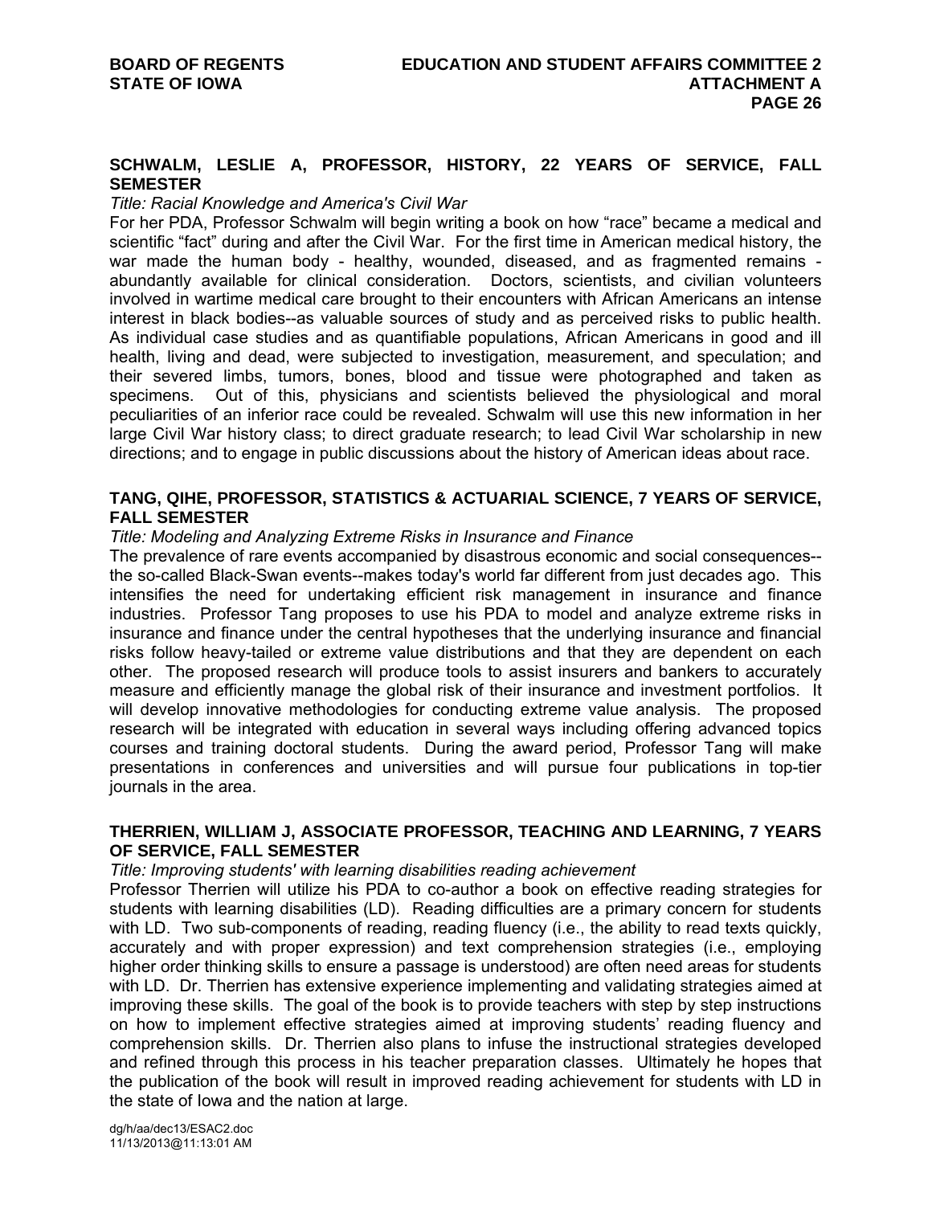**SCHWALM, LESLIE A, PROFESSOR, HISTORY, 22 YEARS OF SERVICE, FALL SEMESTER**

*Title: Racial Knowledge and America's Civil War*

For her PDA, Professor Schwalm will begin writing a book on how "race" became a medical and scientific "fact" during and after the Civil War. For the first time in American medical history, the war made the human body - healthy, wounded, diseased, and as fragmented remains - abundantly available for clinical consideration. Doctors, scientists, and civilian volunteers involved in wartime medical care brought to their encounters with African Americans an intense interest in black bodies--as valuable sources of study and as perceived risks to public health. As individual case studies and as quantifiable populations, African Americans in good and ill health, living and dead, were subjected to investigation, measurement, and speculation; and their severed limbs, tumors, bones, blood and tissue were photographed and taken as specimens. Out of this, physicians and scientists believed the physiological and moral peculiarities of an inferior race could be revealed. Schwalm will use this new information in her large Civil War history class; to direct graduate research; to lead Civil War scholarship in new directions; and to engage in public discussions about the history of American ideas about race.

**TANG, QIHE, PROFESSOR, STATISTICS & ACTUARIAL SCIENCE, 7 YEARS OF SERVICE, FALL SEMESTER**

*Title: Modeling and Analyzing Extreme Risks in Insurance and Finance*

The prevalence of rare events accompanied by disastrous economic and social consequences--the so-called Black-Swan events--makes today's world far different from just decades ago. This intensifies the need for undertaking efficient risk management in insurance and finance industries. Professor Tang proposes to use his PDA to model and analyze extreme risks in insurance and finance under the central hypotheses that the underlying insurance and financial risks follow heavy-tailed or extreme value distributions and that they are dependent on each other. The proposed research will produce tools to assist insurers and bankers to accurately measure and efficiently manage the global risk of their insurance and investment portfolios. It will develop innovative methodologies for conducting extreme value analysis. The proposed research will be integrated with education in several ways including offering advanced topics courses and training doctoral students. During the award period, Professor Tang will make presentations in conferences and universities and will pursue four publications in top-tier journals in the area.

**THERRIEN, WILLIAM J, ASSOCIATE PROFESSOR, TEACHING AND LEARNING, 7 YEARS OF SERVICE, FALL SEMESTER**

*Title: Improving students' with learning disabilities reading achievement*

Professor Therrien will utilize his PDA to co-author a book on effective reading strategies for students with learning disabilities (LD). Reading difficulties are a primary concern for students with LD. Two sub-components of reading, reading fluency (i.e., the ability to read texts quickly, accurately and with proper expression) and text comprehension strategies (i.e., employing higher order thinking skills to ensure a passage is understood) are often need areas for students with LD. Dr. Therrien has extensive experience implementing and validating strategies aimed at improving these skills. The goal of the book is to provide teachers with step by step instructions on how to implement effective strategies aimed at improving students' reading fluency and comprehension skills. Dr. Therrien also plans to infuse the instructional strategies developed and refined through this process in his teacher preparation classes. Ultimately he hopes that the publication of the book will result in improved reading achievement for students with LD in the state of Iowa and the nation at large.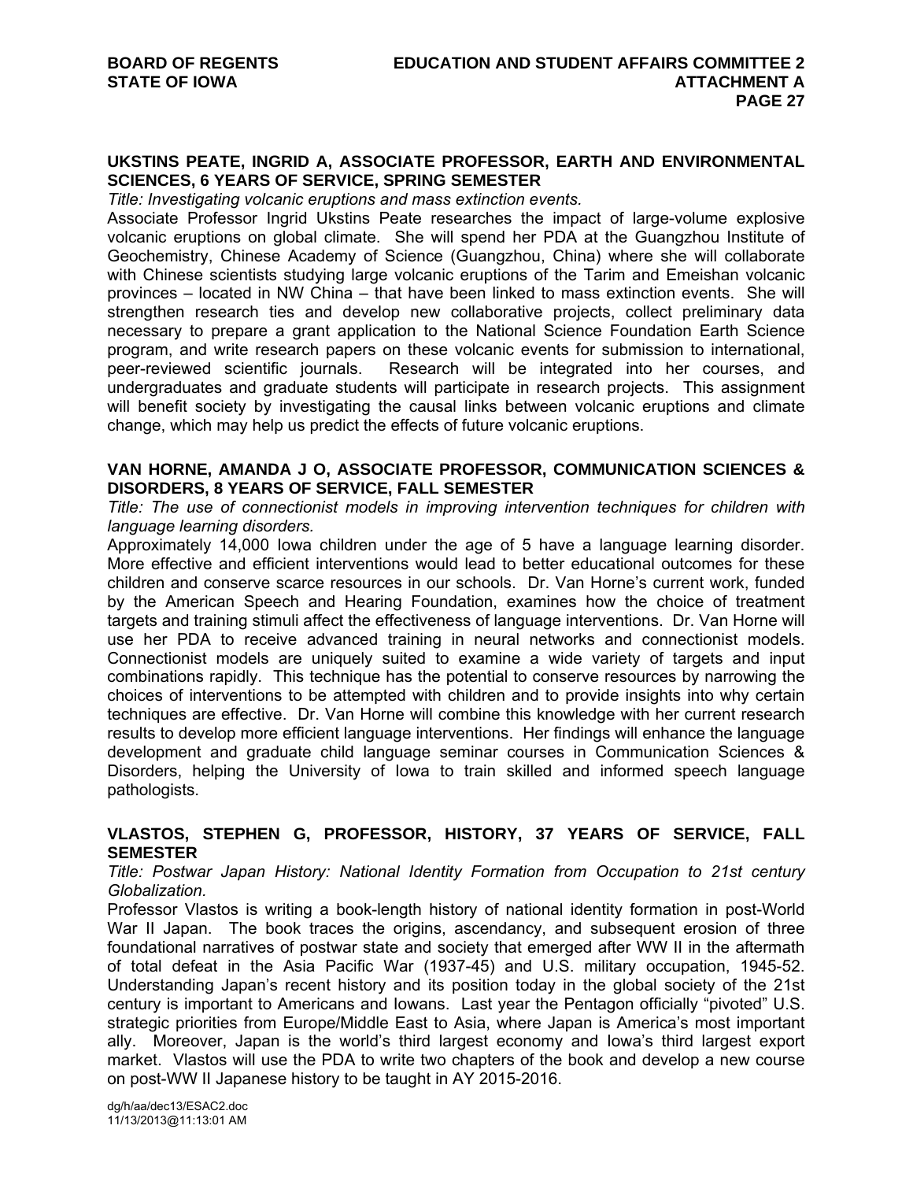**UKSTINS PEATE, INGRID A, ASSOCIATE PROFESSOR, EARTH AND ENVIRONMENTAL SCIENCES, 6 YEARS OF SERVICE, SPRING SEMESTER**

*Title: Investigating volcanic eruptions and mass extinction events.*

Associate Professor Ingrid Ukstins Peate researches the impact of large-volume explosive volcanic eruptions on global climate. She will spend her PDA at the Guangzhou Institute of Geochemistry, Chinese Academy of Science (Guangzhou, China) where she will collaborate with Chinese scientists studying large volcanic eruptions of the Tarim and Emeishan volcanic provinces – located in NW China – that have been linked to mass extinction events. She will strengthen research ties and develop new collaborative projects, collect preliminary data necessary to prepare a grant application to the National Science Foundation Earth Science program, and write research papers on these volcanic events for submission to international, peer-reviewed scientific journals. Research will be integrated into her courses, and undergraduates and graduate students will participate in research projects. This assignment will benefit society by investigating the causal links between volcanic eruptions and climate change, which may help us predict the effects of future volcanic eruptions.

**VAN HORNE, AMANDA J O, ASSOCIATE PROFESSOR, COMMUNICATION SCIENCES & DISORDERS, 8 YEARS OF SERVICE, FALL SEMESTER**

*Title: The use of connectionist models in improving intervention techniques for children with language learning disorders.*

Approximately 14,000 Iowa children under the age of 5 have a language learning disorder. More effective and efficient interventions would lead to better educational outcomes for these children and conserve scarce resources in our schools. Dr. Van Horne's current work, funded by the American Speech and Hearing Foundation, examines how the choice of treatment targets and training stimuli affect the effectiveness of language interventions. Dr. Van Horne will use her PDA to receive advanced training in neural networks and connectionist models. Connectionist models are uniquely suited to examine a wide variety of targets and input combinations rapidly. This technique has the potential to conserve resources by narrowing the choices of interventions to be attempted with children and to provide insights into why certain techniques are effective. Dr. Van Horne will combine this knowledge with her current research results to develop more efficient language interventions. Her findings will enhance the language development and graduate child language seminar courses in Communication Sciences & Disorders, helping the University of Iowa to train skilled and informed speech language pathologists.

**VLASTOS, STEPHEN G, PROFESSOR, HISTORY, 37 YEARS OF SERVICE, FALL SEMESTER**

*Title: Postwar Japan History: National Identity Formation from Occupation to 21st century Globalization.*

Professor Vlastos is writing a book-length history of national identity formation in post-World War II Japan. The book traces the origins, ascendancy, and subsequent erosion of three foundational narratives of postwar state and society that emerged after WW II in the aftermath of total defeat in the Asia Pacific War (1937-45) and U.S. military occupation, 1945-52. Understanding Japan's recent history and its position today in the global society of the 21st century is important to Americans and Iowans. Last year the Pentagon officially "pivoted" U.S. strategic priorities from Europe/Middle East to Asia, where Japan is America's most important ally. Moreover, Japan is the world's third largest economy and Iowa's third largest export market. Vlastos will use the PDA to write two chapters of the book and develop a new course on post-WW II Japanese history to be taught in AY 2015-2016.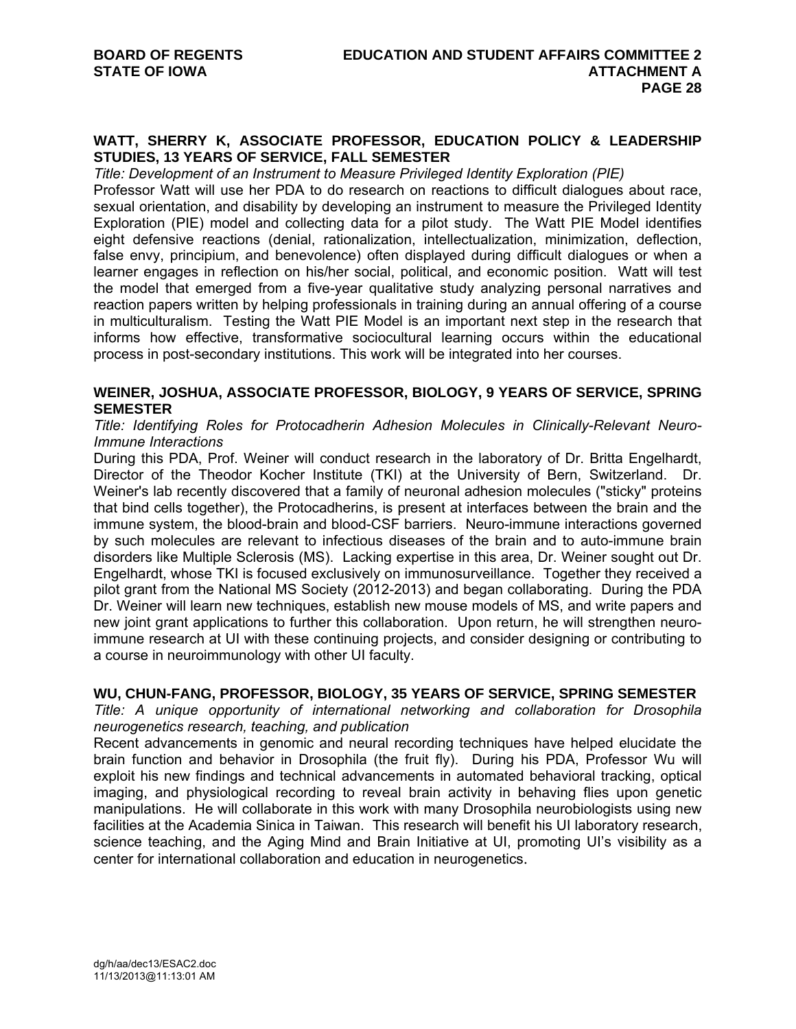**WATT, SHERRY K, ASSOCIATE PROFESSOR, EDUCATION POLICY & LEADERSHIP STUDIES, 13 YEARS OF SERVICE, FALL SEMESTER**

*Title: Development of an Instrument to Measure Privileged Identity Exploration (PIE)*

Professor Watt will use her PDA to do research on reactions to difficult dialogues about race, sexual orientation, and disability by developing an instrument to measure the Privileged Identity Exploration (PIE) model and collecting data for a pilot study. The Watt PIE Model identifies eight defensive reactions (denial, rationalization, intellectualization, minimization, deflection, false envy, principium, and benevolence) often displayed during difficult dialogues or when a learner engages in reflection on his/her social, political, and economic position. Watt will test the model that emerged from a five-year qualitative study analyzing personal narratives and reaction papers written by helping professionals in training during an annual offering of a course in multiculturalism. Testing the Watt PIE Model is an important next step in the research that informs how effective, transformative sociocultural learning occurs within the educational process in post-secondary institutions. This work will be integrated into her courses.

**WEINER, JOSHUA, ASSOCIATE PROFESSOR, BIOLOGY, 9 YEARS OF SERVICE, SPRING SEMESTER**

*Title: Identifying Roles for Protocadherin Adhesion Molecules in Clinically-Relevant Neuro-Immune Interactions*

During this PDA, Prof. Weiner will conduct research in the laboratory of Dr. Britta Engelhardt, Director of the Theodor Kocher Institute (TKI) at the University of Bern, Switzerland. Dr. Weiner's lab recently discovered that a family of neuronal adhesion molecules ("sticky" proteins that bind cells together), the Protocadherins, is present at interfaces between the brain and the immune system, the blood-brain and blood-CSF barriers. Neuro-immune interactions governed by such molecules are relevant to infectious diseases of the brain and to auto-immune brain disorders like Multiple Sclerosis (MS). Lacking expertise in this area, Dr. Weiner sought out Dr. Engelhardt, whose TKI is focused exclusively on immunosurveillance. Together they received a pilot grant from the National MS Society (2012-2013) and began collaborating. During the PDA Dr. Weiner will learn new techniques, establish new mouse models of MS, and write papers and new joint grant applications to further this collaboration. Upon return, he will strengthen neuro-immune research at UI with these continuing projects, and consider designing or contributing to a course in neuroimmunology with other UI faculty.

**WU, CHUN-FANG, PROFESSOR, BIOLOGY, 35 YEARS OF SERVICE, SPRING SEMESTER**

*Title: A unique opportunity of international networking and collaboration for Drosophila neurogenetics research, teaching, and publication*

Recent advancements in genomic and neural recording techniques have helped elucidate the brain function and behavior in Drosophila (the fruit fly). During his PDA, Professor Wu will exploit his new findings and technical advancements in automated behavioral tracking, optical imaging, and physiological recording to reveal brain activity in behaving flies upon genetic manipulations. He will collaborate in this work with many Drosophila neurobiologists using new facilities at the Academia Sinica in Taiwan. This research will benefit his UI laboratory research, science teaching, and the Aging Mind and Brain Initiative at UI, promoting UI's visibility as a center for international collaboration and education in neurogenetics.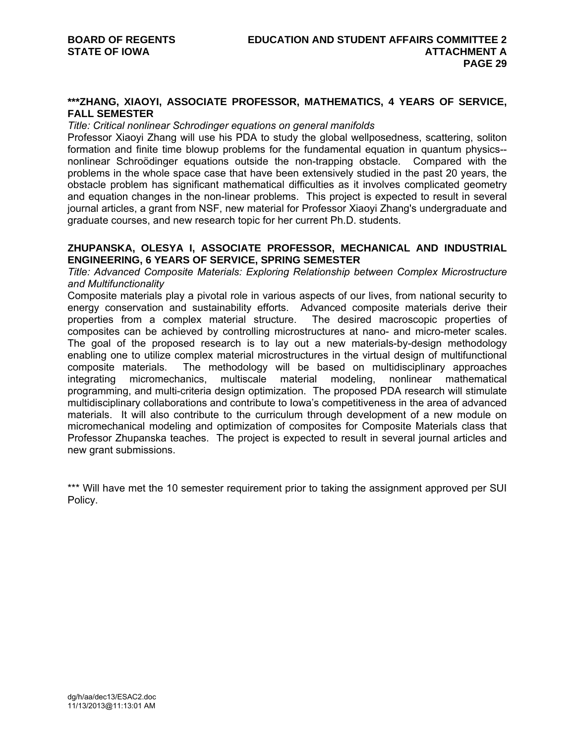**\*\*\*ZHANG, XIAOYI, ASSOCIATE PROFESSOR, MATHEMATICS, 4 YEARS OF SERVICE, FALL SEMESTER**

*Title: Critical nonlinear Schrodinger equations on general manifolds*

Professor Xiaoyi Zhang will use his PDA to study the global wellposedness, scattering, soliton formation and finite time blowup problems for the fundamental equation in quantum physics--nonlinear Schroödinger equations outside the non-trapping obstacle. Compared with the problems in the whole space case that have been extensively studied in the past 20 years, the obstacle problem has significant mathematical difficulties as it involves complicated geometry and equation changes in the non-linear problems. This project is expected to result in several journal articles, a grant from NSF, new material for Professor Xiaoyi Zhang's undergraduate and graduate courses, and new research topic for her current Ph.D. students.

**ZHUPANSKA, OLESYA I, ASSOCIATE PROFESSOR, MECHANICAL AND INDUSTRIAL ENGINEERING, 6 YEARS OF SERVICE, SPRING SEMESTER**

*Title: Advanced Composite Materials: Exploring Relationship between Complex Microstructure and Multifunctionality*

Composite materials play a pivotal role in various aspects of our lives, from national security to energy conservation and sustainability efforts. Advanced composite materials derive their properties from a complex material structure. The desired macroscopic properties of composites can be achieved by controlling microstructures at nano- and micro-meter scales. The goal of the proposed research is to lay out a new materials-by-design methodology enabling one to utilize complex material microstructures in the virtual design of multifunctional composite materials. The methodology will be based on multidisciplinary approaches integrating micromechanics, multiscale material modeling, nonlinear mathematical programming, and multi-criteria design optimization. The proposed PDA research will stimulate multidisciplinary collaborations and contribute to Iowa's competitiveness in the area of advanced materials. It will also contribute to the curriculum through development of a new module on micromechanical modeling and optimization of composites for Composite Materials class that Professor Zhupanska teaches. The project is expected to result in several journal articles and new grant submissions.

\*\*\* Will have met the 10 semester requirement prior to taking the assignment approved per SUI Policy.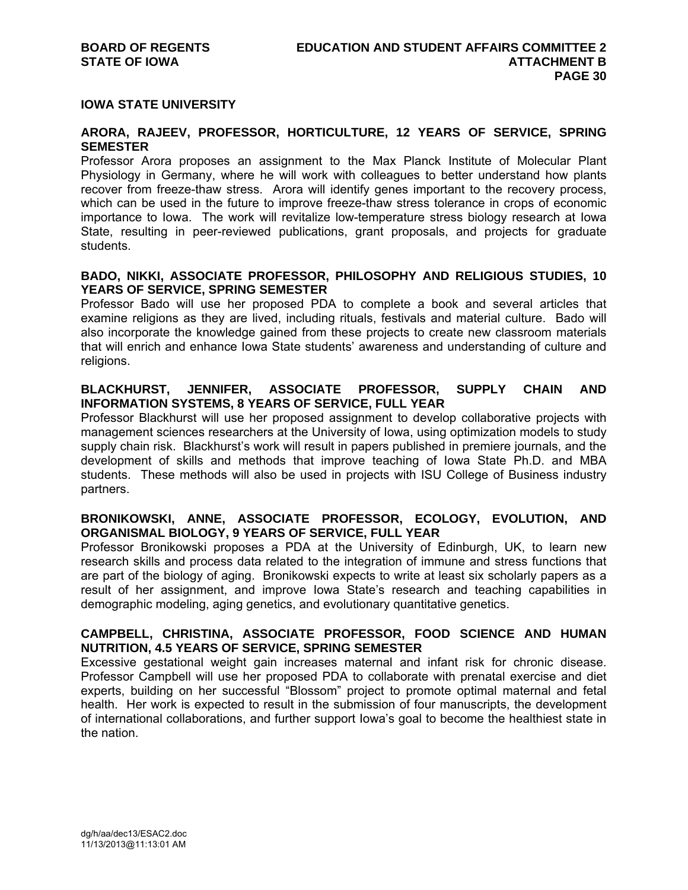## IOWA STATE UNIVERSITY

### ARORA, RAJEEV, PROFESSOR, HORTICULTURE, 12 YEARS OF SERVICE, SPRING SEMESTER

Professor Arora proposes an assignment to the Max Planck Institute of Molecular Plant Physiology in Germany, where he will work with colleagues to better understand how plants recover from freeze-thaw stress. Arora will identify genes important to the recovery process, which can be used in the future to improve freeze-thaw stress tolerance in crops of economic importance to Iowa. The work will revitalize low-temperature stress biology research at Iowa State, resulting in peer-reviewed publications, grant proposals, and projects for graduate students.

### BADO, NIKKI, ASSOCIATE PROFESSOR, PHILOSOPHY AND RELIGIOUS STUDIES, 10 YEARS OF SERVICE, SPRING SEMESTER

Professor Bado will use her proposed PDA to complete a book and several articles that examine religions as they are lived, including rituals, festivals and material culture. Bado will also incorporate the knowledge gained from these projects to create new classroom materials that will enrich and enhance Iowa State students' awareness and understanding of culture and religions.

### BLACKHURST, JENNIFER, ASSOCIATE PROFESSOR, SUPPLY CHAIN AND INFORMATION SYSTEMS, 8 YEARS OF SERVICE, FULL YEAR

Professor Blackhurst will use her proposed assignment to develop collaborative projects with management sciences researchers at the University of Iowa, using optimization models to study supply chain risk. Blackhurst's work will result in papers published in premiere journals, and the development of skills and methods that improve teaching of Iowa State Ph.D. and MBA students. These methods will also be used in projects with ISU College of Business industry partners.

### BRONIKOWSKI, ANNE, ASSOCIATE PROFESSOR, ECOLOGY, EVOLUTION, AND ORGANISMAL BIOLOGY, 9 YEARS OF SERVICE, FULL YEAR

Professor Bronikowski proposes a PDA at the University of Edinburgh, UK, to learn new research skills and process data related to the integration of immune and stress functions that are part of the biology of aging. Bronikowski expects to write at least six scholarly papers as a result of her assignment, and improve Iowa State's research and teaching capabilities in demographic modeling, aging genetics, and evolutionary quantitative genetics.

### CAMPBELL, CHRISTINA, ASSOCIATE PROFESSOR, FOOD SCIENCE AND HUMAN NUTRITION, 4.5 YEARS OF SERVICE, SPRING SEMESTER

Excessive gestational weight gain increases maternal and infant risk for chronic disease. Professor Campbell will use her proposed PDA to collaborate with prenatal exercise and diet experts, building on her successful "Blossom" project to promote optimal maternal and fetal health. Her work is expected to result in the submission of four manuscripts, the development of international collaborations, and further support Iowa's goal to become the healthiest state in the nation.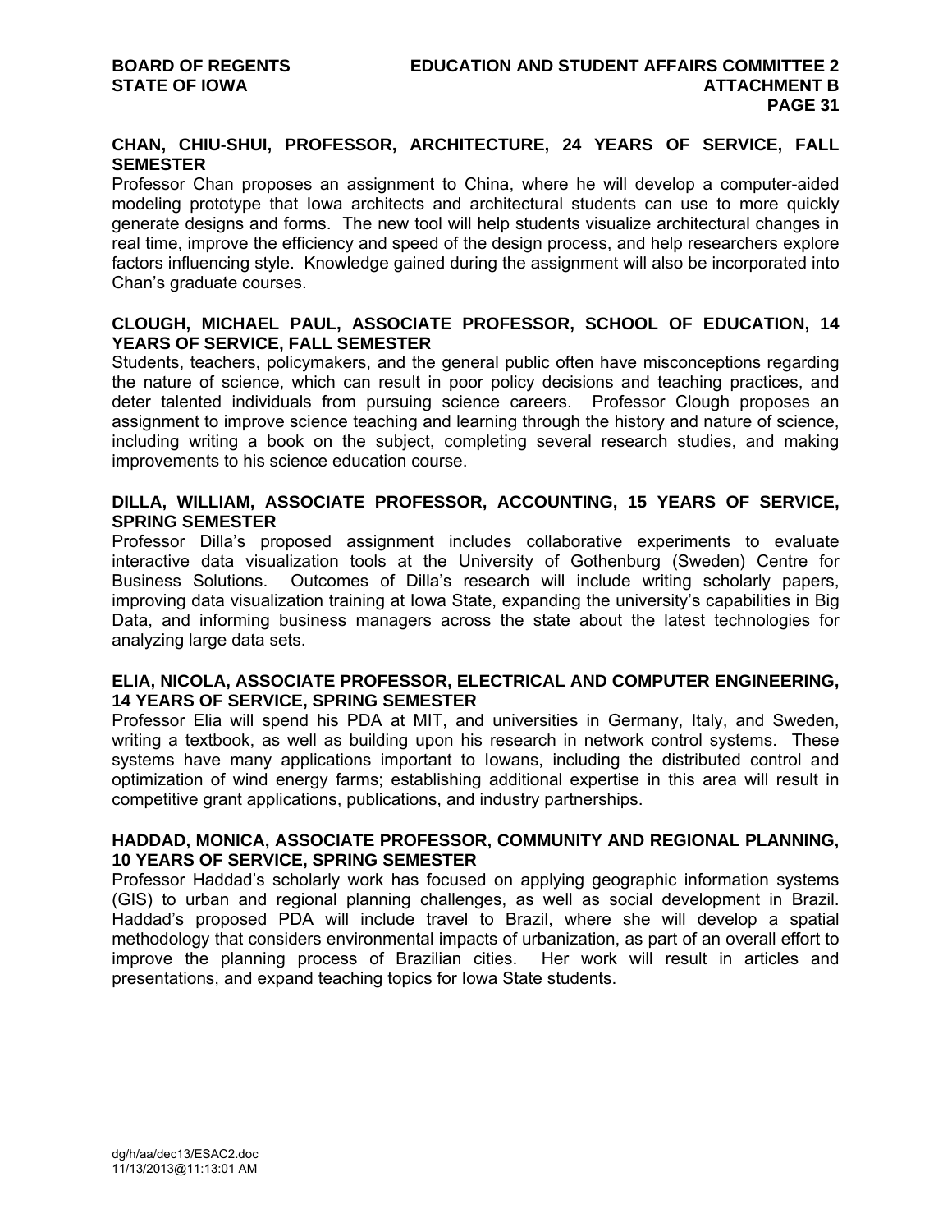**CHAN, CHIU-SHUI, PROFESSOR, ARCHITECTURE, 24 YEARS OF SERVICE, FALL SEMESTER**

Professor Chan proposes an assignment to China, where he will develop a computer-aided modeling prototype that Iowa architects and architectural students can use to more quickly generate designs and forms. The new tool will help students visualize architectural changes in real time, improve the efficiency and speed of the design process, and help researchers explore factors influencing style. Knowledge gained during the assignment will also be incorporated into Chan's graduate courses.

**CLOUGH, MICHAEL PAUL, ASSOCIATE PROFESSOR, SCHOOL OF EDUCATION, 14 YEARS OF SERVICE, FALL SEMESTER**

Students, teachers, policymakers, and the general public often have misconceptions regarding the nature of science, which can result in poor policy decisions and teaching practices, and deter talented individuals from pursuing science careers. Professor Clough proposes an assignment to improve science teaching and learning through the history and nature of science, including writing a book on the subject, completing several research studies, and making improvements to his science education course.

**DILLA, WILLIAM, ASSOCIATE PROFESSOR, ACCOUNTING, 15 YEARS OF SERVICE, SPRING SEMESTER**

Professor Dilla's proposed assignment includes collaborative experiments to evaluate interactive data visualization tools at the University of Gothenburg (Sweden) Centre for Business Solutions. Outcomes of Dilla's research will include writing scholarly papers, improving data visualization training at Iowa State, expanding the university's capabilities in Big Data, and informing business managers across the state about the latest technologies for analyzing large data sets.

**ELIA, NICOLA, ASSOCIATE PROFESSOR, ELECTRICAL AND COMPUTER ENGINEERING, 14 YEARS OF SERVICE, SPRING SEMESTER**

Professor Elia will spend his PDA at MIT, and universities in Germany, Italy, and Sweden, writing a textbook, as well as building upon his research in network control systems. These systems have many applications important to Iowans, including the distributed control and optimization of wind energy farms; establishing additional expertise in this area will result in competitive grant applications, publications, and industry partnerships.

**HADDAD, MONICA, ASSOCIATE PROFESSOR, COMMUNITY AND REGIONAL PLANNING, 10 YEARS OF SERVICE, SPRING SEMESTER**

Professor Haddad's scholarly work has focused on applying geographic information systems (GIS) to urban and regional planning challenges, as well as social development in Brazil. Haddad's proposed PDA will include travel to Brazil, where she will develop a spatial methodology that considers environmental impacts of urbanization, as part of an overall effort to improve the planning process of Brazilian cities. Her work will result in articles and presentations, and expand teaching topics for Iowa State students.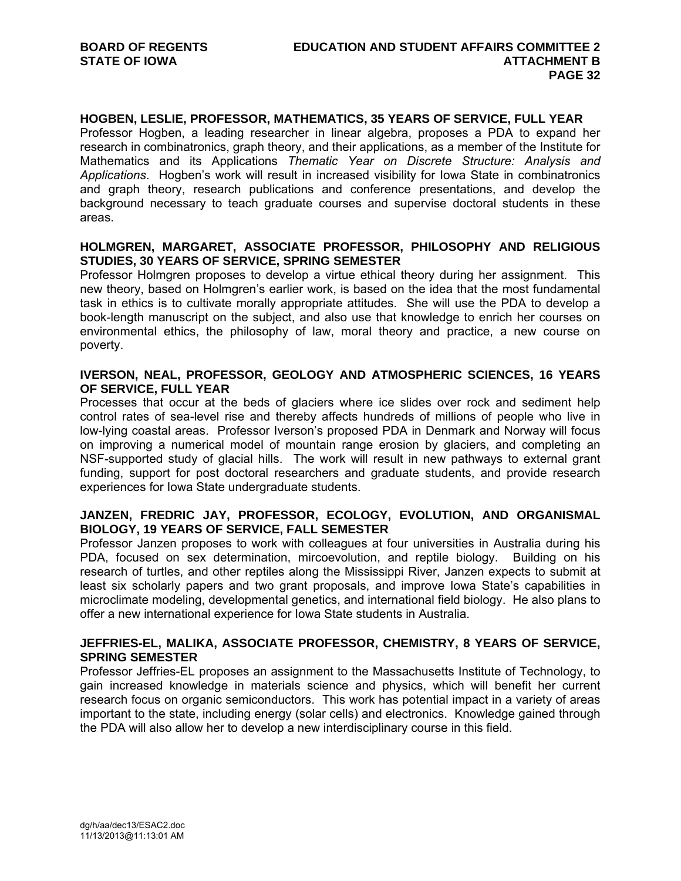**HOGBEN, LESLIE, PROFESSOR, MATHEMATICS, 35 YEARS OF SERVICE, FULL YEAR**

Professor Hogben, a leading researcher in linear algebra, proposes a PDA to expand her research in combinatronics, graph theory, and their applications, as a member of the Institute for Mathematics and its Applications *Thematic Year on Discrete Structure: Analysis and Applications*. Hogben's work will result in increased visibility for Iowa State in combinatronics and graph theory, research publications and conference presentations, and develop the background necessary to teach graduate courses and supervise doctoral students in these areas.

**HOLMGREN, MARGARET, ASSOCIATE PROFESSOR, PHILOSOPHY AND RELIGIOUS STUDIES, 30 YEARS OF SERVICE, SPRING SEMESTER**

Professor Holmgren proposes to develop a virtue ethical theory during her assignment. This new theory, based on Holmgren's earlier work, is based on the idea that the most fundamental task in ethics is to cultivate morally appropriate attitudes. She will use the PDA to develop a book-length manuscript on the subject, and also use that knowledge to enrich her courses on environmental ethics, the philosophy of law, moral theory and practice, a new course on poverty.

**IVERSON, NEAL, PROFESSOR, GEOLOGY AND ATMOSPHERIC SCIENCES, 16 YEARS OF SERVICE, FULL YEAR**

Processes that occur at the beds of glaciers where ice slides over rock and sediment help control rates of sea-level rise and thereby affects hundreds of millions of people who live in low-lying coastal areas. Professor Iverson's proposed PDA in Denmark and Norway will focus on improving a numerical model of mountain range erosion by glaciers, and completing an NSF-supported study of glacial hills. The work will result in new pathways to external grant funding, support for post doctoral researchers and graduate students, and provide research experiences for Iowa State undergraduate students.

**JANZEN, FREDRIC JAY, PROFESSOR, ECOLOGY, EVOLUTION, AND ORGANISMAL BIOLOGY, 19 YEARS OF SERVICE, FALL SEMESTER**

Professor Janzen proposes to work with colleagues at four universities in Australia during his PDA, focused on sex determination, mircoevolution, and reptile biology. Building on his research of turtles, and other reptiles along the Mississippi River, Janzen expects to submit at least six scholarly papers and two grant proposals, and improve Iowa State's capabilities in microclimate modeling, developmental genetics, and international field biology. He also plans to offer a new international experience for Iowa State students in Australia.

**JEFFRIES-EL, MALIKA, ASSOCIATE PROFESSOR, CHEMISTRY, 8 YEARS OF SERVICE, SPRING SEMESTER**

Professor Jeffries-EL proposes an assignment to the Massachusetts Institute of Technology, to gain increased knowledge in materials science and physics, which will benefit her current research focus on organic semiconductors. This work has potential impact in a variety of areas important to the state, including energy (solar cells) and electronics. Knowledge gained through the PDA will also allow her to develop a new interdisciplinary course in this field.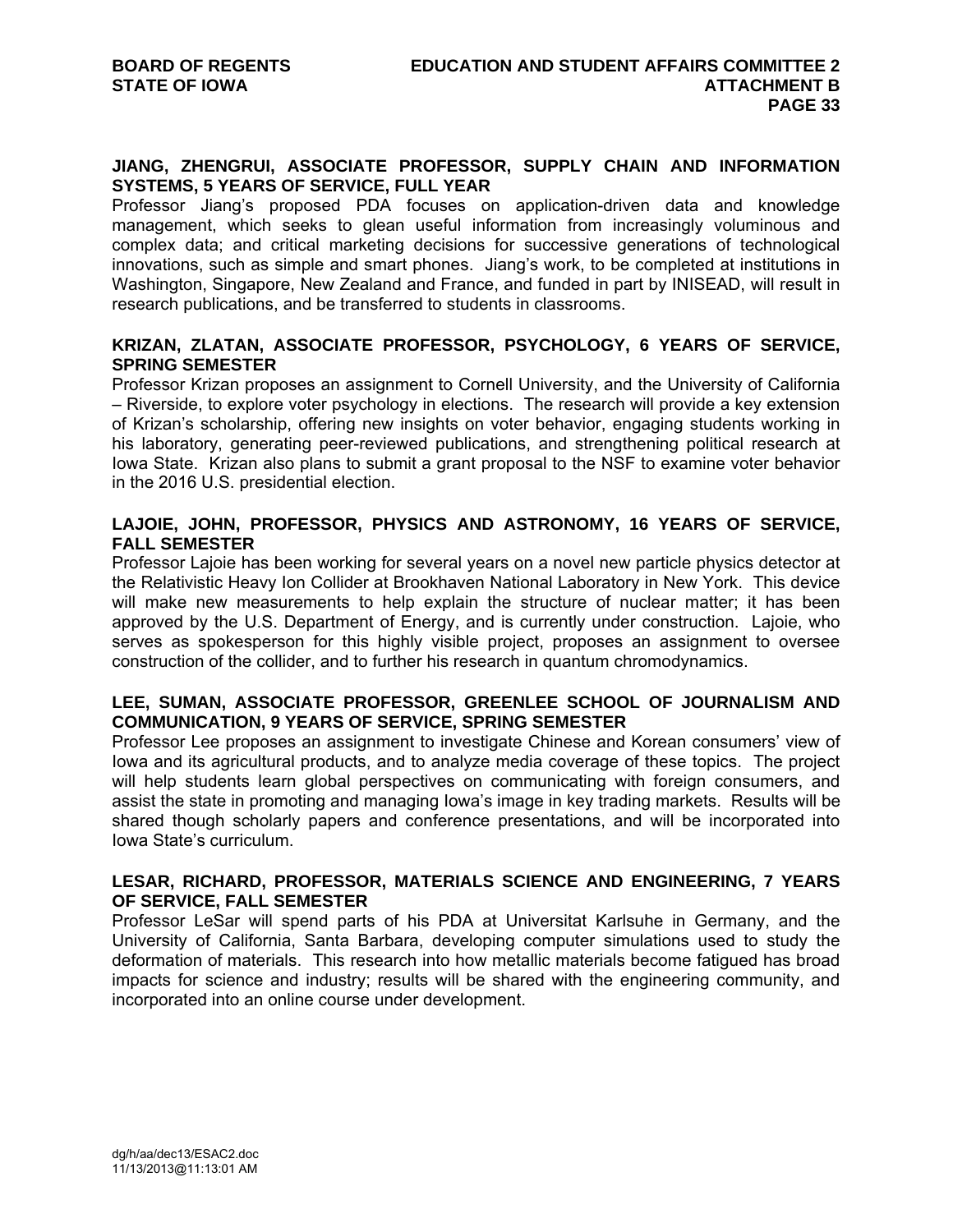### JIANG, ZHENGRUI, ASSOCIATE PROFESSOR, SUPPLY CHAIN AND INFORMATION SYSTEMS, 5 YEARS OF SERVICE, FULL YEAR

Professor Jiang's proposed PDA focuses on application-driven data and knowledge management, which seeks to glean useful information from increasingly voluminous and complex data; and critical marketing decisions for successive generations of technological innovations, such as simple and smart phones. Jiang's work, to be completed at institutions in Washington, Singapore, New Zealand and France, and funded in part by INISEAD, will result in research publications, and be transferred to students in classrooms.

### KRIZAN, ZLATAN, ASSOCIATE PROFESSOR, PSYCHOLOGY, 6 YEARS OF SERVICE, SPRING SEMESTER

Professor Krizan proposes an assignment to Cornell University, and the University of California – Riverside, to explore voter psychology in elections. The research will provide a key extension of Krizan's scholarship, offering new insights on voter behavior, engaging students working in his laboratory, generating peer-reviewed publications, and strengthening political research at Iowa State. Krizan also plans to submit a grant proposal to the NSF to examine voter behavior in the 2016 U.S. presidential election.

### LAJOIE, JOHN, PROFESSOR, PHYSICS AND ASTRONOMY, 16 YEARS OF SERVICE, FALL SEMESTER

Professor Lajoie has been working for several years on a novel new particle physics detector at the Relativistic Heavy Ion Collider at Brookhaven National Laboratory in New York. This device will make new measurements to help explain the structure of nuclear matter; it has been approved by the U.S. Department of Energy, and is currently under construction. Lajoie, who serves as spokesperson for this highly visible project, proposes an assignment to oversee construction of the collider, and to further his research in quantum chromodynamics.

### LEE, SUMAN, ASSOCIATE PROFESSOR, GREENLEE SCHOOL OF JOURNALISM AND COMMUNICATION, 9 YEARS OF SERVICE, SPRING SEMESTER

Professor Lee proposes an assignment to investigate Chinese and Korean consumers' view of Iowa and its agricultural products, and to analyze media coverage of these topics. The project will help students learn global perspectives on communicating with foreign consumers, and assist the state in promoting and managing Iowa's image in key trading markets. Results will be shared though scholarly papers and conference presentations, and will be incorporated into Iowa State's curriculum.

### LESAR, RICHARD, PROFESSOR, MATERIALS SCIENCE AND ENGINEERING, 7 YEARS OF SERVICE, FALL SEMESTER

Professor LeSar will spend parts of his PDA at Universitat Karlsuhe in Germany, and the University of California, Santa Barbara, developing computer simulations used to study the deformation of materials. This research into how metallic materials become fatigued has broad impacts for science and industry; results will be shared with the engineering community, and incorporated into an online course under development.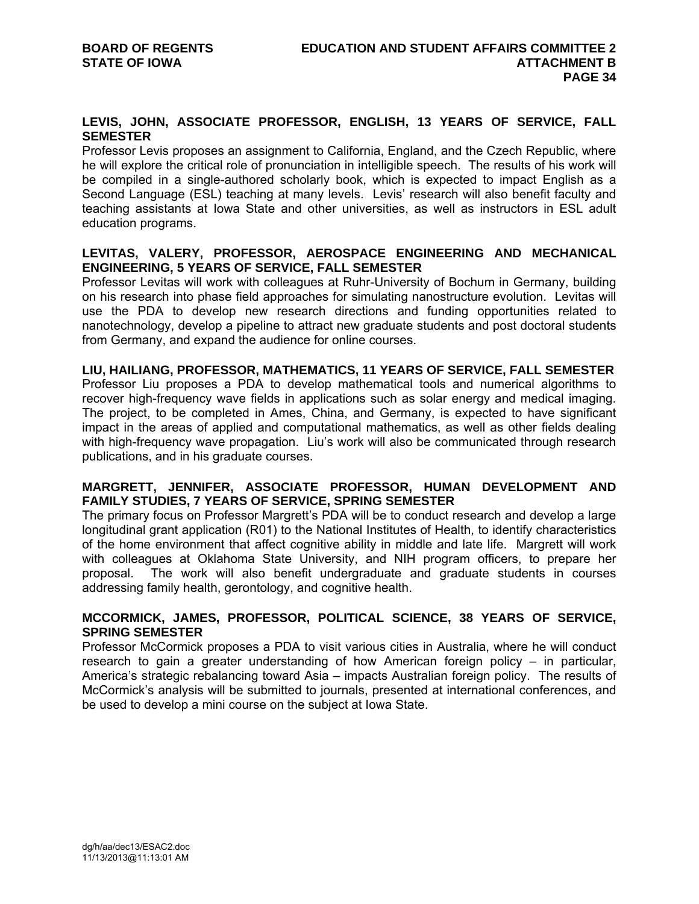**LEVIS, JOHN, ASSOCIATE PROFESSOR, ENGLISH, 13 YEARS OF SERVICE, FALL SEMESTER**

Professor Levis proposes an assignment to California, England, and the Czech Republic, where he will explore the critical role of pronunciation in intelligible speech. The results of his work will be compiled in a single-authored scholarly book, which is expected to impact English as a Second Language (ESL) teaching at many levels. Levis' research will also benefit faculty and teaching assistants at Iowa State and other universities, as well as instructors in ESL adult education programs.

**LEVITAS, VALERY, PROFESSOR, AEROSPACE ENGINEERING AND MECHANICAL ENGINEERING, 5 YEARS OF SERVICE, FALL SEMESTER**

Professor Levitas will work with colleagues at Ruhr-University of Bochum in Germany, building on his research into phase field approaches for simulating nanostructure evolution. Levitas will use the PDA to develop new research directions and funding opportunities related to nanotechnology, develop a pipeline to attract new graduate students and post doctoral students from Germany, and expand the audience for online courses.

**LIU, HAILIANG, PROFESSOR, MATHEMATICS, 11 YEARS OF SERVICE, FALL SEMESTER**

Professor Liu proposes a PDA to develop mathematical tools and numerical algorithms to recover high-frequency wave fields in applications such as solar energy and medical imaging. The project, to be completed in Ames, China, and Germany, is expected to have significant impact in the areas of applied and computational mathematics, as well as other fields dealing with high-frequency wave propagation. Liu's work will also be communicated through research publications, and in his graduate courses.

**MARGRETT, JENNIFER, ASSOCIATE PROFESSOR, HUMAN DEVELOPMENT AND FAMILY STUDIES, 7 YEARS OF SERVICE, SPRING SEMESTER**

The primary focus on Professor Margrett's PDA will be to conduct research and develop a large longitudinal grant application (R01) to the National Institutes of Health, to identify characteristics of the home environment that affect cognitive ability in middle and late life. Margrett will work with colleagues at Oklahoma State University, and NIH program officers, to prepare her proposal. The work will also benefit undergraduate and graduate students in courses addressing family health, gerontology, and cognitive health.

**MCCORMICK, JAMES, PROFESSOR, POLITICAL SCIENCE, 38 YEARS OF SERVICE, SPRING SEMESTER**

Professor McCormick proposes a PDA to visit various cities in Australia, where he will conduct research to gain a greater understanding of how American foreign policy – in particular, America's strategic rebalancing toward Asia – impacts Australian foreign policy. The results of McCormick's analysis will be submitted to journals, presented at international conferences, and be used to develop a mini course on the subject at Iowa State.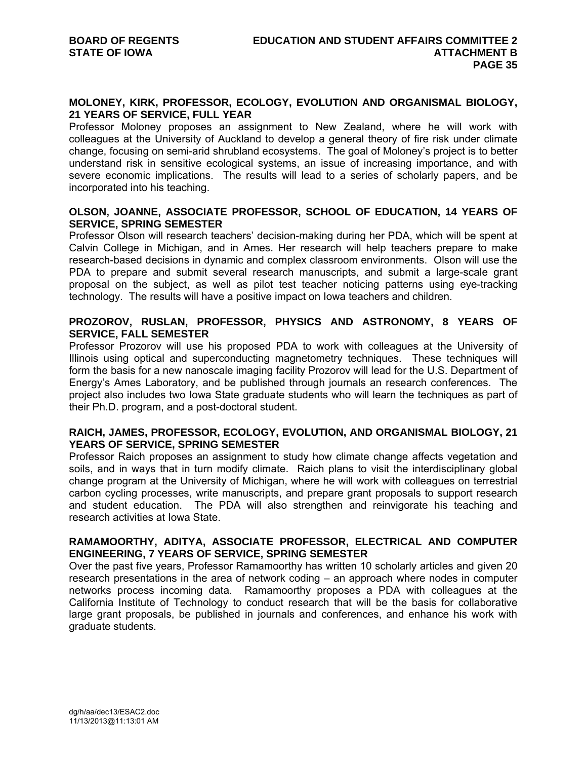**MOLONEY, KIRK, PROFESSOR, ECOLOGY, EVOLUTION AND ORGANISMAL BIOLOGY, 21 YEARS OF SERVICE, FULL YEAR**

Professor Moloney proposes an assignment to New Zealand, where he will work with colleagues at the University of Auckland to develop a general theory of fire risk under climate change, focusing on semi-arid shrubland ecosystems. The goal of Moloney's project is to better understand risk in sensitive ecological systems, an issue of increasing importance, and with severe economic implications. The results will lead to a series of scholarly papers, and be incorporated into his teaching.

**OLSON, JOANNE, ASSOCIATE PROFESSOR, SCHOOL OF EDUCATION, 14 YEARS OF SERVICE, SPRING SEMESTER**

Professor Olson will research teachers' decision-making during her PDA, which will be spent at Calvin College in Michigan, and in Ames. Her research will help teachers prepare to make research-based decisions in dynamic and complex classroom environments. Olson will use the PDA to prepare and submit several research manuscripts, and submit a large-scale grant proposal on the subject, as well as pilot test teacher noticing patterns using eye-tracking technology. The results will have a positive impact on Iowa teachers and children.

**PROZOROV, RUSLAN, PROFESSOR, PHYSICS AND ASTRONOMY, 8 YEARS OF SERVICE, FALL SEMESTER**

Professor Prozorov will use his proposed PDA to work with colleagues at the University of Illinois using optical and superconducting magnetometry techniques. These techniques will form the basis for a new nanoscale imaging facility Prozorov will lead for the U.S. Department of Energy's Ames Laboratory, and be published through journals an research conferences. The project also includes two Iowa State graduate students who will learn the techniques as part of their Ph.D. program, and a post-doctoral student.

**RAICH, JAMES, PROFESSOR, ECOLOGY, EVOLUTION, AND ORGANISMAL BIOLOGY, 21 YEARS OF SERVICE, SPRING SEMESTER**

Professor Raich proposes an assignment to study how climate change affects vegetation and soils, and in ways that in turn modify climate. Raich plans to visit the interdisciplinary global change program at the University of Michigan, where he will work with colleagues on terrestrial carbon cycling processes, write manuscripts, and prepare grant proposals to support research and student education. The PDA will also strengthen and reinvigorate his teaching and research activities at Iowa State.

**RAMAMOORTHY, ADITYA, ASSOCIATE PROFESSOR, ELECTRICAL AND COMPUTER ENGINEERING, 7 YEARS OF SERVICE, SPRING SEMESTER**

Over the past five years, Professor Ramamoorthy has written 10 scholarly articles and given 20 research presentations in the area of network coding – an approach where nodes in computer networks process incoming data. Ramamoorthy proposes a PDA with colleagues at the California Institute of Technology to conduct research that will be the basis for collaborative large grant proposals, be published in journals and conferences, and enhance his work with graduate students.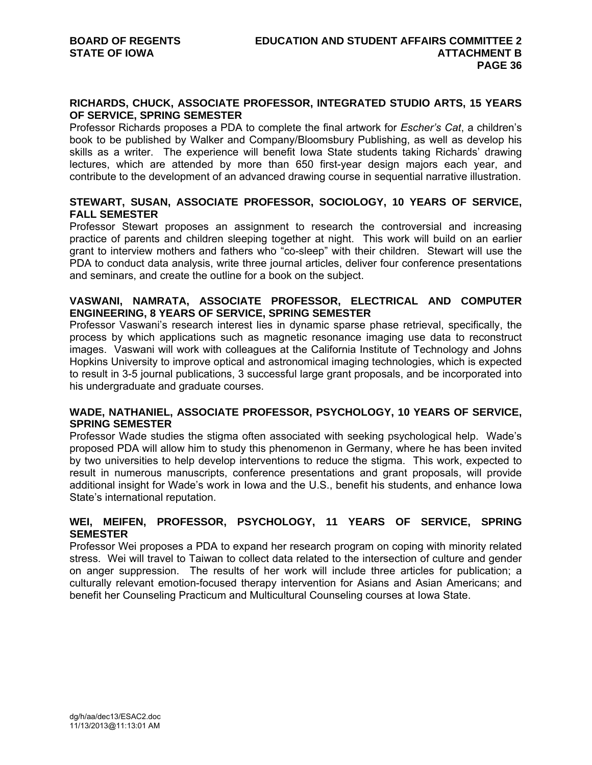**RICHARDS, CHUCK, ASSOCIATE PROFESSOR, INTEGRATED STUDIO ARTS, 15 YEARS OF SERVICE, SPRING SEMESTER**

Professor Richards proposes a PDA to complete the final artwork for *Escher's Cat*, a children's book to be published by Walker and Company/Bloomsbury Publishing, as well as develop his skills as a writer. The experience will benefit Iowa State students taking Richards' drawing lectures, which are attended by more than 650 first-year design majors each year, and contribute to the development of an advanced drawing course in sequential narrative illustration.

**STEWART, SUSAN, ASSOCIATE PROFESSOR, SOCIOLOGY, 10 YEARS OF SERVICE, FALL SEMESTER**

Professor Stewart proposes an assignment to research the controversial and increasing practice of parents and children sleeping together at night. This work will build on an earlier grant to interview mothers and fathers who "co-sleep" with their children. Stewart will use the PDA to conduct data analysis, write three journal articles, deliver four conference presentations and seminars, and create the outline for a book on the subject.

**VASWANI, NAMRATA, ASSOCIATE PROFESSOR, ELECTRICAL AND COMPUTER ENGINEERING, 8 YEARS OF SERVICE, SPRING SEMESTER**

Professor Vaswani's research interest lies in dynamic sparse phase retrieval, specifically, the process by which applications such as magnetic resonance imaging use data to reconstruct images. Vaswani will work with colleagues at the California Institute of Technology and Johns Hopkins University to improve optical and astronomical imaging technologies, which is expected to result in 3-5 journal publications, 3 successful large grant proposals, and be incorporated into his undergraduate and graduate courses.

**WADE, NATHANIEL, ASSOCIATE PROFESSOR, PSYCHOLOGY, 10 YEARS OF SERVICE, SPRING SEMESTER**

Professor Wade studies the stigma often associated with seeking psychological help. Wade's proposed PDA will allow him to study this phenomenon in Germany, where he has been invited by two universities to help develop interventions to reduce the stigma. This work, expected to result in numerous manuscripts, conference presentations and grant proposals, will provide additional insight for Wade's work in Iowa and the U.S., benefit his students, and enhance Iowa State's international reputation.

**WEI, MEIFEN, PROFESSOR, PSYCHOLOGY, 11 YEARS OF SERVICE, SPRING SEMESTER**

Professor Wei proposes a PDA to expand her research program on coping with minority related stress. Wei will travel to Taiwan to collect data related to the intersection of culture and gender on anger suppression. The results of her work will include three articles for publication; a culturally relevant emotion-focused therapy intervention for Asians and Asian Americans; and benefit her Counseling Practicum and Multicultural Counseling courses at Iowa State.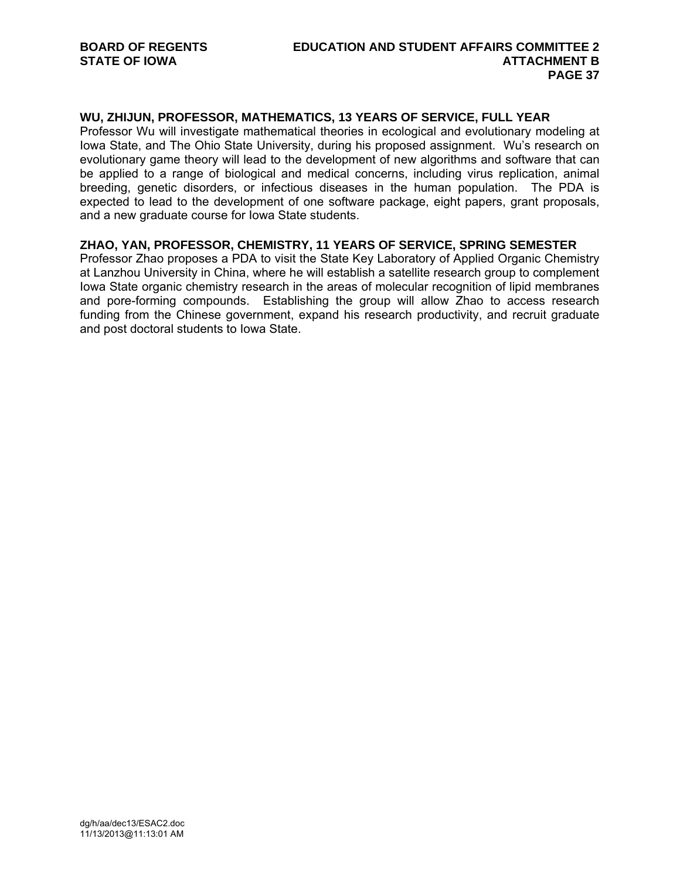**WU, ZHIJUN, PROFESSOR, MATHEMATICS, 13 YEARS OF SERVICE, FULL YEAR**

Professor Wu will investigate mathematical theories in ecological and evolutionary modeling at Iowa State, and The Ohio State University, during his proposed assignment. Wu's research on evolutionary game theory will lead to the development of new algorithms and software that can be applied to a range of biological and medical concerns, including virus replication, animal breeding, genetic disorders, or infectious diseases in the human population. The PDA is expected to lead to the development of one software package, eight papers, grant proposals, and a new graduate course for Iowa State students.

**ZHAO, YAN, PROFESSOR, CHEMISTRY, 11 YEARS OF SERVICE, SPRING SEMESTER**

Professor Zhao proposes a PDA to visit the State Key Laboratory of Applied Organic Chemistry at Lanzhou University in China, where he will establish a satellite research group to complement Iowa State organic chemistry research in the areas of molecular recognition of lipid membranes and pore-forming compounds. Establishing the group will allow Zhao to access research funding from the Chinese government, expand his research productivity, and recruit graduate and post doctoral students to Iowa State.

dg/h/aa/dec13/ESAC2.doc
11/13/2013@11:13:01 AM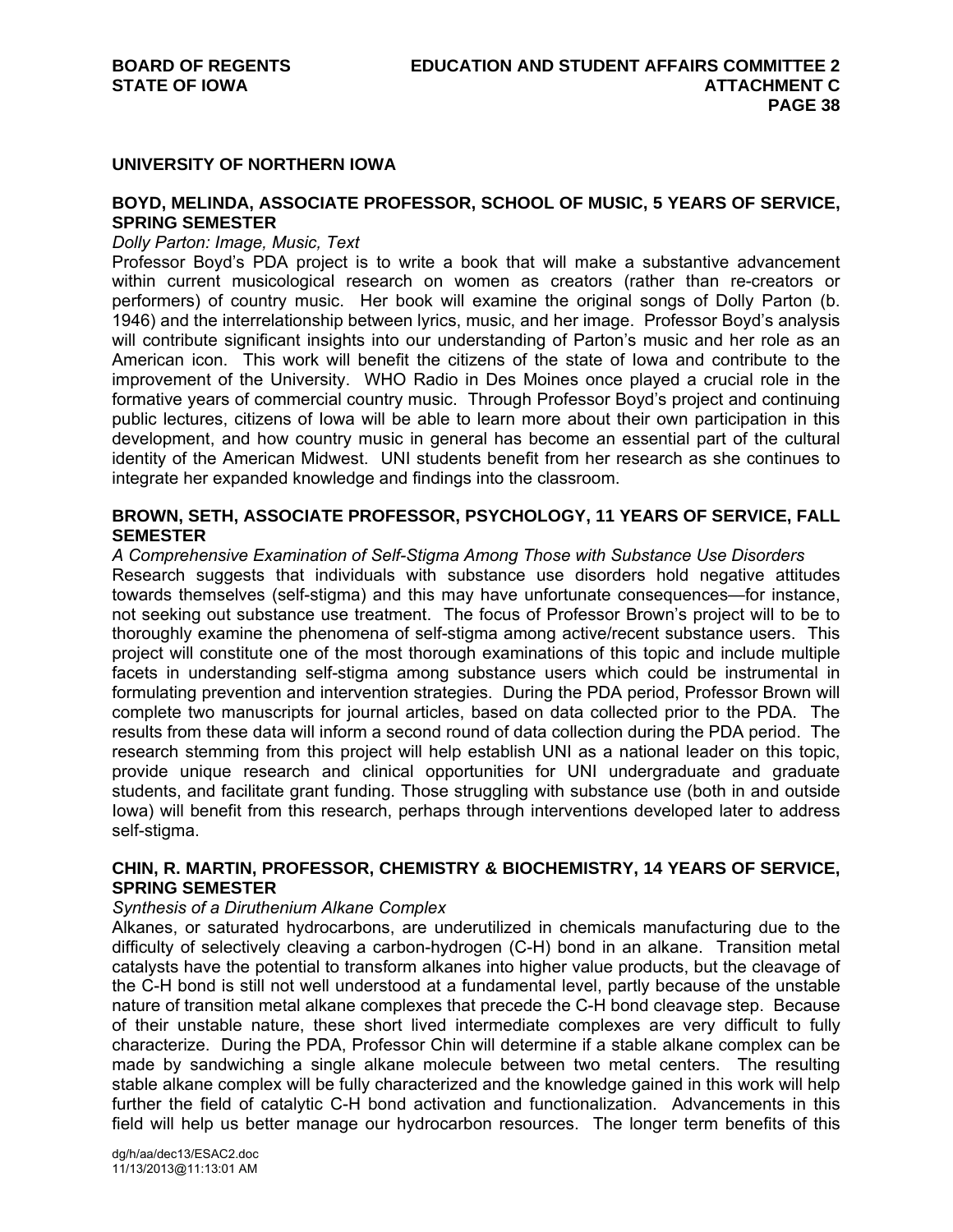## UNIVERSITY OF NORTHERN IOWA

### BOYD, MELINDA, ASSOCIATE PROFESSOR, SCHOOL OF MUSIC, 5 YEARS OF SERVICE, SPRING SEMESTER

*Dolly Parton: Image, Music, Text*

Professor Boyd's PDA project is to write a book that will make a substantive advancement within current musicological research on women as creators (rather than re-creators or performers) of country music. Her book will examine the original songs of Dolly Parton (b. 1946) and the interrelationship between lyrics, music, and her image. Professor Boyd's analysis will contribute significant insights into our understanding of Parton's music and her role as an American icon. This work will benefit the citizens of the state of Iowa and contribute to the improvement of the University. WHO Radio in Des Moines once played a crucial role in the formative years of commercial country music. Through Professor Boyd's project and continuing public lectures, citizens of Iowa will be able to learn more about their own participation in this development, and how country music in general has become an essential part of the cultural identity of the American Midwest. UNI students benefit from her research as she continues to integrate her expanded knowledge and findings into the classroom.

### BROWN, SETH, ASSOCIATE PROFESSOR, PSYCHOLOGY, 11 YEARS OF SERVICE, FALL SEMESTER

*A Comprehensive Examination of Self-Stigma Among Those with Substance Use Disorders*

Research suggests that individuals with substance use disorders hold negative attitudes towards themselves (self-stigma) and this may have unfortunate consequences—for instance, not seeking out substance use treatment. The focus of Professor Brown's project will to be to thoroughly examine the phenomena of self-stigma among active/recent substance users. This project will constitute one of the most thorough examinations of this topic and include multiple facets in understanding self-stigma among substance users which could be instrumental in formulating prevention and intervention strategies. During the PDA period, Professor Brown will complete two manuscripts for journal articles, based on data collected prior to the PDA. The results from these data will inform a second round of data collection during the PDA period. The research stemming from this project will help establish UNI as a national leader on this topic, provide unique research and clinical opportunities for UNI undergraduate and graduate students, and facilitate grant funding. Those struggling with substance use (both in and outside Iowa) will benefit from this research, perhaps through interventions developed later to address self-stigma.

### CHIN, R. MARTIN, PROFESSOR, CHEMISTRY & BIOCHEMISTRY, 14 YEARS OF SERVICE, SPRING SEMESTER

*Synthesis of a Diruthenium Alkane Complex*

Alkanes, or saturated hydrocarbons, are underutilized in chemicals manufacturing due to the difficulty of selectively cleaving a carbon-hydrogen (C-H) bond in an alkane. Transition metal catalysts have the potential to transform alkanes into higher value products, but the cleavage of the C-H bond is still not well understood at a fundamental level, partly because of the unstable nature of transition metal alkane complexes that precede the C-H bond cleavage step. Because of their unstable nature, these short lived intermediate complexes are very difficult to fully characterize. During the PDA, Professor Chin will determine if a stable alkane complex can be made by sandwiching a single alkane molecule between two metal centers. The resulting stable alkane complex will be fully characterized and the knowledge gained in this work will help further the field of catalytic C-H bond activation and functionalization. Advancements in this field will help us better manage our hydrocarbon resources. The longer term benefits of this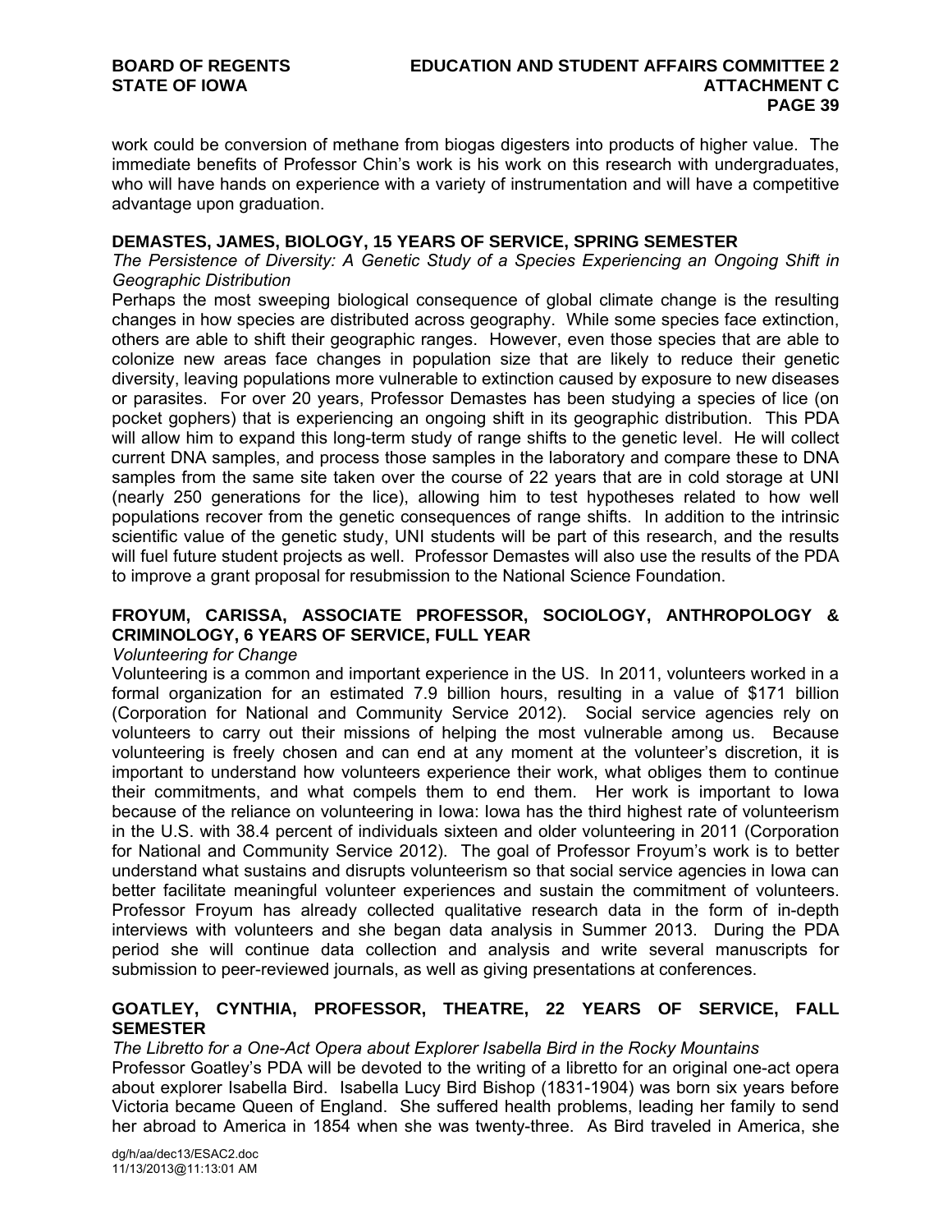work could be conversion of methane from biogas digesters into products of higher value. The immediate benefits of Professor Chin's work is his work on this research with undergraduates, who will have hands on experience with a variety of instrumentation and will have a competitive advantage upon graduation.

**DEMASTES, JAMES, BIOLOGY, 15 YEARS OF SERVICE, SPRING SEMESTER**

*The Persistence of Diversity: A Genetic Study of a Species Experiencing an Ongoing Shift in Geographic Distribution*

Perhaps the most sweeping biological consequence of global climate change is the resulting changes in how species are distributed across geography. While some species face extinction, others are able to shift their geographic ranges. However, even those species that are able to colonize new areas face changes in population size that are likely to reduce their genetic diversity, leaving populations more vulnerable to extinction caused by exposure to new diseases or parasites. For over 20 years, Professor Demastes has been studying a species of lice (on pocket gophers) that is experiencing an ongoing shift in its geographic distribution. This PDA will allow him to expand this long-term study of range shifts to the genetic level. He will collect current DNA samples, and process those samples in the laboratory and compare these to DNA samples from the same site taken over the course of 22 years that are in cold storage at UNI (nearly 250 generations for the lice), allowing him to test hypotheses related to how well populations recover from the genetic consequences of range shifts. In addition to the intrinsic scientific value of the genetic study, UNI students will be part of this research, and the results will fuel future student projects as well. Professor Demastes will also use the results of the PDA to improve a grant proposal for resubmission to the National Science Foundation.

**FROYUM, CARISSA, ASSOCIATE PROFESSOR, SOCIOLOGY, ANTHROPOLOGY & CRIMINOLOGY, 6 YEARS OF SERVICE, FULL YEAR**

*Volunteering for Change*

Volunteering is a common and important experience in the US. In 2011, volunteers worked in a formal organization for an estimated 7.9 billion hours, resulting in a value of $171 billion (Corporation for National and Community Service 2012). Social service agencies rely on volunteers to carry out their missions of helping the most vulnerable among us. Because volunteering is freely chosen and can end at any moment at the volunteer's discretion, it is important to understand how volunteers experience their work, what obliges them to continue their commitments, and what compels them to end them. Her work is important to Iowa because of the reliance on volunteering in Iowa: Iowa has the third highest rate of volunteerism in the U.S. with 38.4 percent of individuals sixteen and older volunteering in 2011 (Corporation for National and Community Service 2012). The goal of Professor Froyum's work is to better understand what sustains and disrupts volunteerism so that social service agencies in Iowa can better facilitate meaningful volunteer experiences and sustain the commitment of volunteers. Professor Froyum has already collected qualitative research data in the form of in-depth interviews with volunteers and she began data analysis in Summer 2013. During the PDA period she will continue data collection and analysis and write several manuscripts for submission to peer-reviewed journals, as well as giving presentations at conferences.

**GOATLEY, CYNTHIA, PROFESSOR, THEATRE, 22 YEARS OF SERVICE, FALL SEMESTER**

*The Libretto for a One-Act Opera about Explorer Isabella Bird in the Rocky Mountains*

Professor Goatley's PDA will be devoted to the writing of a libretto for an original one-act opera about explorer Isabella Bird. Isabella Lucy Bird Bishop (1831-1904) was born six years before Victoria became Queen of England. She suffered health problems, leading her family to send her abroad to America in 1854 when she was twenty-three. As Bird traveled in America, she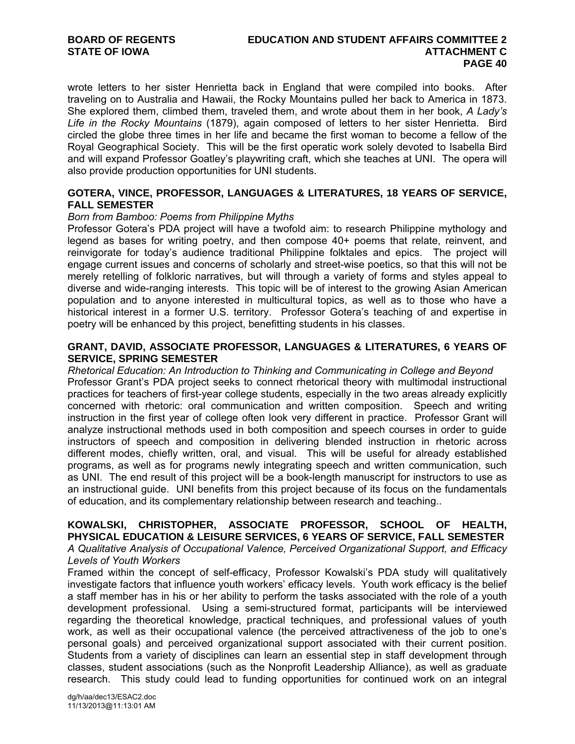wrote letters to her sister Henrietta back in England that were compiled into books. After traveling on to Australia and Hawaii, the Rocky Mountains pulled her back to America in 1873. She explored them, climbed them, traveled them, and wrote about them in her book, *A Lady's Life in the Rocky Mountains* (1879), again composed of letters to her sister Henrietta. Bird circled the globe three times in her life and became the first woman to become a fellow of the Royal Geographical Society. This will be the first operatic work solely devoted to Isabella Bird and will expand Professor Goatley's playwriting craft, which she teaches at UNI. The opera will also provide production opportunities for UNI students.

**GOTERA, VINCE, PROFESSOR, LANGUAGES & LITERATURES, 18 YEARS OF SERVICE, FALL SEMESTER**

*Born from Bamboo: Poems from Philippine Myths*

Professor Gotera's PDA project will have a twofold aim: to research Philippine mythology and legend as bases for writing poetry, and then compose 40+ poems that relate, reinvent, and reinvigorate for today's audience traditional Philippine folktales and epics. The project will engage current issues and concerns of scholarly and street-wise poetics, so that this will not be merely retelling of folkloric narratives, but will through a variety of forms and styles appeal to diverse and wide-ranging interests. This topic will be of interest to the growing Asian American population and to anyone interested in multicultural topics, as well as to those who have a historical interest in a former U.S. territory. Professor Gotera's teaching of and expertise in poetry will be enhanced by this project, benefitting students in his classes.

**GRANT, DAVID, ASSOCIATE PROFESSOR, LANGUAGES & LITERATURES, 6 YEARS OF SERVICE, SPRING SEMESTER**

*Rhetorical Education: An Introduction to Thinking and Communicating in College and Beyond*

Professor Grant's PDA project seeks to connect rhetorical theory with multimodal instructional practices for teachers of first-year college students, especially in the two areas already explicitly concerned with rhetoric: oral communication and written composition. Speech and writing instruction in the first year of college often look very different in practice. Professor Grant will analyze instructional methods used in both composition and speech courses in order to guide instructors of speech and composition in delivering blended instruction in rhetoric across different modes, chiefly written, oral, and visual. This will be useful for already established programs, as well as for programs newly integrating speech and written communication, such as UNI. The end result of this project will be a book-length manuscript for instructors to use as an instructional guide. UNI benefits from this project because of its focus on the fundamentals of education, and its complementary relationship between research and teaching..

**KOWALSKI, CHRISTOPHER, ASSOCIATE PROFESSOR, SCHOOL OF HEALTH, PHYSICAL EDUCATION & LEISURE SERVICES, 6 YEARS OF SERVICE, FALL SEMESTER**

*A Qualitative Analysis of Occupational Valence, Perceived Organizational Support, and Efficacy Levels of Youth Workers*

Framed within the concept of self-efficacy, Professor Kowalski's PDA study will qualitatively investigate factors that influence youth workers' efficacy levels. Youth work efficacy is the belief a staff member has in his or her ability to perform the tasks associated with the role of a youth development professional. Using a semi-structured format, participants will be interviewed regarding the theoretical knowledge, practical techniques, and professional values of youth work, as well as their occupational valence (the perceived attractiveness of the job to one's personal goals) and perceived organizational support associated with their current position. Students from a variety of disciplines can learn an essential step in staff development through classes, student associations (such as the Nonprofit Leadership Alliance), as well as graduate research. This study could lead to funding opportunities for continued work on an integral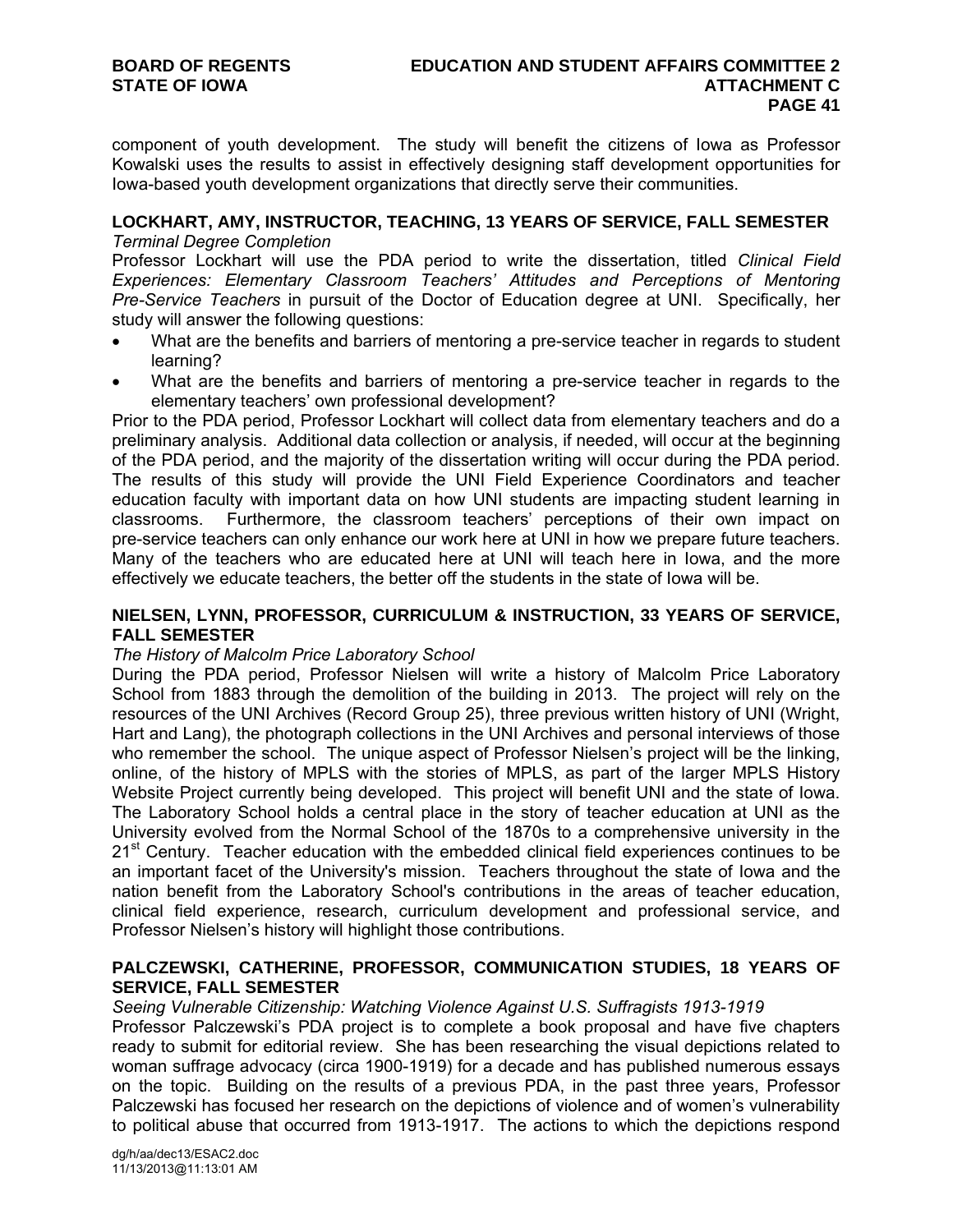component of youth development. The study will benefit the citizens of Iowa as Professor Kowalski uses the results to assist in effectively designing staff development opportunities for Iowa-based youth development organizations that directly serve their communities.

### LOCKHART, AMY, INSTRUCTOR, TEACHING, 13 YEARS OF SERVICE, FALL SEMESTER

*Terminal Degree Completion*

Professor Lockhart will use the PDA period to write the dissertation, titled *Clinical Field Experiences: Elementary Classroom Teachers' Attitudes and Perceptions of Mentoring Pre-Service Teachers* in pursuit of the Doctor of Education degree at UNI. Specifically, her study will answer the following questions:

- What are the benefits and barriers of mentoring a pre-service teacher in regards to student learning?
- What are the benefits and barriers of mentoring a pre-service teacher in regards to the elementary teachers' own professional development?

Prior to the PDA period, Professor Lockhart will collect data from elementary teachers and do a preliminary analysis. Additional data collection or analysis, if needed, will occur at the beginning of the PDA period, and the majority of the dissertation writing will occur during the PDA period. The results of this study will provide the UNI Field Experience Coordinators and teacher education faculty with important data on how UNI students are impacting student learning in classrooms. Furthermore, the classroom teachers' perceptions of their own impact on pre-service teachers can only enhance our work here at UNI in how we prepare future teachers. Many of the teachers who are educated here at UNI will teach here in Iowa, and the more effectively we educate teachers, the better off the students in the state of Iowa will be.

### NIELSEN, LYNN, PROFESSOR, CURRICULUM & INSTRUCTION, 33 YEARS OF SERVICE, FALL SEMESTER

*The History of Malcolm Price Laboratory School*

During the PDA period, Professor Nielsen will write a history of Malcolm Price Laboratory School from 1883 through the demolition of the building in 2013. The project will rely on the resources of the UNI Archives (Record Group 25), three previous written history of UNI (Wright, Hart and Lang), the photograph collections in the UNI Archives and personal interviews of those who remember the school. The unique aspect of Professor Nielsen's project will be the linking, online, of the history of MPLS with the stories of MPLS, as part of the larger MPLS History Website Project currently being developed. This project will benefit UNI and the state of Iowa. The Laboratory School holds a central place in the story of teacher education at UNI as the University evolved from the Normal School of the 1870s to a comprehensive university in the 21st Century. Teacher education with the embedded clinical field experiences continues to be an important facet of the University's mission. Teachers throughout the state of Iowa and the nation benefit from the Laboratory School's contributions in the areas of teacher education, clinical field experience, research, curriculum development and professional service, and Professor Nielsen's history will highlight those contributions.

### PALCZEWSKI, CATHERINE, PROFESSOR, COMMUNICATION STUDIES, 18 YEARS OF SERVICE, FALL SEMESTER

*Seeing Vulnerable Citizenship: Watching Violence Against U.S. Suffragists 1913-1919*

Professor Palczewski's PDA project is to complete a book proposal and have five chapters ready to submit for editorial review. She has been researching the visual depictions related to woman suffrage advocacy (circa 1900-1919) for a decade and has published numerous essays on the topic. Building on the results of a previous PDA, in the past three years, Professor Palczewski has focused her research on the depictions of violence and of women's vulnerability to political abuse that occurred from 1913-1917. The actions to which the depictions respond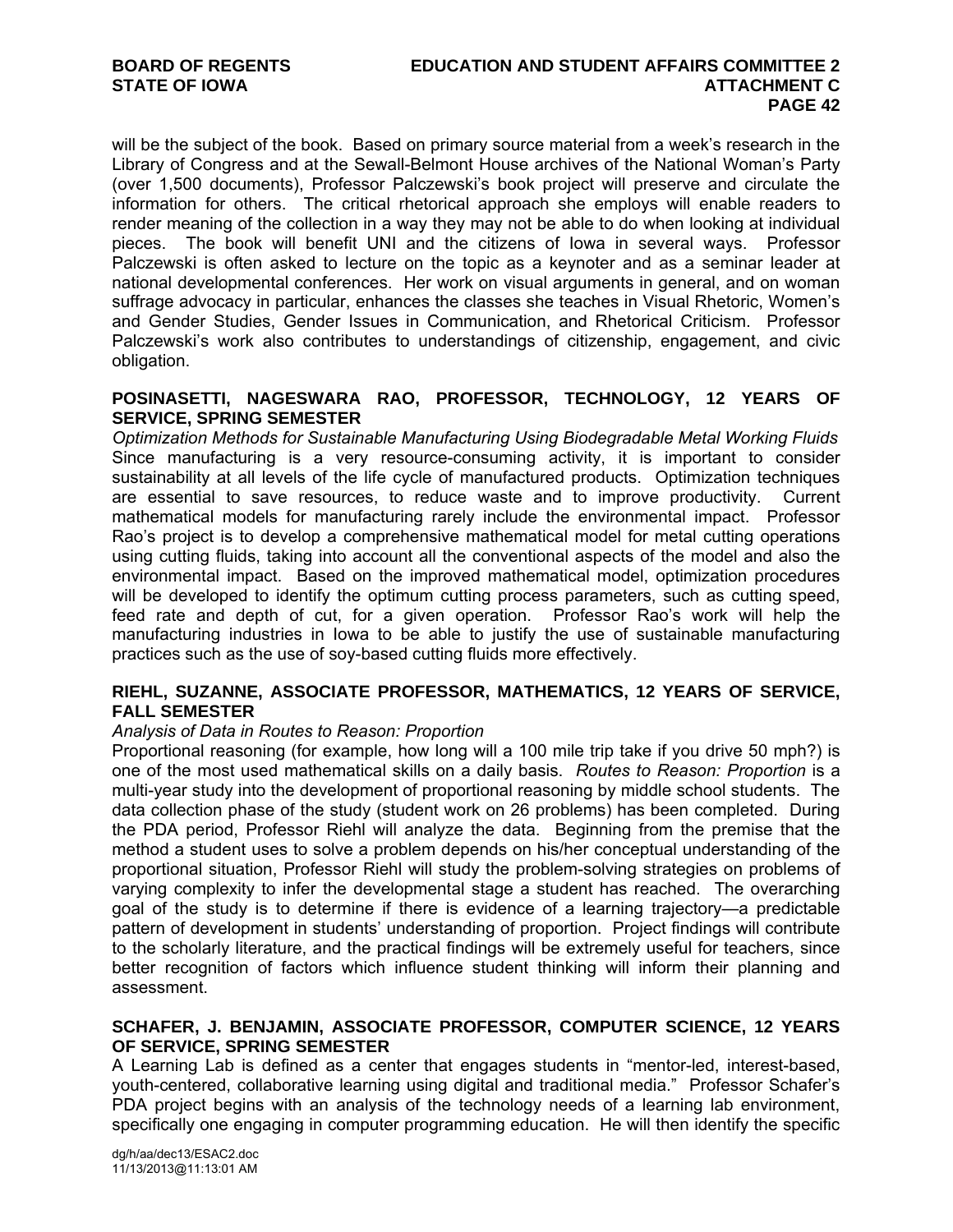will be the subject of the book. Based on primary source material from a week's research in the Library of Congress and at the Sewall-Belmont House archives of the National Woman's Party (over 1,500 documents), Professor Palczewski's book project will preserve and circulate the information for others. The critical rhetorical approach she employs will enable readers to render meaning of the collection in a way they may not be able to do when looking at individual pieces. The book will benefit UNI and the citizens of Iowa in several ways. Professor Palczewski is often asked to lecture on the topic as a keynoter and as a seminar leader at national developmental conferences. Her work on visual arguments in general, and on woman suffrage advocacy in particular, enhances the classes she teaches in Visual Rhetoric, Women's and Gender Studies, Gender Issues in Communication, and Rhetorical Criticism. Professor Palczewski's work also contributes to understandings of citizenship, engagement, and civic obligation.

**POSINASETTI, NAGESWARA RAO, PROFESSOR, TECHNOLOGY, 12 YEARS OF SERVICE, SPRING SEMESTER**

*Optimization Methods for Sustainable Manufacturing Using Biodegradable Metal Working Fluids*

Since manufacturing is a very resource-consuming activity, it is important to consider sustainability at all levels of the life cycle of manufactured products. Optimization techniques are essential to save resources, to reduce waste and to improve productivity. Current mathematical models for manufacturing rarely include the environmental impact. Professor Rao's project is to develop a comprehensive mathematical model for metal cutting operations using cutting fluids, taking into account all the conventional aspects of the model and also the environmental impact. Based on the improved mathematical model, optimization procedures will be developed to identify the optimum cutting process parameters, such as cutting speed, feed rate and depth of cut, for a given operation. Professor Rao's work will help the manufacturing industries in Iowa to be able to justify the use of sustainable manufacturing practices such as the use of soy-based cutting fluids more effectively.

**RIEHL, SUZANNE, ASSOCIATE PROFESSOR, MATHEMATICS, 12 YEARS OF SERVICE, FALL SEMESTER**

*Analysis of Data in Routes to Reason: Proportion*

Proportional reasoning (for example, how long will a 100 mile trip take if you drive 50 mph?) is one of the most used mathematical skills on a daily basis. *Routes to Reason: Proportion* is a multi-year study into the development of proportional reasoning by middle school students. The data collection phase of the study (student work on 26 problems) has been completed. During the PDA period, Professor Riehl will analyze the data. Beginning from the premise that the method a student uses to solve a problem depends on his/her conceptual understanding of the proportional situation, Professor Riehl will study the problem-solving strategies on problems of varying complexity to infer the developmental stage a student has reached. The overarching goal of the study is to determine if there is evidence of a learning trajectory—a predictable pattern of development in students' understanding of proportion. Project findings will contribute to the scholarly literature, and the practical findings will be extremely useful for teachers, since better recognition of factors which influence student thinking will inform their planning and assessment.

**SCHAFER, J. BENJAMIN, ASSOCIATE PROFESSOR, COMPUTER SCIENCE, 12 YEARS OF SERVICE, SPRING SEMESTER**

A Learning Lab is defined as a center that engages students in "mentor-led, interest-based, youth-centered, collaborative learning using digital and traditional media." Professor Schafer's PDA project begins with an analysis of the technology needs of a learning lab environment, specifically one engaging in computer programming education. He will then identify the specific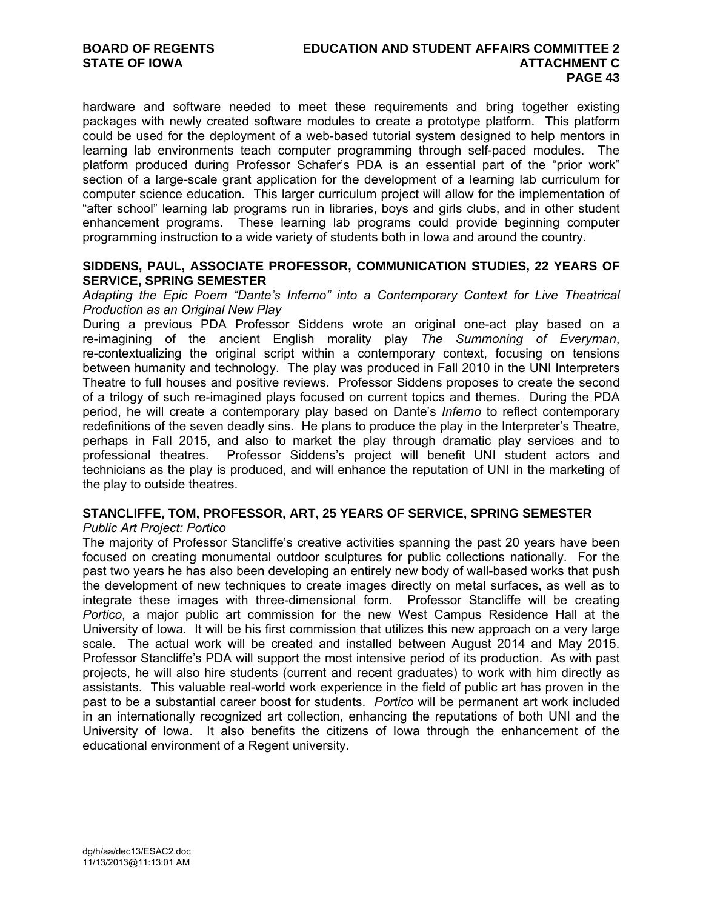hardware and software needed to meet these requirements and bring together existing packages with newly created software modules to create a prototype platform. This platform could be used for the deployment of a web-based tutorial system designed to help mentors in learning lab environments teach computer programming through self-paced modules. The platform produced during Professor Schafer's PDA is an essential part of the "prior work" section of a large-scale grant application for the development of a learning lab curriculum for computer science education. This larger curriculum project will allow for the implementation of "after school" learning lab programs run in libraries, boys and girls clubs, and in other student enhancement programs. These learning lab programs could provide beginning computer programming instruction to a wide variety of students both in Iowa and around the country.

**SIDDENS, PAUL, ASSOCIATE PROFESSOR, COMMUNICATION STUDIES, 22 YEARS OF SERVICE, SPRING SEMESTER**

*Adapting the Epic Poem "Dante's Inferno" into a Contemporary Context for Live Theatrical Production as an Original New Play*

During a previous PDA Professor Siddens wrote an original one-act play based on a re-imagining of the ancient English morality play *The Summoning of Everyman*, re-contextualizing the original script within a contemporary context, focusing on tensions between humanity and technology. The play was produced in Fall 2010 in the UNI Interpreters Theatre to full houses and positive reviews. Professor Siddens proposes to create the second of a trilogy of such re-imagined plays focused on current topics and themes. During the PDA period, he will create a contemporary play based on Dante's *Inferno* to reflect contemporary redefinitions of the seven deadly sins. He plans to produce the play in the Interpreter's Theatre, perhaps in Fall 2015, and also to market the play through dramatic play services and to professional theatres. Professor Siddens's project will benefit UNI student actors and technicians as the play is produced, and will enhance the reputation of UNI in the marketing of the play to outside theatres.

**STANCLIFFE, TOM, PROFESSOR, ART, 25 YEARS OF SERVICE, SPRING SEMESTER**

*Public Art Project: Portico*

The majority of Professor Stancliffe's creative activities spanning the past 20 years have been focused on creating monumental outdoor sculptures for public collections nationally. For the past two years he has also been developing an entirely new body of wall-based works that push the development of new techniques to create images directly on metal surfaces, as well as to integrate these images with three-dimensional form. Professor Stancliffe will be creating *Portico*, a major public art commission for the new West Campus Residence Hall at the University of Iowa. It will be his first commission that utilizes this new approach on a very large scale. The actual work will be created and installed between August 2014 and May 2015. Professor Stancliffe's PDA will support the most intensive period of its production. As with past projects, he will also hire students (current and recent graduates) to work with him directly as assistants. This valuable real-world work experience in the field of public art has proven in the past to be a substantial career boost for students. *Portico* will be permanent art work included in an internationally recognized art collection, enhancing the reputations of both UNI and the University of Iowa. It also benefits the citizens of Iowa through the enhancement of the educational environment of a Regent university.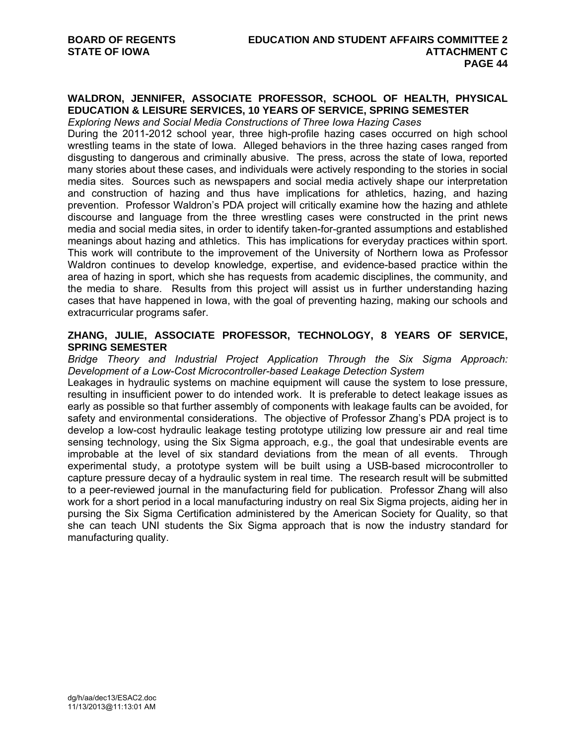**WALDRON, JENNIFER, ASSOCIATE PROFESSOR, SCHOOL OF HEALTH, PHYSICAL EDUCATION & LEISURE SERVICES, 10 YEARS OF SERVICE, SPRING SEMESTER**

*Exploring News and Social Media Constructions of Three Iowa Hazing Cases*

During the 2011-2012 school year, three high-profile hazing cases occurred on high school wrestling teams in the state of Iowa. Alleged behaviors in the three hazing cases ranged from disgusting to dangerous and criminally abusive. The press, across the state of Iowa, reported many stories about these cases, and individuals were actively responding to the stories in social media sites. Sources such as newspapers and social media actively shape our interpretation and construction of hazing and thus have implications for athletics, hazing, and hazing prevention. Professor Waldron's PDA project will critically examine how the hazing and athlete discourse and language from the three wrestling cases were constructed in the print news media and social media sites, in order to identify taken-for-granted assumptions and established meanings about hazing and athletics. This has implications for everyday practices within sport. This work will contribute to the improvement of the University of Northern Iowa as Professor Waldron continues to develop knowledge, expertise, and evidence-based practice within the area of hazing in sport, which she has requests from academic disciplines, the community, and the media to share. Results from this project will assist us in further understanding hazing cases that have happened in Iowa, with the goal of preventing hazing, making our schools and extracurricular programs safer.

**ZHANG, JULIE, ASSOCIATE PROFESSOR, TECHNOLOGY, 8 YEARS OF SERVICE, SPRING SEMESTER**

*Bridge Theory and Industrial Project Application Through the Six Sigma Approach: Development of a Low-Cost Microcontroller-based Leakage Detection System*

Leakages in hydraulic systems on machine equipment will cause the system to lose pressure, resulting in insufficient power to do intended work. It is preferable to detect leakage issues as early as possible so that further assembly of components with leakage faults can be avoided, for safety and environmental considerations. The objective of Professor Zhang's PDA project is to develop a low-cost hydraulic leakage testing prototype utilizing low pressure air and real time sensing technology, using the Six Sigma approach, e.g., the goal that undesirable events are improbable at the level of six standard deviations from the mean of all events. Through experimental study, a prototype system will be built using a USB-based microcontroller to capture pressure decay of a hydraulic system in real time. The research result will be submitted to a peer-reviewed journal in the manufacturing field for publication. Professor Zhang will also work for a short period in a local manufacturing industry on real Six Sigma projects, aiding her in pursing the Six Sigma Certification administered by the American Society for Quality, so that she can teach UNI students the Six Sigma approach that is now the industry standard for manufacturing quality.